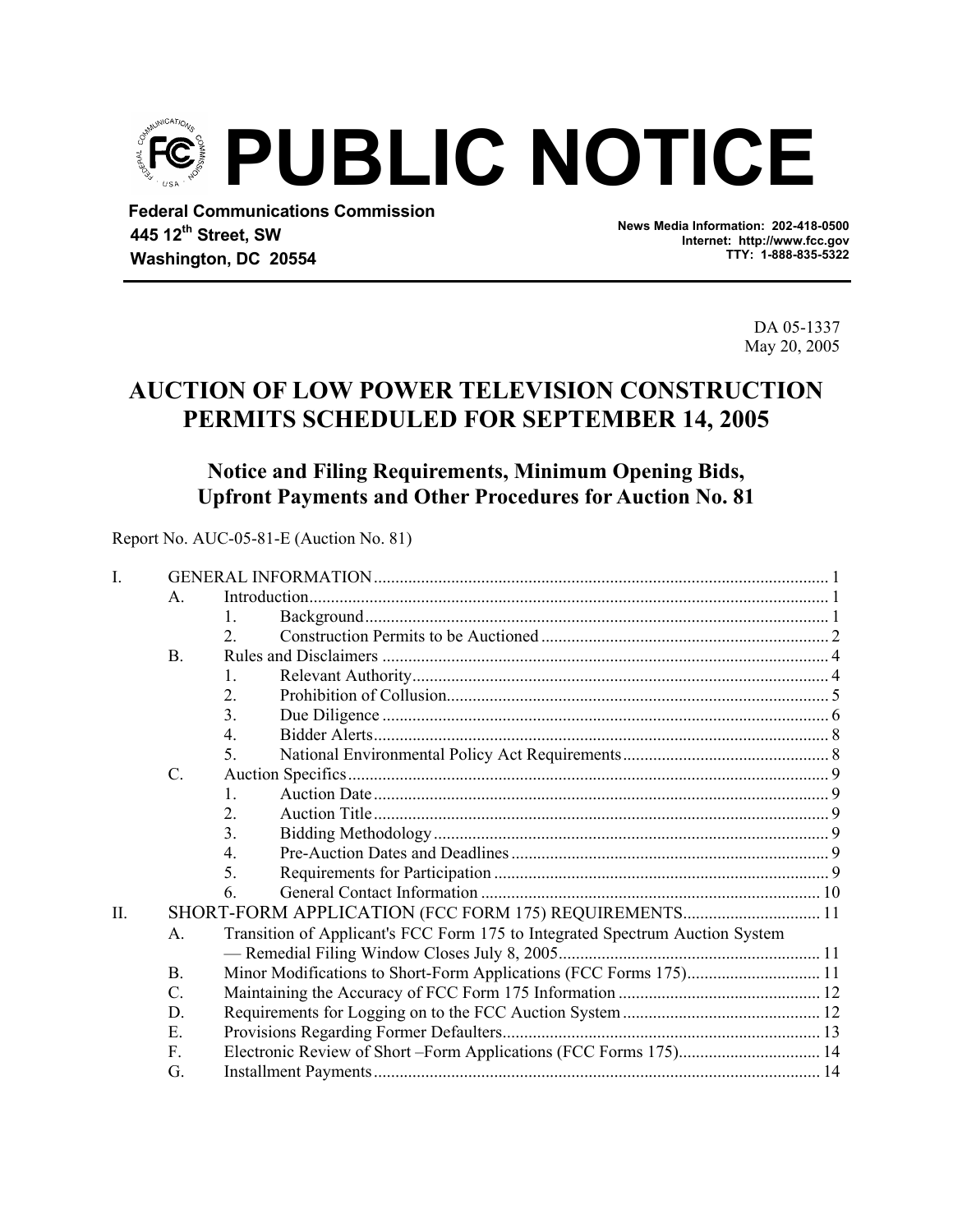# PUBLIC NOTICE

**Federal Communications Commission**
**445 12th Street, SW**
**Washington, DC 20554**

**News Media Information: 202-418-0500**
**Internet: http://www.fcc.gov**
**TTY: 1-888-835-5322**

DA 05-1337
May 20, 2005

## AUCTION OF LOW POWER TELEVISION CONSTRUCTION PERMITS SCHEDULED FOR SEPTEMBER 14, 2005

### Notice and Filing Requirements, Minimum Opening Bids, Upfront Payments and Other Procedures for Auction No. 81

Report No. AUC-05-81-E (Auction No. 81)

| | | | | |
|---|---|---|---|---|
| I. | GENERAL INFORMATION | | | 1 |
| | A. | Introduction | | 1 |
| | | 1. | Background | 1 |
| | | 2. | Construction Permits to be Auctioned | 2 |
| | B. | Rules and Disclaimers | | 4 |
| | | 1. | Relevant Authority | 4 |
| | | 2. | Prohibition of Collusion | 5 |
| | | 3. | Due Diligence | 6 |
| | | 4. | Bidder Alerts | 8 |
| | | 5. | National Environmental Policy Act Requirements | 8 |
| | C. | Auction Specifics | | 9 |
| | | 1. | Auction Date | 9 |
| | | 2. | Auction Title | 9 |
| | | 3. | Bidding Methodology | 9 |
| | | 4. | Pre-Auction Dates and Deadlines | 9 |
| | | 5. | Requirements for Participation | 9 |
| | | 6. | General Contact Information | 10 |
| II. | SHORT-FORM APPLICATION (FCC FORM 175) REQUIREMENTS | | | 11 |
| | A. | Transition of Applicant's FCC Form 175 to Integrated Spectrum Auction System — Remedial Filing Window Closes July 8, 2005 | | 11 |
| | B. | Minor Modifications to Short-Form Applications (FCC Forms 175) | | 11 |
| | C. | Maintaining the Accuracy of FCC Form 175 Information | | 12 |
| | D. | Requirements for Logging on to the FCC Auction System | | 12 |
| | E. | Provisions Regarding Former Defaulters | | 13 |
| | F. | Electronic Review of Short –Form Applications (FCC Forms 175) | | 14 |
| | G. | Installment Payments | | 14 |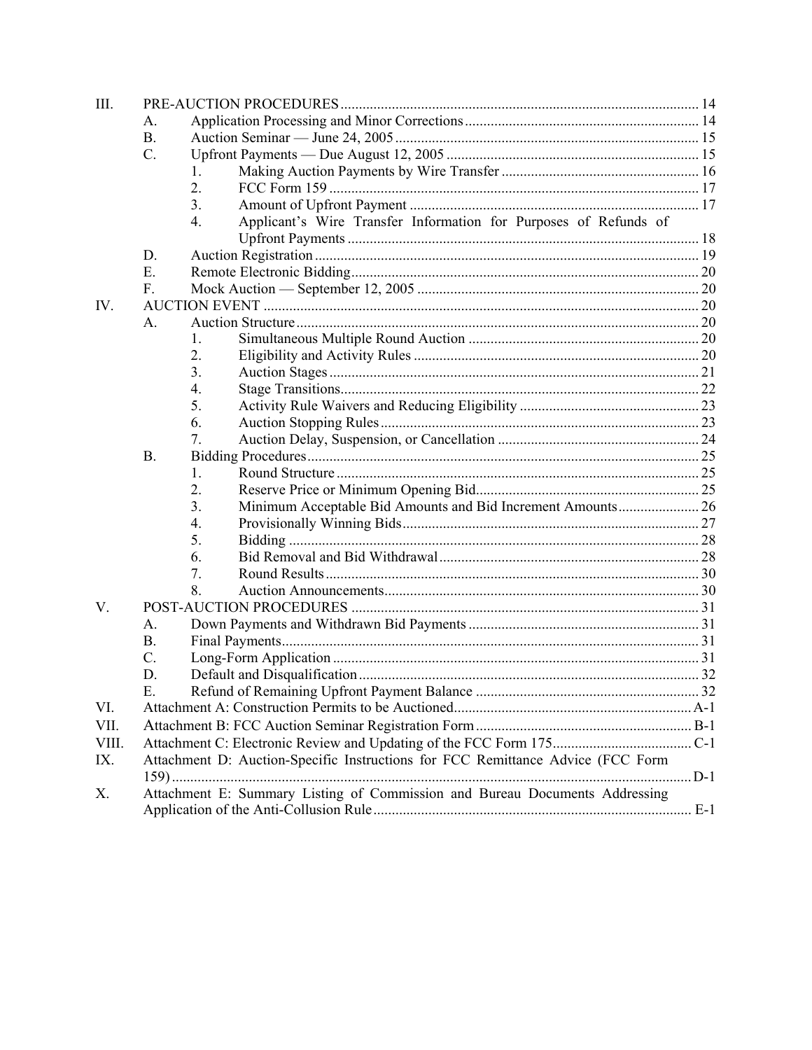III. PRE-AUCTION PROCEDURES ... 14

- A. Application Processing and Minor Corrections ... 14
- B. Auction Seminar — June 24, 2005 ... 15
- C. Upfront Payments — Due August 12, 2005 ... 15
  1. Making Auction Payments by Wire Transfer ... 16
  2. FCC Form 159 ... 17
  3. Amount of Upfront Payment ... 17
  4. Applicant's Wire Transfer Information for Purposes of Refunds of Upfront Payments ... 18
- D. Auction Registration ... 19
- E. Remote Electronic Bidding ... 20
- F. Mock Auction — September 12, 2005 ... 20

IV. AUCTION EVENT ... 20

- A. Auction Structure ... 20
  1. Simultaneous Multiple Round Auction ... 20
  2. Eligibility and Activity Rules ... 20
  3. Auction Stages ... 21
  4. Stage Transitions ... 22
  5. Activity Rule Waivers and Reducing Eligibility ... 23
  6. Auction Stopping Rules ... 23
  7. Auction Delay, Suspension, or Cancellation ... 24
- B. Bidding Procedures ... 25
  1. Round Structure ... 25
  2. Reserve Price or Minimum Opening Bid ... 25
  3. Minimum Acceptable Bid Amounts and Bid Increment Amounts ... 26
  4. Provisionally Winning Bids ... 27
  5. Bidding ... 28
  6. Bid Removal and Bid Withdrawal ... 28
  7. Round Results ... 30
  8. Auction Announcements ... 30

V. POST-AUCTION PROCEDURES ... 31

- A. Down Payments and Withdrawn Bid Payments ... 31
- B. Final Payments ... 31
- C. Long-Form Application ... 31
- D. Default and Disqualification ... 32
- E. Refund of Remaining Upfront Payment Balance ... 32

VI. Attachment A: Construction Permits to be Auctioned ... A-1

VII. Attachment B: FCC Auction Seminar Registration Form ... B-1

VIII. Attachment C: Electronic Review and Updating of the FCC Form 175 ... C-1

IX. Attachment D: Auction-Specific Instructions for FCC Remittance Advice (FCC Form 159) ... D-1

X. Attachment E: Summary Listing of Commission and Bureau Documents Addressing Application of the Anti-Collusion Rule ... E-1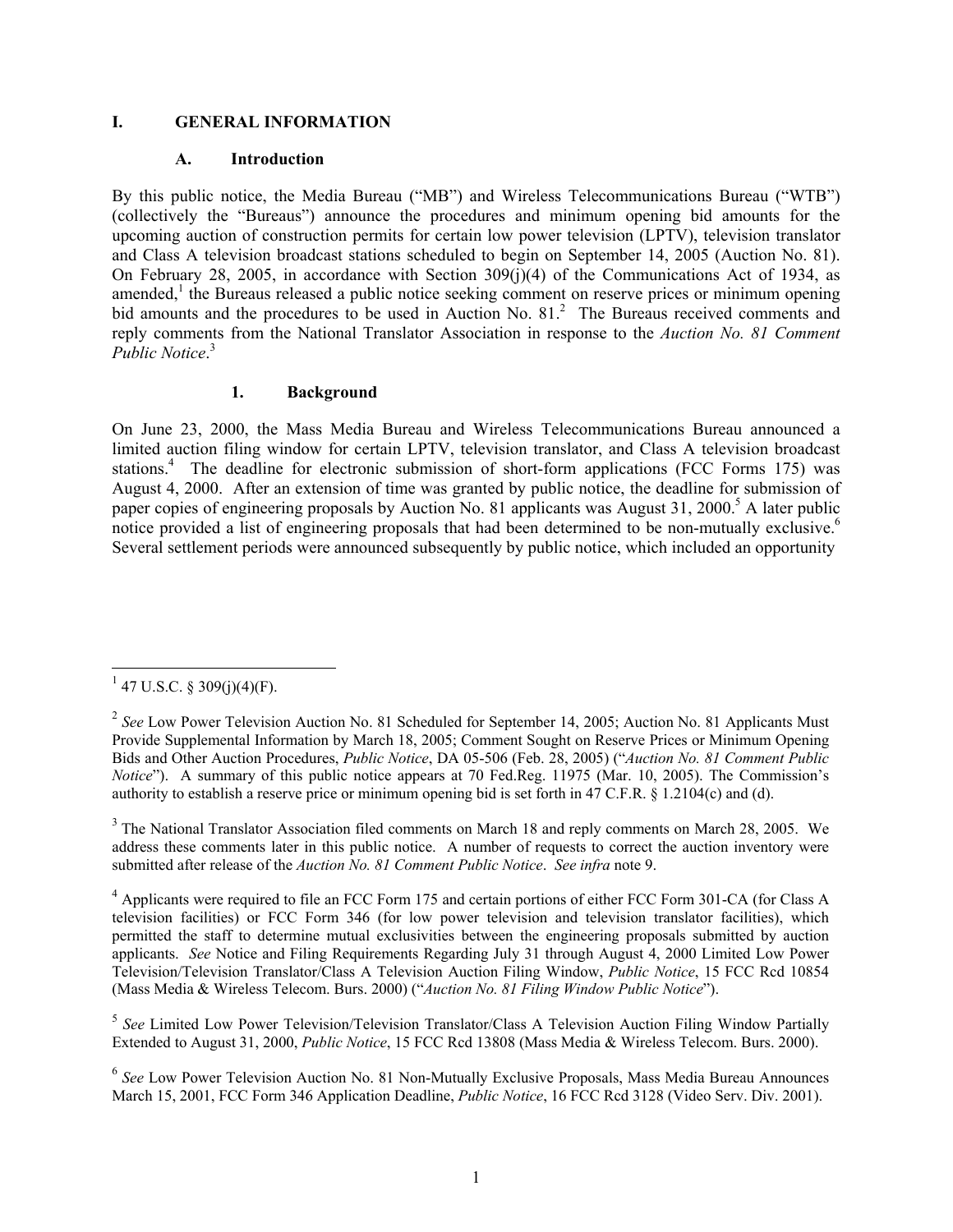## I. GENERAL INFORMATION

### A. Introduction

By this public notice, the Media Bureau ("MB") and Wireless Telecommunications Bureau ("WTB") (collectively the "Bureaus") announce the procedures and minimum opening bid amounts for the upcoming auction of construction permits for certain low power television (LPTV), television translator and Class A television broadcast stations scheduled to begin on September 14, 2005 (Auction No. 81). On February 28, 2005, in accordance with Section 309(j)(4) of the Communications Act of 1934, as amended,[1] the Bureaus released a public notice seeking comment on reserve prices or minimum opening bid amounts and the procedures to be used in Auction No. 81.[2] The Bureaus received comments and reply comments from the National Translator Association in response to the *Auction No. 81 Comment Public Notice*.[3]

#### 1. Background

On June 23, 2000, the Mass Media Bureau and Wireless Telecommunications Bureau announced a limited auction filing window for certain LPTV, television translator, and Class A television broadcast stations.[4] The deadline for electronic submission of short-form applications (FCC Forms 175) was August 4, 2000. After an extension of time was granted by public notice, the deadline for submission of paper copies of engineering proposals by Auction No. 81 applicants was August 31, 2000.[5] A later public notice provided a list of engineering proposals that had been determined to be non-mutually exclusive.[6] Several settlement periods were announced subsequently by public notice, which included an opportunity

---

[1] 47 U.S.C. § 309(j)(4)(F).

[2] *See* Low Power Television Auction No. 81 Scheduled for September 14, 2005; Auction No. 81 Applicants Must Provide Supplemental Information by March 18, 2005; Comment Sought on Reserve Prices or Minimum Opening Bids and Other Auction Procedures, *Public Notice*, DA 05-506 (Feb. 28, 2005) ("*Auction No. 81 Comment Public Notice*"). A summary of this public notice appears at 70 Fed.Reg. 11975 (Mar. 10, 2005). The Commission's authority to establish a reserve price or minimum opening bid is set forth in 47 C.F.R. § 1.2104(c) and (d).

[3] The National Translator Association filed comments on March 18 and reply comments on March 28, 2005. We address these comments later in this public notice. A number of requests to correct the auction inventory were submitted after release of the *Auction No. 81 Comment Public Notice*. *See infra* note 9.

[4] Applicants were required to file an FCC Form 175 and certain portions of either FCC Form 301-CA (for Class A television facilities) or FCC Form 346 (for low power television and television translator facilities), which permitted the staff to determine mutual exclusivities between the engineering proposals submitted by auction applicants. *See* Notice and Filing Requirements Regarding July 31 through August 4, 2000 Limited Low Power Television/Television Translator/Class A Television Auction Filing Window, *Public Notice*, 15 FCC Rcd 10854 (Mass Media & Wireless Telecom. Burs. 2000) ("*Auction No. 81 Filing Window Public Notice*").

[5] *See* Limited Low Power Television/Television Translator/Class A Television Auction Filing Window Partially Extended to August 31, 2000, *Public Notice*, 15 FCC Rcd 13808 (Mass Media & Wireless Telecom. Burs. 2000).

[6] *See* Low Power Television Auction No. 81 Non-Mutually Exclusive Proposals, Mass Media Bureau Announces March 15, 2001, FCC Form 346 Application Deadline, *Public Notice*, 16 FCC Rcd 3128 (Video Serv. Div. 2001).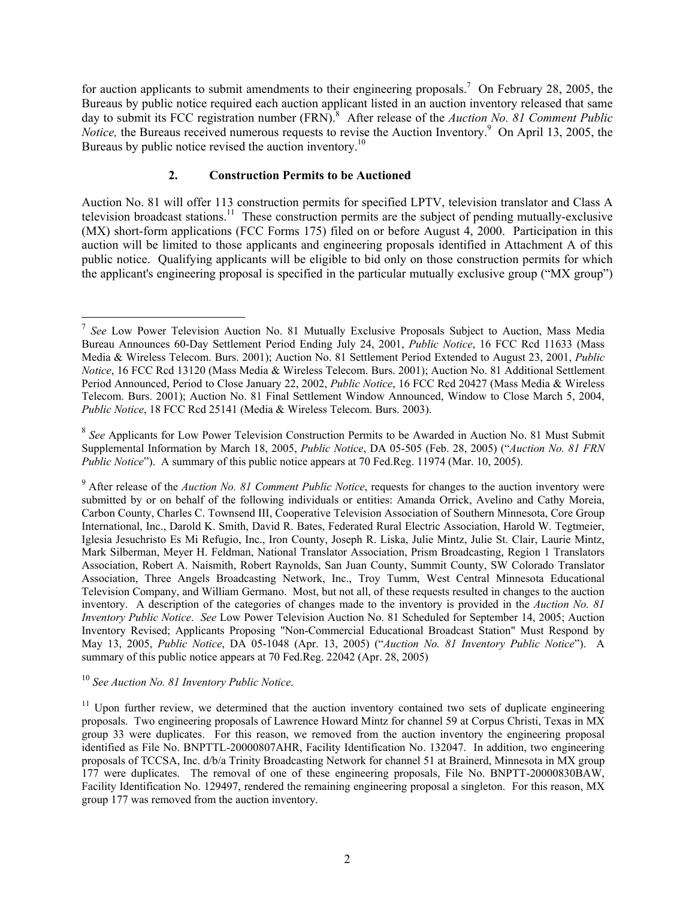for auction applicants to submit amendments to their engineering proposals.[7] On February 28, 2005, the Bureaus by public notice required each auction applicant listed in an auction inventory released that same day to submit its FCC registration number (FRN).[8] After release of the *Auction No. 81 Comment Public Notice,* the Bureaus received numerous requests to revise the Auction Inventory.[9] On April 13, 2005, the Bureaus by public notice revised the auction inventory.[10]

### 2. Construction Permits to be Auctioned

Auction No. 81 will offer 113 construction permits for specified LPTV, television translator and Class A television broadcast stations.[11] These construction permits are the subject of pending mutually-exclusive (MX) short-form applications (FCC Forms 175) filed on or before August 4, 2000. Participation in this auction will be limited to those applicants and engineering proposals identified in Attachment A of this public notice. Qualifying applicants will be eligible to bid only on those construction permits for which the applicant's engineering proposal is specified in the particular mutually exclusive group ("MX group")

---

[7] *See* Low Power Television Auction No. 81 Mutually Exclusive Proposals Subject to Auction, Mass Media Bureau Announces 60-Day Settlement Period Ending July 24, 2001, *Public Notice*, 16 FCC Rcd 11633 (Mass Media & Wireless Telecom. Burs. 2001); Auction No. 81 Settlement Period Extended to August 23, 2001, *Public Notice*, 16 FCC Rcd 13120 (Mass Media & Wireless Telecom. Burs. 2001); Auction No. 81 Additional Settlement Period Announced, Period to Close January 22, 2002, *Public Notice*, 16 FCC Rcd 20427 (Mass Media & Wireless Telecom. Burs. 2001); Auction No. 81 Final Settlement Window Announced, Window to Close March 5, 2004, *Public Notice*, 18 FCC Rcd 25141 (Media & Wireless Telecom. Burs. 2003).

[8] *See* Applicants for Low Power Television Construction Permits to be Awarded in Auction No. 81 Must Submit Supplemental Information by March 18, 2005, *Public Notice*, DA 05-505 (Feb. 28, 2005) ("*Auction No. 81 FRN Public Notice*"). A summary of this public notice appears at 70 Fed.Reg. 11974 (Mar. 10, 2005).

[9] After release of the *Auction No. 81 Comment Public Notice*, requests for changes to the auction inventory were submitted by or on behalf of the following individuals or entities: Amanda Orrick, Avelino and Cathy Moreia, Carbon County, Charles C. Townsend III, Cooperative Television Association of Southern Minnesota, Core Group International, Inc., Darold K. Smith, David R. Bates, Federated Rural Electric Association, Harold W. Tegtmeier, Iglesia Jesuchristo Es Mi Refugio, Inc., Iron County, Joseph R. Liska, Julie Mintz, Julie St. Clair, Laurie Mintz, Mark Silberman, Meyer H. Feldman, National Translator Association, Prism Broadcasting, Region 1 Translators Association, Robert A. Naismith, Robert Raynolds, San Juan County, Summit County, SW Colorado Translator Association, Three Angels Broadcasting Network, Inc., Troy Tumm, West Central Minnesota Educational Television Company, and William Germano. Most, but not all, of these requests resulted in changes to the auction inventory. A description of the categories of changes made to the inventory is provided in the *Auction No. 81 Inventory Public Notice*. *See* Low Power Television Auction No. 81 Scheduled for September 14, 2005; Auction Inventory Revised; Applicants Proposing "Non-Commercial Educational Broadcast Station" Must Respond by May 13, 2005, *Public Notice*, DA 05-1048 (Apr. 13, 2005) ("*Auction No. 81 Inventory Public Notice*"). A summary of this public notice appears at 70 Fed.Reg. 22042 (Apr. 28, 2005)

[10] *See Auction No. 81 Inventory Public Notice*.

[11] Upon further review, we determined that the auction inventory contained two sets of duplicate engineering proposals. Two engineering proposals of Lawrence Howard Mintz for channel 59 at Corpus Christi, Texas in MX group 33 were duplicates. For this reason, we removed from the auction inventory the engineering proposal identified as File No. BNPTTL-20000807AHR, Facility Identification No. 132047. In addition, two engineering proposals of TCCSA, Inc. d/b/a Trinity Broadcasting Network for channel 51 at Brainerd, Minnesota in MX group 177 were duplicates. The removal of one of these engineering proposals, File No. BNPTT-20000830BAW, Facility Identification No. 129497, rendered the remaining engineering proposal a singleton. For this reason, MX group 177 was removed from the auction inventory.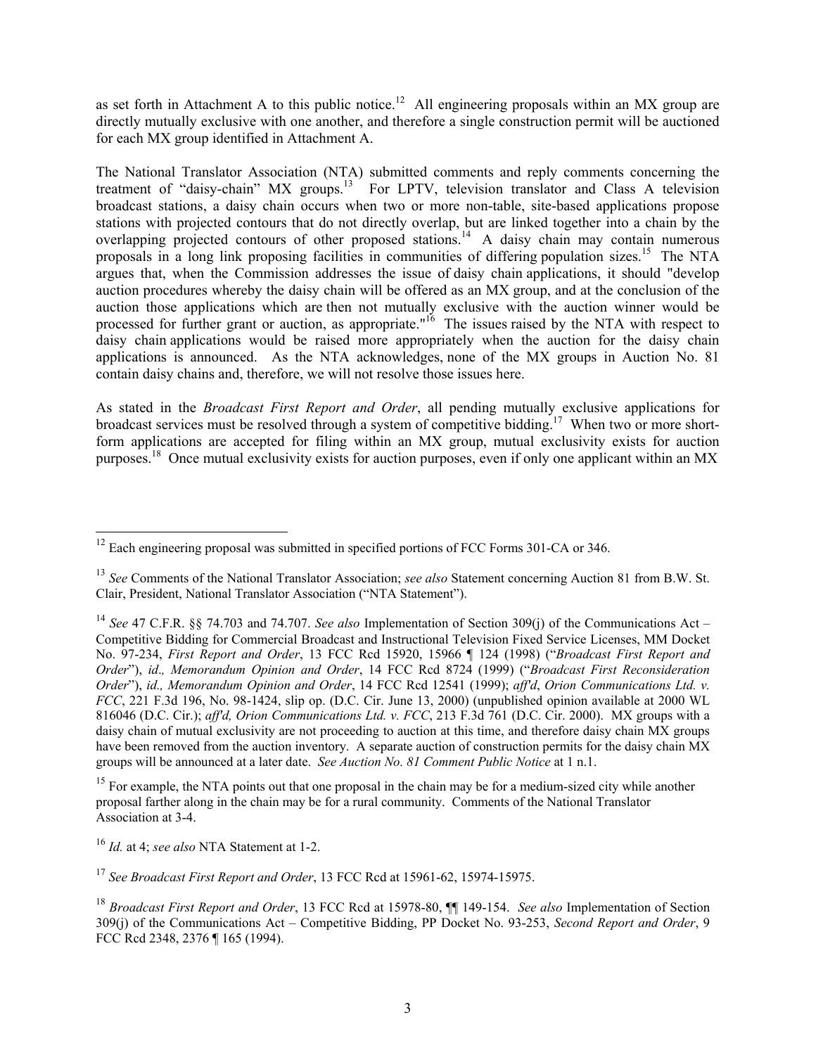as set forth in Attachment A to this public notice.[12] All engineering proposals within an MX group are directly mutually exclusive with one another, and therefore a single construction permit will be auctioned for each MX group identified in Attachment A.

The National Translator Association (NTA) submitted comments and reply comments concerning the treatment of "daisy-chain" MX groups.[13] For LPTV, television translator and Class A television broadcast stations, a daisy chain occurs when two or more non-table, site-based applications propose stations with projected contours that do not directly overlap, but are linked together into a chain by the overlapping projected contours of other proposed stations.[14] A daisy chain may contain numerous proposals in a long link proposing facilities in communities of differing population sizes.[15] The NTA argues that, when the Commission addresses the issue of daisy chain applications, it should "develop auction procedures whereby the daisy chain will be offered as an MX group, and at the conclusion of the auction those applications which are then not mutually exclusive with the auction winner would be processed for further grant or auction, as appropriate."[16] The issues raised by the NTA with respect to daisy chain applications would be raised more appropriately when the auction for the daisy chain applications is announced. As the NTA acknowledges, none of the MX groups in Auction No. 81 contain daisy chains and, therefore, we will not resolve those issues here.

As stated in the *Broadcast First Report and Order*, all pending mutually exclusive applications for broadcast services must be resolved through a system of competitive bidding.[17] When two or more short-form applications are accepted for filing within an MX group, mutual exclusivity exists for auction purposes.[18] Once mutual exclusivity exists for auction purposes, even if only one applicant within an MX

---

[12] Each engineering proposal was submitted in specified portions of FCC Forms 301-CA or 346.

[13] *See* Comments of the National Translator Association; *see also* Statement concerning Auction 81 from B.W. St. Clair, President, National Translator Association ("NTA Statement").

[14] *See* 47 C.F.R. §§ 74.703 and 74.707. *See also* Implementation of Section 309(j) of the Communications Act – Competitive Bidding for Commercial Broadcast and Instructional Television Fixed Service Licenses, MM Docket No. 97-234, *First Report and Order*, 13 FCC Rcd 15920, 15966 ¶ 124 (1998) ("*Broadcast First Report and Order*"), *id., Memorandum Opinion and Order*, 14 FCC Rcd 8724 (1999) ("*Broadcast First Reconsideration Order*"), *id., Memorandum Opinion and Order*, 14 FCC Rcd 12541 (1999); *aff'd*, *Orion Communications Ltd. v. FCC*, 221 F.3d 196, No. 98-1424, slip op. (D.C. Cir. June 13, 2000) (unpublished opinion available at 2000 WL 816046 (D.C. Cir.); *aff'd, Orion Communications Ltd. v. FCC*, 213 F.3d 761 (D.C. Cir. 2000). MX groups with a daisy chain of mutual exclusivity are not proceeding to auction at this time, and therefore daisy chain MX groups have been removed from the auction inventory. A separate auction of construction permits for the daisy chain MX groups will be announced at a later date. *See Auction No. 81 Comment Public Notice* at 1 n.1.

[15] For example, the NTA points out that one proposal in the chain may be for a medium-sized city while another proposal farther along in the chain may be for a rural community. Comments of the National Translator Association at 3-4.

[16] *Id.* at 4; *see also* NTA Statement at 1-2.

[17] *See Broadcast First Report and Order*, 13 FCC Rcd at 15961-62, 15974-15975.

[18] *Broadcast First Report and Order*, 13 FCC Rcd at 15978-80, ¶¶ 149-154. *See also* Implementation of Section 309(j) of the Communications Act – Competitive Bidding, PP Docket No. 93-253, *Second Report and Order*, 9 FCC Rcd 2348, 2376 ¶ 165 (1994).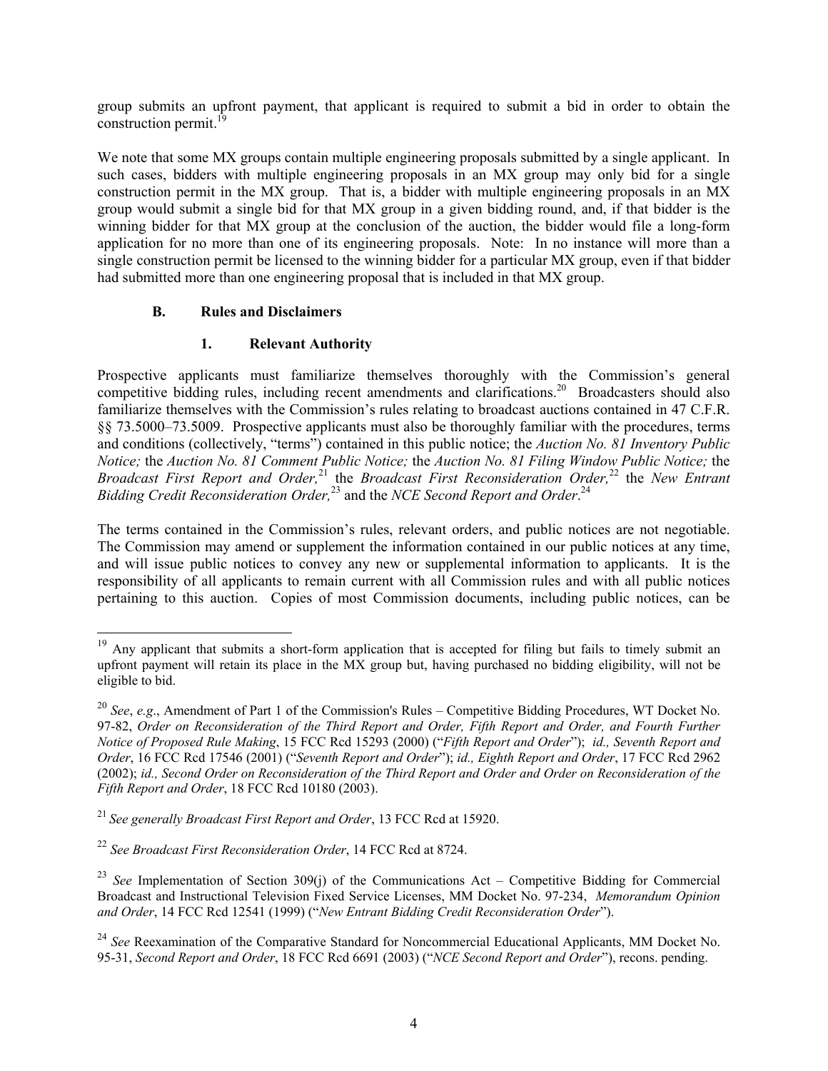group submits an upfront payment, that applicant is required to submit a bid in order to obtain the construction permit.[19]

We note that some MX groups contain multiple engineering proposals submitted by a single applicant. In such cases, bidders with multiple engineering proposals in an MX group may only bid for a single construction permit in the MX group. That is, a bidder with multiple engineering proposals in an MX group would submit a single bid for that MX group in a given bidding round, and, if that bidder is the winning bidder for that MX group at the conclusion of the auction, the bidder would file a long-form application for no more than one of its engineering proposals. Note: In no instance will more than a single construction permit be licensed to the winning bidder for a particular MX group, even if that bidder had submitted more than one engineering proposal that is included in that MX group.

### B. Rules and Disclaimers

#### 1. Relevant Authority

Prospective applicants must familiarize themselves thoroughly with the Commission's general competitive bidding rules, including recent amendments and clarifications.[20] Broadcasters should also familiarize themselves with the Commission's rules relating to broadcast auctions contained in 47 C.F.R. §§ 73.5000–73.5009. Prospective applicants must also be thoroughly familiar with the procedures, terms and conditions (collectively, "terms") contained in this public notice; the *Auction No. 81 Inventory Public Notice;* the *Auction No. 81 Comment Public Notice;* the *Auction No. 81 Filing Window Public Notice;* the *Broadcast First Report and Order,*[21] the *Broadcast First Reconsideration Order,*[22] the *New Entrant Bidding Credit Reconsideration Order,*[23] and the *NCE Second Report and Order*.[24]

The terms contained in the Commission's rules, relevant orders, and public notices are not negotiable. The Commission may amend or supplement the information contained in our public notices at any time, and will issue public notices to convey any new or supplemental information to applicants. It is the responsibility of all applicants to remain current with all Commission rules and with all public notices pertaining to this auction. Copies of most Commission documents, including public notices, can be

---

[19] Any applicant that submits a short-form application that is accepted for filing but fails to timely submit an upfront payment will retain its place in the MX group but, having purchased no bidding eligibility, will not be eligible to bid.

[20] *See*, *e.g*., Amendment of Part 1 of the Commission's Rules – Competitive Bidding Procedures, WT Docket No. 97-82, *Order on Reconsideration of the Third Report and Order, Fifth Report and Order, and Fourth Further Notice of Proposed Rule Making*, 15 FCC Rcd 15293 (2000) ("*Fifth Report and Order*"); *id., Seventh Report and Order*, 16 FCC Rcd 17546 (2001) ("*Seventh Report and Order*"); *id., Eighth Report and Order*, 17 FCC Rcd 2962 (2002); *id., Second Order on Reconsideration of the Third Report and Order and Order on Reconsideration of the Fifth Report and Order*, 18 FCC Rcd 10180 (2003).

[21] *See generally Broadcast First Report and Order*, 13 FCC Rcd at 15920.

[22] *See Broadcast First Reconsideration Order*, 14 FCC Rcd at 8724.

[23] *See* Implementation of Section 309(j) of the Communications Act – Competitive Bidding for Commercial Broadcast and Instructional Television Fixed Service Licenses, MM Docket No. 97-234, *Memorandum Opinion and Order*, 14 FCC Rcd 12541 (1999) ("*New Entrant Bidding Credit Reconsideration Order*").

[24] *See* Reexamination of the Comparative Standard for Noncommercial Educational Applicants, MM Docket No. 95-31, *Second Report and Order*, 18 FCC Rcd 6691 (2003) ("*NCE Second Report and Order*"), recons. pending.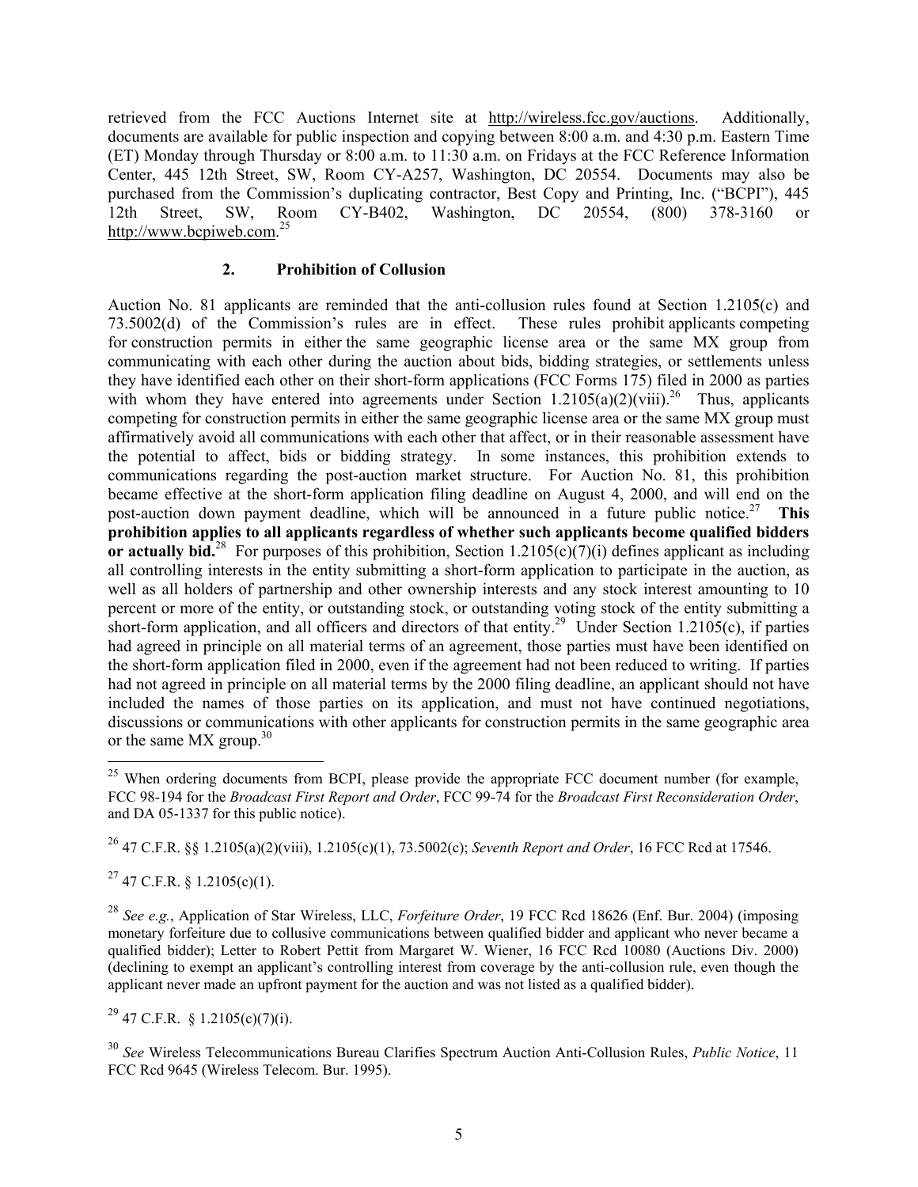retrieved from the FCC Auctions Internet site at http://wireless.fcc.gov/auctions. Additionally, documents are available for public inspection and copying between 8:00 a.m. and 4:30 p.m. Eastern Time (ET) Monday through Thursday or 8:00 a.m. to 11:30 a.m. on Fridays at the FCC Reference Information Center, 445 12th Street, SW, Room CY-A257, Washington, DC 20554. Documents may also be purchased from the Commission's duplicating contractor, Best Copy and Printing, Inc. ("BCPI"), 445 12th Street, SW, Room CY-B402, Washington, DC 20554, (800) 378-3160 or http://www.bcpiweb.com.[25]

### 2. Prohibition of Collusion

Auction No. 81 applicants are reminded that the anti-collusion rules found at Section 1.2105(c) and 73.5002(d) of the Commission's rules are in effect. These rules prohibit applicants competing for construction permits in either the same geographic license area or the same MX group from communicating with each other during the auction about bids, bidding strategies, or settlements unless they have identified each other on their short-form applications (FCC Forms 175) filed in 2000 as parties with whom they have entered into agreements under Section 1.2105(a)(2)(viii).[26] Thus, applicants competing for construction permits in either the same geographic license area or the same MX group must affirmatively avoid all communications with each other that affect, or in their reasonable assessment have the potential to affect, bids or bidding strategy. In some instances, this prohibition extends to communications regarding the post-auction market structure. For Auction No. 81, this prohibition became effective at the short-form application filing deadline on August 4, 2000, and will end on the post-auction down payment deadline, which will be announced in a future public notice.[27] **This prohibition applies to all applicants regardless of whether such applicants become qualified bidders or actually bid.**[28] For purposes of this prohibition, Section 1.2105(c)(7)(i) defines applicant as including all controlling interests in the entity submitting a short-form application to participate in the auction, as well as all holders of partnership and other ownership interests and any stock interest amounting to 10 percent or more of the entity, or outstanding stock, or outstanding voting stock of the entity submitting a short-form application, and all officers and directors of that entity.[29] Under Section 1.2105(c), if parties had agreed in principle on all material terms of an agreement, those parties must have been identified on the short-form application filed in 2000, even if the agreement had not been reduced to writing. If parties had not agreed in principle on all material terms by the 2000 filing deadline, an applicant should not have included the names of those parties on its application, and must not have continued negotiations, discussions or communications with other applicants for construction permits in the same geographic area or the same MX group.[30]

---

[25] When ordering documents from BCPI, please provide the appropriate FCC document number (for example, FCC 98-194 for the *Broadcast First Report and Order*, FCC 99-74 for the *Broadcast First Reconsideration Order*, and DA 05-1337 for this public notice).

[26] 47 C.F.R. §§ 1.2105(a)(2)(viii), 1.2105(c)(1), 73.5002(c); *Seventh Report and Order*, 16 FCC Rcd at 17546.

[27] 47 C.F.R. § 1.2105(c)(1).

[28] *See e.g.*, Application of Star Wireless, LLC, *Forfeiture Order*, 19 FCC Rcd 18626 (Enf. Bur. 2004) (imposing monetary forfeiture due to collusive communications between qualified bidder and applicant who never became a qualified bidder); Letter to Robert Pettit from Margaret W. Wiener, 16 FCC Rcd 10080 (Auctions Div. 2000) (declining to exempt an applicant's controlling interest from coverage by the anti-collusion rule, even though the applicant never made an upfront payment for the auction and was not listed as a qualified bidder).

[29] 47 C.F.R. § 1.2105(c)(7)(i).

[30] *See* Wireless Telecommunications Bureau Clarifies Spectrum Auction Anti-Collusion Rules, *Public Notice*, 11 FCC Rcd 9645 (Wireless Telecom. Bur. 1995).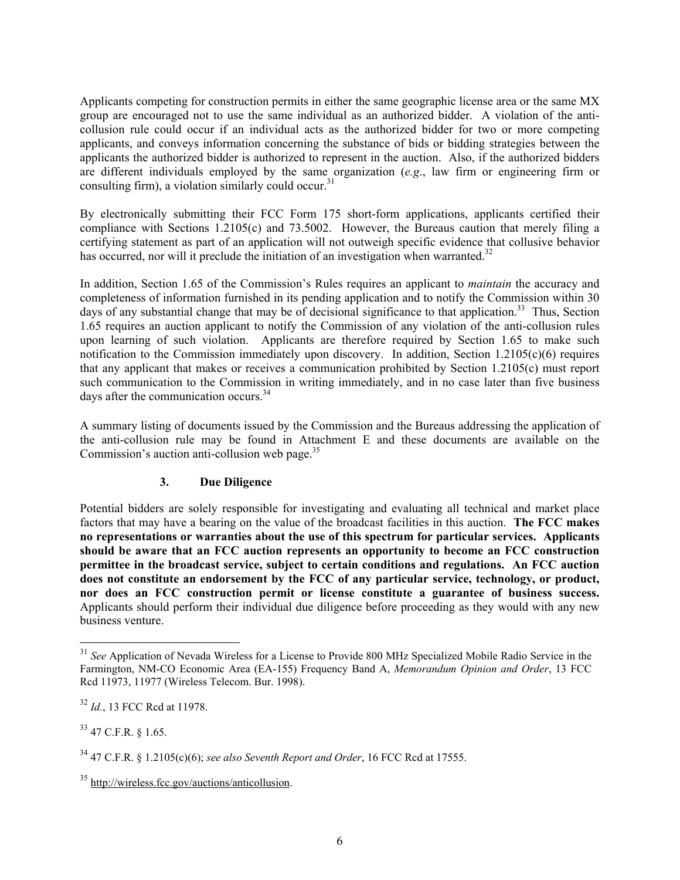Applicants competing for construction permits in either the same geographic license area or the same MX group are encouraged not to use the same individual as an authorized bidder. A violation of the anti-collusion rule could occur if an individual acts as the authorized bidder for two or more competing applicants, and conveys information concerning the substance of bids or bidding strategies between the applicants the authorized bidder is authorized to represent in the auction. Also, if the authorized bidders are different individuals employed by the same organization (*e.g*., law firm or engineering firm or consulting firm), a violation similarly could occur.[31]

By electronically submitting their FCC Form 175 short-form applications, applicants certified their compliance with Sections 1.2105(c) and 73.5002. However, the Bureaus caution that merely filing a certifying statement as part of an application will not outweigh specific evidence that collusive behavior has occurred, nor will it preclude the initiation of an investigation when warranted.[32]

In addition, Section 1.65 of the Commission's Rules requires an applicant to *maintain* the accuracy and completeness of information furnished in its pending application and to notify the Commission within 30 days of any substantial change that may be of decisional significance to that application.[33] Thus, Section 1.65 requires an auction applicant to notify the Commission of any violation of the anti-collusion rules upon learning of such violation. Applicants are therefore required by Section 1.65 to make such notification to the Commission immediately upon discovery. In addition, Section 1.2105(c)(6) requires that any applicant that makes or receives a communication prohibited by Section 1.2105(c) must report such communication to the Commission in writing immediately, and in no case later than five business days after the communication occurs.[34]

A summary listing of documents issued by the Commission and the Bureaus addressing the application of the anti-collusion rule may be found in Attachment E and these documents are available on the Commission's auction anti-collusion web page.[35]

### 3. Due Diligence

Potential bidders are solely responsible for investigating and evaluating all technical and market place factors that may have a bearing on the value of the broadcast facilities in this auction. **The FCC makes no representations or warranties about the use of this spectrum for particular services. Applicants should be aware that an FCC auction represents an opportunity to become an FCC construction permittee in the broadcast service, subject to certain conditions and regulations. An FCC auction does not constitute an endorsement by the FCC of any particular service, technology, or product, nor does an FCC construction permit or license constitute a guarantee of business success.** Applicants should perform their individual due diligence before proceeding as they would with any new business venture.

---

[31] *See* Application of Nevada Wireless for a License to Provide 800 MHz Specialized Mobile Radio Service in the Farmington, NM-CO Economic Area (EA-155) Frequency Band A, *Memorandum Opinion and Order*, 13 FCC Rcd 11973, 11977 (Wireless Telecom. Bur. 1998).

[32] *Id.*, 13 FCC Rcd at 11978.

[33] 47 C.F.R. § 1.65.

[34] 47 C.F.R. § 1.2105(c)(6); *see also Seventh Report and Order*, 16 FCC Rcd at 17555.

[35] http://wireless.fcc.gov/auctions/anticollusion.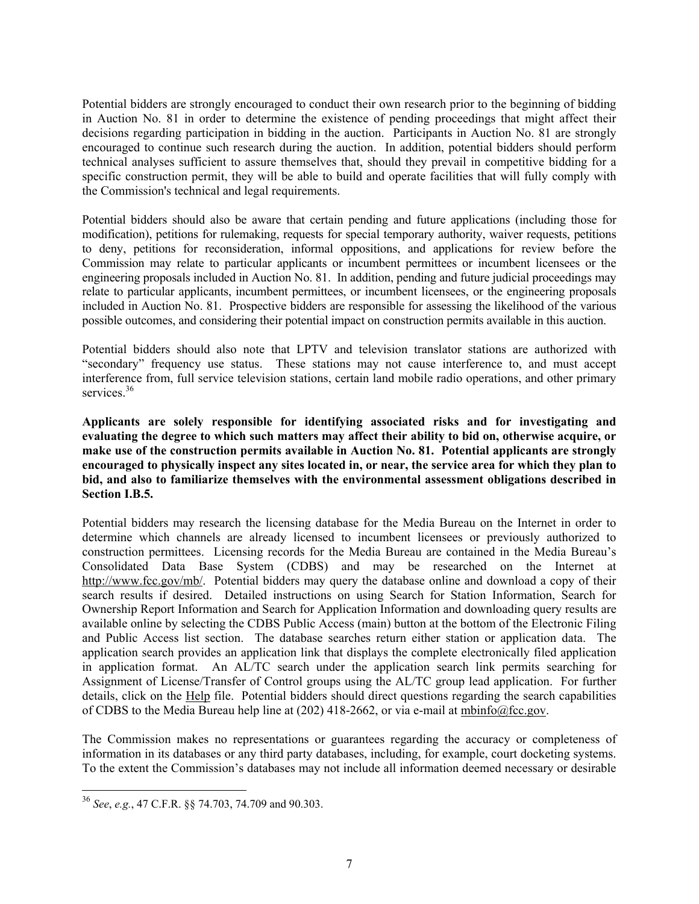Potential bidders are strongly encouraged to conduct their own research prior to the beginning of bidding in Auction No. 81 in order to determine the existence of pending proceedings that might affect their decisions regarding participation in bidding in the auction. Participants in Auction No. 81 are strongly encouraged to continue such research during the auction. In addition, potential bidders should perform technical analyses sufficient to assure themselves that, should they prevail in competitive bidding for a specific construction permit, they will be able to build and operate facilities that will fully comply with the Commission's technical and legal requirements.

Potential bidders should also be aware that certain pending and future applications (including those for modification), petitions for rulemaking, requests for special temporary authority, waiver requests, petitions to deny, petitions for reconsideration, informal oppositions, and applications for review before the Commission may relate to particular applicants or incumbent permittees or incumbent licensees or the engineering proposals included in Auction No. 81. In addition, pending and future judicial proceedings may relate to particular applicants, incumbent permittees, or incumbent licensees, or the engineering proposals included in Auction No. 81. Prospective bidders are responsible for assessing the likelihood of the various possible outcomes, and considering their potential impact on construction permits available in this auction.

Potential bidders should also note that LPTV and television translator stations are authorized with "secondary" frequency use status. These stations may not cause interference to, and must accept interference from, full service television stations, certain land mobile radio operations, and other primary services.[36]

**Applicants are solely responsible for identifying associated risks and for investigating and evaluating the degree to which such matters may affect their ability to bid on, otherwise acquire, or make use of the construction permits available in Auction No. 81. Potential applicants are strongly encouraged to physically inspect any sites located in, or near, the service area for which they plan to bid, and also to familiarize themselves with the environmental assessment obligations described in Section I.B.5.**

Potential bidders may research the licensing database for the Media Bureau on the Internet in order to determine which channels are already licensed to incumbent licensees or previously authorized to construction permittees. Licensing records for the Media Bureau are contained in the Media Bureau's Consolidated Data Base System (CDBS) and may be researched on the Internet at http://www.fcc.gov/mb/. Potential bidders may query the database online and download a copy of their search results if desired. Detailed instructions on using Search for Station Information, Search for Ownership Report Information and Search for Application Information and downloading query results are available online by selecting the CDBS Public Access (main) button at the bottom of the Electronic Filing and Public Access list section. The database searches return either station or application data. The application search provides an application link that displays the complete electronically filed application in application format. An AL/TC search under the application search link permits searching for Assignment of License/Transfer of Control groups using the AL/TC group lead application. For further details, click on the Help file. Potential bidders should direct questions regarding the search capabilities of CDBS to the Media Bureau help line at (202) 418-2662, or via e-mail at mbinfo@fcc.gov.

The Commission makes no representations or guarantees regarding the accuracy or completeness of information in its databases or any third party databases, including, for example, court docketing systems. To the extent the Commission's databases may not include all information deemed necessary or desirable

---

[36] *See*, *e.g.*, 47 C.F.R. §§ 74.703, 74.709 and 90.303.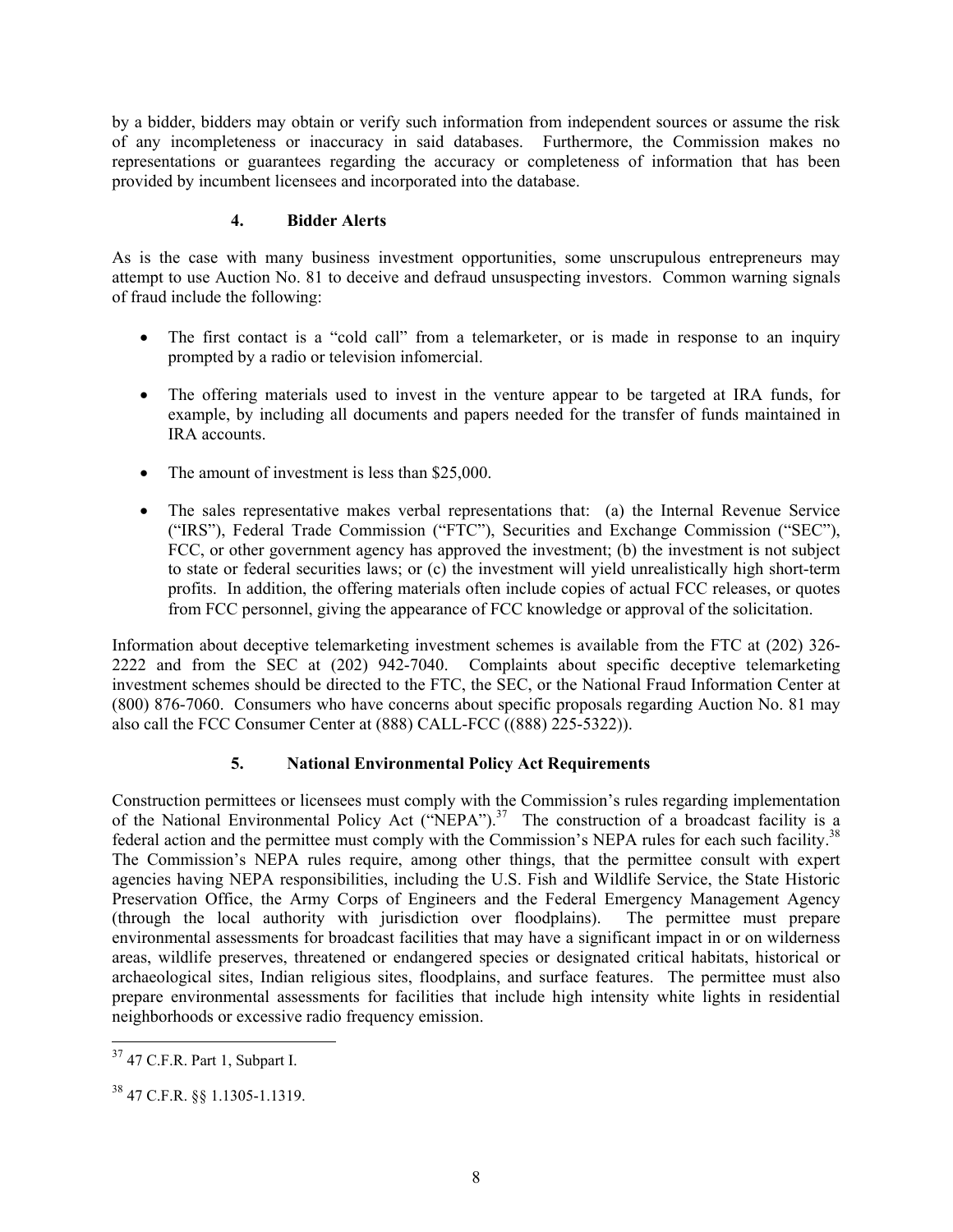by a bidder, bidders may obtain or verify such information from independent sources or assume the risk of any incompleteness or inaccuracy in said databases. Furthermore, the Commission makes no representations or guarantees regarding the accuracy or completeness of information that has been provided by incumbent licensees and incorporated into the database.

#### 4. Bidder Alerts

As is the case with many business investment opportunities, some unscrupulous entrepreneurs may attempt to use Auction No. 81 to deceive and defraud unsuspecting investors. Common warning signals of fraud include the following:

- The first contact is a "cold call" from a telemarketer, or is made in response to an inquiry prompted by a radio or television infomercial.
- The offering materials used to invest in the venture appear to be targeted at IRA funds, for example, by including all documents and papers needed for the transfer of funds maintained in IRA accounts.
- The amount of investment is less than $25,000.
- The sales representative makes verbal representations that: (a) the Internal Revenue Service ("IRS"), Federal Trade Commission ("FTC"), Securities and Exchange Commission ("SEC"), FCC, or other government agency has approved the investment; (b) the investment is not subject to state or federal securities laws; or (c) the investment will yield unrealistically high short-term profits. In addition, the offering materials often include copies of actual FCC releases, or quotes from FCC personnel, giving the appearance of FCC knowledge or approval of the solicitation.

Information about deceptive telemarketing investment schemes is available from the FTC at (202) 326-2222 and from the SEC at (202) 942-7040. Complaints about specific deceptive telemarketing investment schemes should be directed to the FTC, the SEC, or the National Fraud Information Center at (800) 876-7060. Consumers who have concerns about specific proposals regarding Auction No. 81 may also call the FCC Consumer Center at (888) CALL-FCC ((888) 225-5322)).

#### 5. National Environmental Policy Act Requirements

Construction permittees or licensees must comply with the Commission's rules regarding implementation of the National Environmental Policy Act ("NEPA").[37] The construction of a broadcast facility is a federal action and the permittee must comply with the Commission's NEPA rules for each such facility.[38] The Commission's NEPA rules require, among other things, that the permittee consult with expert agencies having NEPA responsibilities, including the U.S. Fish and Wildlife Service, the State Historic Preservation Office, the Army Corps of Engineers and the Federal Emergency Management Agency (through the local authority with jurisdiction over floodplains). The permittee must prepare environmental assessments for broadcast facilities that may have a significant impact in or on wilderness areas, wildlife preserves, threatened or endangered species or designated critical habitats, historical or archaeological sites, Indian religious sites, floodplains, and surface features. The permittee must also prepare environmental assessments for facilities that include high intensity white lights in residential neighborhoods or excessive radio frequency emission.

---

[37] 47 C.F.R. Part 1, Subpart I.

[38] 47 C.F.R. §§ 1.1305-1.1319.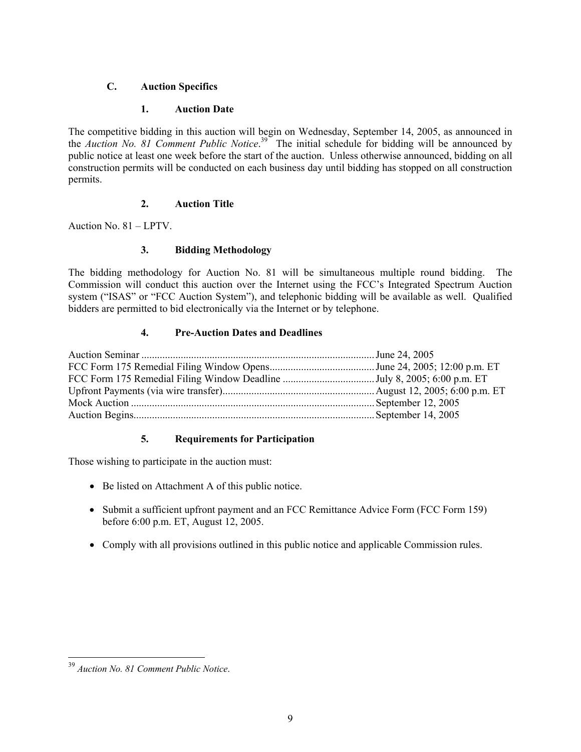### C. Auction Specifics

#### 1. Auction Date

The competitive bidding in this auction will begin on Wednesday, September 14, 2005, as announced in the *Auction No. 81 Comment Public Notice*.[39] The initial schedule for bidding will be announced by public notice at least one week before the start of the auction. Unless otherwise announced, bidding on all construction permits will be conducted on each business day until bidding has stopped on all construction permits.

#### 2. Auction Title

Auction No. 81 – LPTV.

#### 3. Bidding Methodology

The bidding methodology for Auction No. 81 will be simultaneous multiple round bidding. The Commission will conduct this auction over the Internet using the FCC's Integrated Spectrum Auction system ("ISAS" or "FCC Auction System"), and telephonic bidding will be available as well. Qualified bidders are permitted to bid electronically via the Internet or by telephone.

#### 4. Pre-Auction Dates and Deadlines

| | |
|---|---|
| Auction Seminar | June 24, 2005 |
| FCC Form 175 Remedial Filing Window Opens | June 24, 2005; 12:00 p.m. ET |
| FCC Form 175 Remedial Filing Window Deadline | July 8, 2005; 6:00 p.m. ET |
| Upfront Payments (via wire transfer) | August 12, 2005; 6:00 p.m. ET |
| Mock Auction | September 12, 2005 |
| Auction Begins | September 14, 2005 |

#### 5. Requirements for Participation

Those wishing to participate in the auction must:

- Be listed on Attachment A of this public notice.
- Submit a sufficient upfront payment and an FCC Remittance Advice Form (FCC Form 159) before 6:00 p.m. ET, August 12, 2005.
- Comply with all provisions outlined in this public notice and applicable Commission rules.

---

[39] *Auction No. 81 Comment Public Notice*.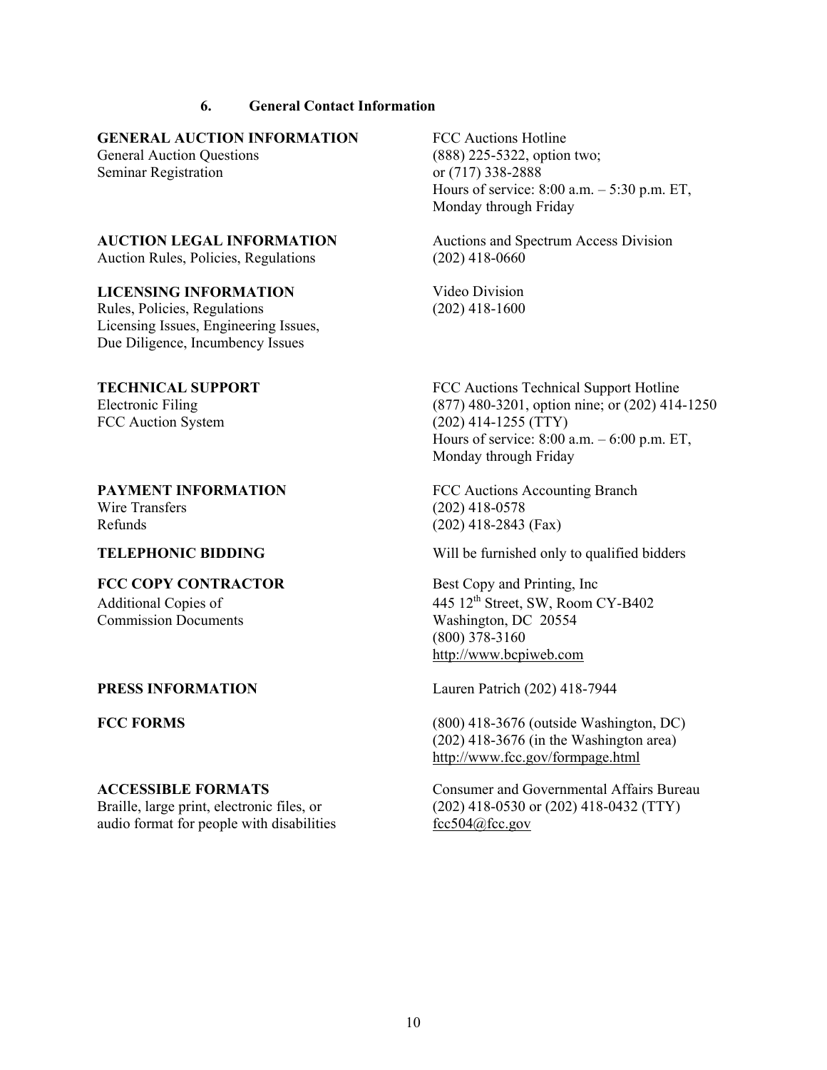### 6. General Contact Information

| | |
|---|---|
| **GENERAL AUCTION INFORMATION**<br>General Auction Questions<br>Seminar Registration | FCC Auctions Hotline<br>(888) 225-5322, option two;<br>or (717) 338-2888<br>Hours of service: 8:00 a.m. – 5:30 p.m. ET,<br>Monday through Friday |
| **AUCTION LEGAL INFORMATION**<br>Auction Rules, Policies, Regulations | Auctions and Spectrum Access Division<br>(202) 418-0660 |
| **LICENSING INFORMATION**<br>Rules, Policies, Regulations<br>Licensing Issues, Engineering Issues,<br>Due Diligence, Incumbency Issues | Video Division<br>(202) 418-1600 |
| **TECHNICAL SUPPORT**<br>Electronic Filing<br>FCC Auction System | FCC Auctions Technical Support Hotline<br>(877) 480-3201, option nine; or (202) 414-1250<br>(202) 414-1255 (TTY)<br>Hours of service: 8:00 a.m. – 6:00 p.m. ET,<br>Monday through Friday |
| **PAYMENT INFORMATION**<br>Wire Transfers<br>Refunds | FCC Auctions Accounting Branch<br>(202) 418-0578<br>(202) 418-2843 (Fax) |
| **TELEPHONIC BIDDING** | Will be furnished only to qualified bidders |
| **FCC COPY CONTRACTOR**<br>Additional Copies of<br>Commission Documents | Best Copy and Printing, Inc<br>445 12th Street, SW, Room CY-B402<br>Washington, DC 20554<br>(800) 378-3160<br>http://www.bcpiweb.com |
| **PRESS INFORMATION** | Lauren Patrich (202) 418-7944 |
| **FCC FORMS** | (800) 418-3676 (outside Washington, DC)<br>(202) 418-3676 (in the Washington area)<br>http://www.fcc.gov/formpage.html |
| **ACCESSIBLE FORMATS**<br>Braille, large print, electronic files, or<br>audio format for people with disabilities | Consumer and Governmental Affairs Bureau<br>(202) 418-0530 or (202) 418-0432 (TTY)<br>fcc504@fcc.gov |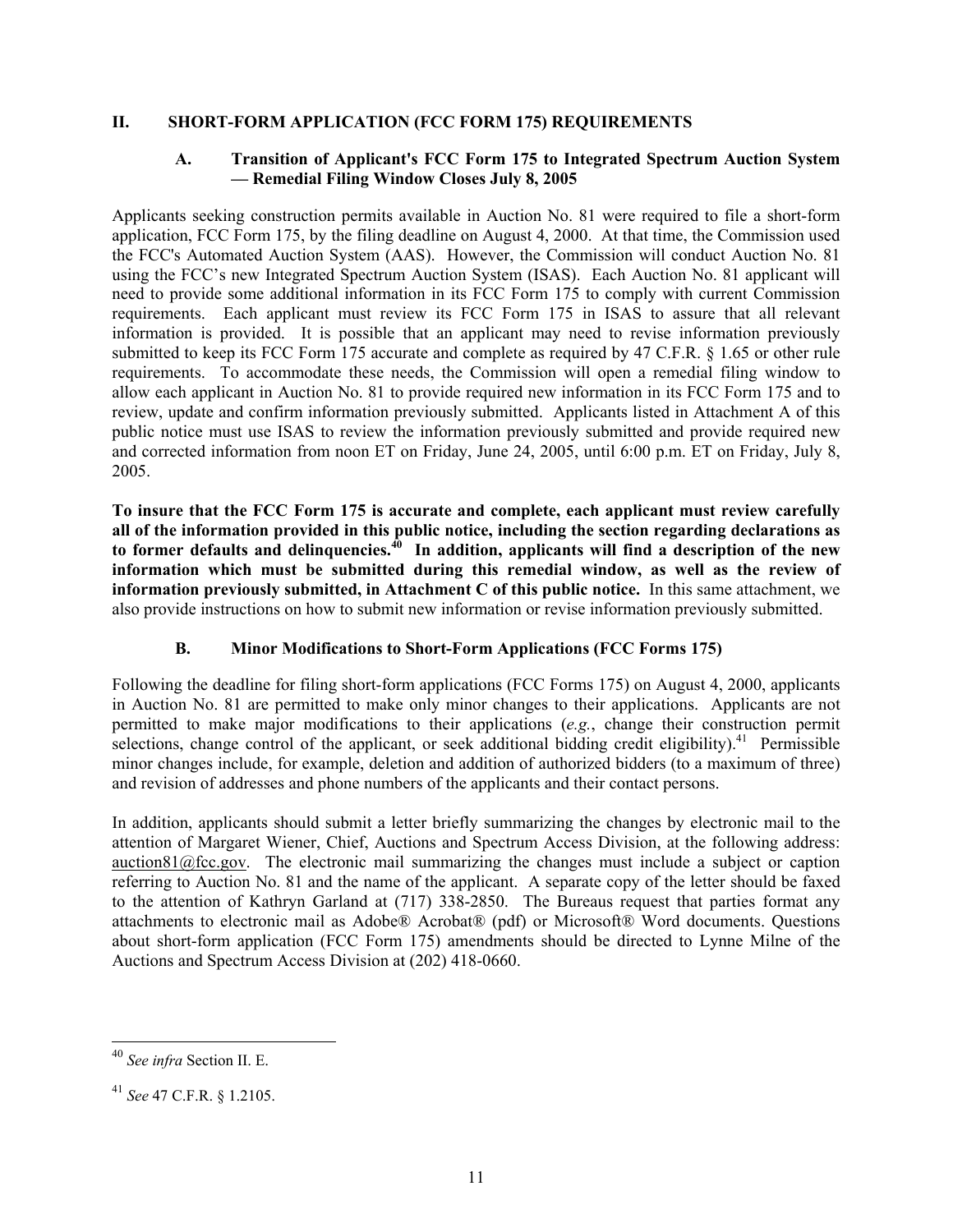## II. SHORT-FORM APPLICATION (FCC FORM 175) REQUIREMENTS

### A. Transition of Applicant's FCC Form 175 to Integrated Spectrum Auction System — Remedial Filing Window Closes July 8, 2005

Applicants seeking construction permits available in Auction No. 81 were required to file a short-form application, FCC Form 175, by the filing deadline on August 4, 2000. At that time, the Commission used the FCC's Automated Auction System (AAS). However, the Commission will conduct Auction No. 81 using the FCC's new Integrated Spectrum Auction System (ISAS). Each Auction No. 81 applicant will need to provide some additional information in its FCC Form 175 to comply with current Commission requirements. Each applicant must review its FCC Form 175 in ISAS to assure that all relevant information is provided. It is possible that an applicant may need to revise information previously submitted to keep its FCC Form 175 accurate and complete as required by 47 C.F.R. § 1.65 or other rule requirements. To accommodate these needs, the Commission will open a remedial filing window to allow each applicant in Auction No. 81 to provide required new information in its FCC Form 175 and to review, update and confirm information previously submitted. Applicants listed in Attachment A of this public notice must use ISAS to review the information previously submitted and provide required new and corrected information from noon ET on Friday, June 24, 2005, until 6:00 p.m. ET on Friday, July 8, 2005.

**To insure that the FCC Form 175 is accurate and complete, each applicant must review carefully all of the information provided in this public notice, including the section regarding declarations as to former defaults and delinquencies.[40] In addition, applicants will find a description of the new information which must be submitted during this remedial window, as well as the review of information previously submitted, in Attachment C of this public notice.** In this same attachment, we also provide instructions on how to submit new information or revise information previously submitted.

### B. Minor Modifications to Short-Form Applications (FCC Forms 175)

Following the deadline for filing short-form applications (FCC Forms 175) on August 4, 2000, applicants in Auction No. 81 are permitted to make only minor changes to their applications. Applicants are not permitted to make major modifications to their applications (*e.g.*, change their construction permit selections, change control of the applicant, or seek additional bidding credit eligibility).[41] Permissible minor changes include, for example, deletion and addition of authorized bidders (to a maximum of three) and revision of addresses and phone numbers of the applicants and their contact persons.

In addition, applicants should submit a letter briefly summarizing the changes by electronic mail to the attention of Margaret Wiener, Chief, Auctions and Spectrum Access Division, at the following address: auction81@fcc.gov. The electronic mail summarizing the changes must include a subject or caption referring to Auction No. 81 and the name of the applicant. A separate copy of the letter should be faxed to the attention of Kathryn Garland at (717) 338-2850. The Bureaus request that parties format any attachments to electronic mail as Adobe® Acrobat® (pdf) or Microsoft® Word documents. Questions about short-form application (FCC Form 175) amendments should be directed to Lynne Milne of the Auctions and Spectrum Access Division at (202) 418-0660.

---

[40] *See infra* Section II. E.

[41] *See* 47 C.F.R. § 1.2105.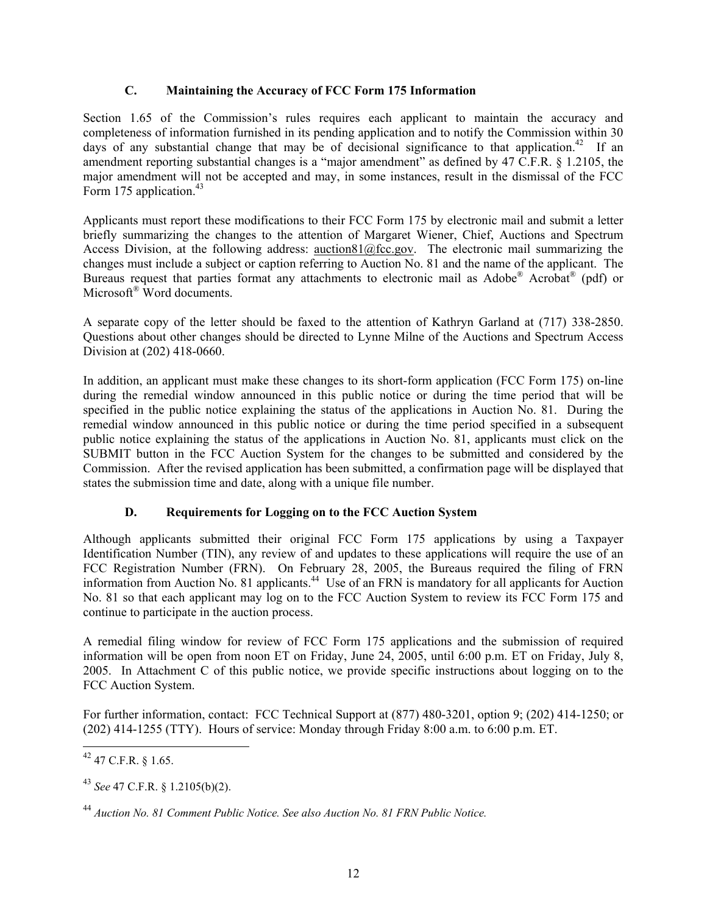### C. Maintaining the Accuracy of FCC Form 175 Information

Section 1.65 of the Commission's rules requires each applicant to maintain the accuracy and completeness of information furnished in its pending application and to notify the Commission within 30 days of any substantial change that may be of decisional significance to that application.[42] If an amendment reporting substantial changes is a "major amendment" as defined by 47 C.F.R. § 1.2105, the major amendment will not be accepted and may, in some instances, result in the dismissal of the FCC Form 175 application.[43]

Applicants must report these modifications to their FCC Form 175 by electronic mail and submit a letter briefly summarizing the changes to the attention of Margaret Wiener, Chief, Auctions and Spectrum Access Division, at the following address: auction81@fcc.gov. The electronic mail summarizing the changes must include a subject or caption referring to Auction No. 81 and the name of the applicant. The Bureaus request that parties format any attachments to electronic mail as Adobe® Acrobat® (pdf) or Microsoft® Word documents.

A separate copy of the letter should be faxed to the attention of Kathryn Garland at (717) 338-2850. Questions about other changes should be directed to Lynne Milne of the Auctions and Spectrum Access Division at (202) 418-0660.

In addition, an applicant must make these changes to its short-form application (FCC Form 175) on-line during the remedial window announced in this public notice or during the time period that will be specified in the public notice explaining the status of the applications in Auction No. 81. During the remedial window announced in this public notice or during the time period specified in a subsequent public notice explaining the status of the applications in Auction No. 81, applicants must click on the SUBMIT button in the FCC Auction System for the changes to be submitted and considered by the Commission. After the revised application has been submitted, a confirmation page will be displayed that states the submission time and date, along with a unique file number.

### D. Requirements for Logging on to the FCC Auction System

Although applicants submitted their original FCC Form 175 applications by using a Taxpayer Identification Number (TIN), any review of and updates to these applications will require the use of an FCC Registration Number (FRN). On February 28, 2005, the Bureaus required the filing of FRN information from Auction No. 81 applicants.[44] Use of an FRN is mandatory for all applicants for Auction No. 81 so that each applicant may log on to the FCC Auction System to review its FCC Form 175 and continue to participate in the auction process.

A remedial filing window for review of FCC Form 175 applications and the submission of required information will be open from noon ET on Friday, June 24, 2005, until 6:00 p.m. ET on Friday, July 8, 2005. In Attachment C of this public notice, we provide specific instructions about logging on to the FCC Auction System.

For further information, contact: FCC Technical Support at (877) 480-3201, option 9; (202) 414-1250; or (202) 414-1255 (TTY). Hours of service: Monday through Friday 8:00 a.m. to 6:00 p.m. ET.

---

[42] 47 C.F.R. § 1.65.

[43] *See* 47 C.F.R. § 1.2105(b)(2).

[44] *Auction No. 81 Comment Public Notice. See also Auction No. 81 FRN Public Notice.*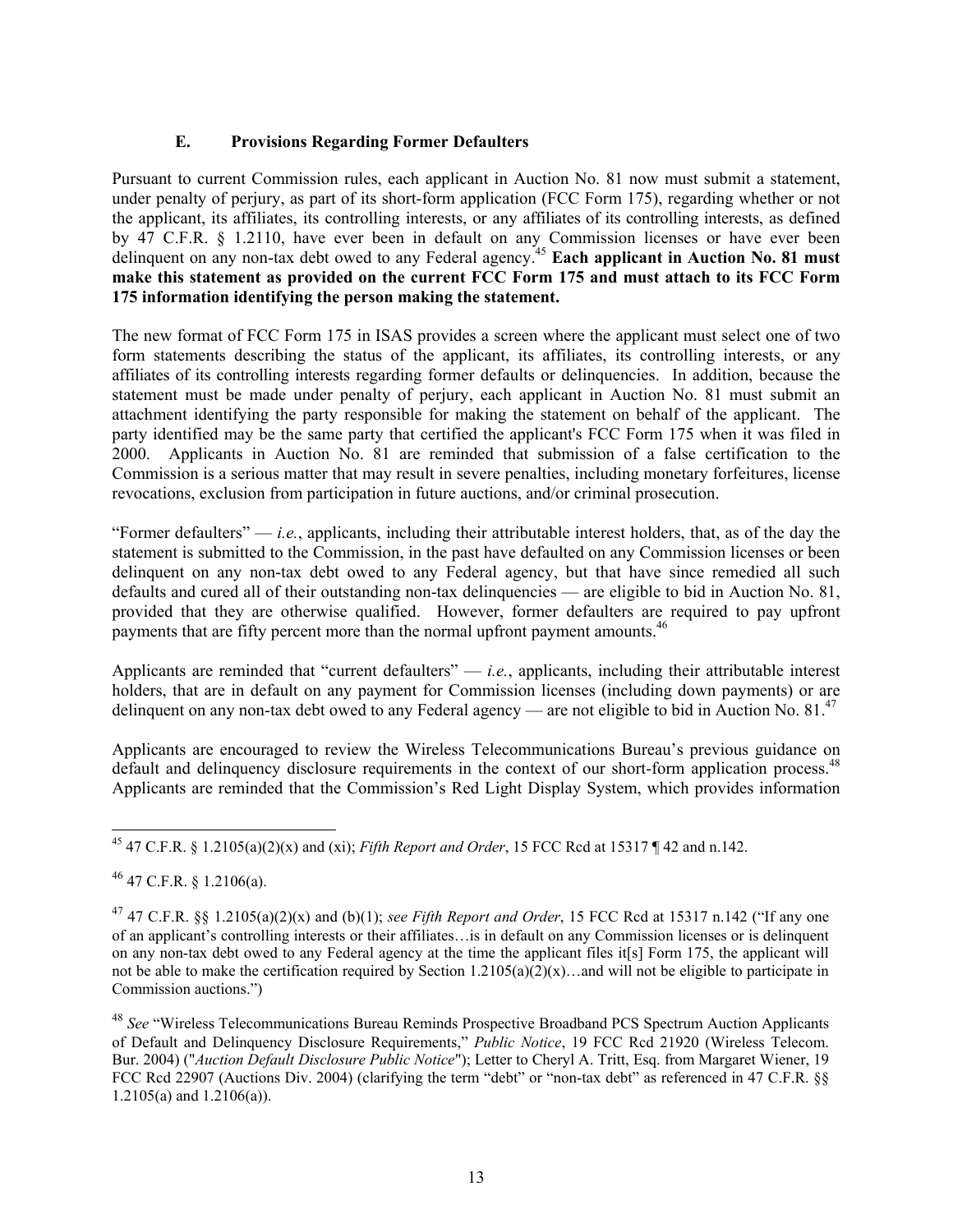### E. Provisions Regarding Former Defaulters

Pursuant to current Commission rules, each applicant in Auction No. 81 now must submit a statement, under penalty of perjury, as part of its short-form application (FCC Form 175), regarding whether or not the applicant, its affiliates, its controlling interests, or any affiliates of its controlling interests, as defined by 47 C.F.R. § 1.2110, have ever been in default on any Commission licenses or have ever been delinquent on any non-tax debt owed to any Federal agency.[45] **Each applicant in Auction No. 81 must make this statement as provided on the current FCC Form 175 and must attach to its FCC Form 175 information identifying the person making the statement.**

The new format of FCC Form 175 in ISAS provides a screen where the applicant must select one of two form statements describing the status of the applicant, its affiliates, its controlling interests, or any affiliates of its controlling interests regarding former defaults or delinquencies. In addition, because the statement must be made under penalty of perjury, each applicant in Auction No. 81 must submit an attachment identifying the party responsible for making the statement on behalf of the applicant. The party identified may be the same party that certified the applicant's FCC Form 175 when it was filed in 2000. Applicants in Auction No. 81 are reminded that submission of a false certification to the Commission is a serious matter that may result in severe penalties, including monetary forfeitures, license revocations, exclusion from participation in future auctions, and/or criminal prosecution.

"Former defaulters" — *i.e.*, applicants, including their attributable interest holders, that, as of the day the statement is submitted to the Commission, in the past have defaulted on any Commission licenses or been delinquent on any non-tax debt owed to any Federal agency, but that have since remedied all such defaults and cured all of their outstanding non-tax delinquencies — are eligible to bid in Auction No. 81, provided that they are otherwise qualified. However, former defaulters are required to pay upfront payments that are fifty percent more than the normal upfront payment amounts.[46]

Applicants are reminded that "current defaulters" — *i.e.*, applicants, including their attributable interest holders, that are in default on any payment for Commission licenses (including down payments) or are delinquent on any non-tax debt owed to any Federal agency — are not eligible to bid in Auction No. 81.[47]

Applicants are encouraged to review the Wireless Telecommunications Bureau's previous guidance on default and delinquency disclosure requirements in the context of our short-form application process.[48] Applicants are reminded that the Commission's Red Light Display System, which provides information

---

[45] 47 C.F.R. § 1.2105(a)(2)(x) and (xi); *Fifth Report and Order*, 15 FCC Rcd at 15317 ¶ 42 and n.142.

[46] 47 C.F.R. § 1.2106(a).

[47] 47 C.F.R. §§ 1.2105(a)(2)(x) and (b)(1); *see Fifth Report and Order*, 15 FCC Rcd at 15317 n.142 ("If any one of an applicant's controlling interests or their affiliates…is in default on any Commission licenses or is delinquent on any non-tax debt owed to any Federal agency at the time the applicant files it[s] Form 175, the applicant will not be able to make the certification required by Section 1.2105(a)(2)(x)…and will not be eligible to participate in Commission auctions.")

[48] *See* "Wireless Telecommunications Bureau Reminds Prospective Broadband PCS Spectrum Auction Applicants of Default and Delinquency Disclosure Requirements," *Public Notice*, 19 FCC Rcd 21920 (Wireless Telecom. Bur. 2004) ("*Auction Default Disclosure Public Notice*"); Letter to Cheryl A. Tritt, Esq. from Margaret Wiener, 19 FCC Rcd 22907 (Auctions Div. 2004) (clarifying the term "debt" or "non-tax debt" as referenced in 47 C.F.R. §§ 1.2105(a) and 1.2106(a)).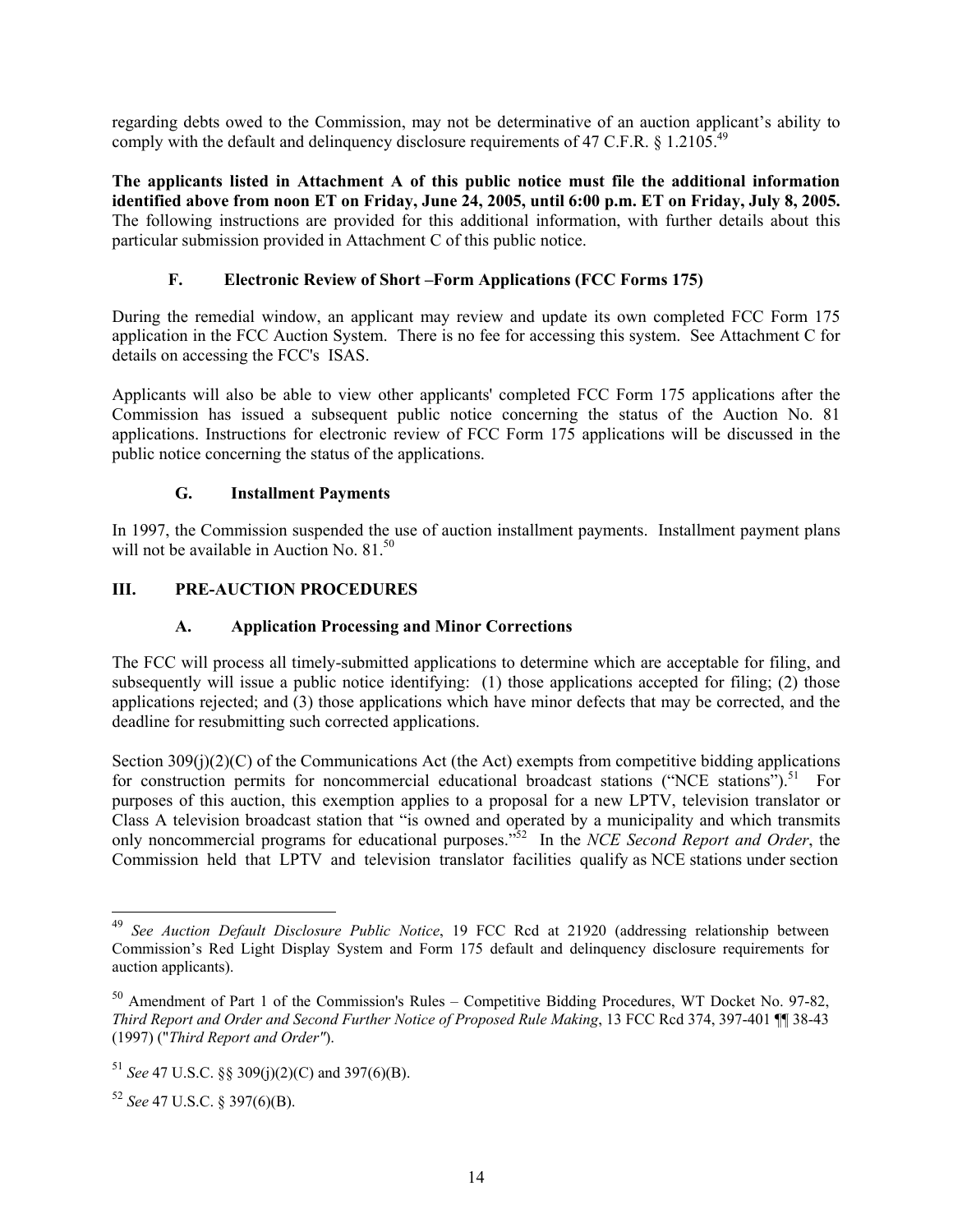regarding debts owed to the Commission, may not be determinative of an auction applicant's ability to comply with the default and delinquency disclosure requirements of 47 C.F.R. § 1.2105.[49]

**The applicants listed in Attachment A of this public notice must file the additional information identified above from noon ET on Friday, June 24, 2005, until 6:00 p.m. ET on Friday, July 8, 2005.** The following instructions are provided for this additional information, with further details about this particular submission provided in Attachment C of this public notice.

### F. Electronic Review of Short –Form Applications (FCC Forms 175)

During the remedial window, an applicant may review and update its own completed FCC Form 175 application in the FCC Auction System. There is no fee for accessing this system. See Attachment C for details on accessing the FCC's ISAS.

Applicants will also be able to view other applicants' completed FCC Form 175 applications after the Commission has issued a subsequent public notice concerning the status of the Auction No. 81 applications. Instructions for electronic review of FCC Form 175 applications will be discussed in the public notice concerning the status of the applications.

### G. Installment Payments

In 1997, the Commission suspended the use of auction installment payments. Installment payment plans will not be available in Auction No. 81.[50]

## III. PRE-AUCTION PROCEDURES

### A. Application Processing and Minor Corrections

The FCC will process all timely-submitted applications to determine which are acceptable for filing, and subsequently will issue a public notice identifying: (1) those applications accepted for filing; (2) those applications rejected; and (3) those applications which have minor defects that may be corrected, and the deadline for resubmitting such corrected applications.

Section 309(j)(2)(C) of the Communications Act (the Act) exempts from competitive bidding applications for construction permits for noncommercial educational broadcast stations ("NCE stations").[51] For purposes of this auction, this exemption applies to a proposal for a new LPTV, television translator or Class A television broadcast station that "is owned and operated by a municipality and which transmits only noncommercial programs for educational purposes."[52] In the *NCE Second Report and Order*, the Commission held that LPTV and television translator facilities qualify as NCE stations under section

---

[49] *See Auction Default Disclosure Public Notice*, 19 FCC Rcd at 21920 (addressing relationship between Commission's Red Light Display System and Form 175 default and delinquency disclosure requirements for auction applicants).

[50] Amendment of Part 1 of the Commission's Rules – Competitive Bidding Procedures, WT Docket No. 97-82, *Third Report and Order and Second Further Notice of Proposed Rule Making*, 13 FCC Rcd 374, 397-401 ¶¶ 38-43 (1997) ("*Third Report and Order"*).

[51] *See* 47 U.S.C. §§ 309(j)(2)(C) and 397(6)(B).

[52] *See* 47 U.S.C. § 397(6)(B).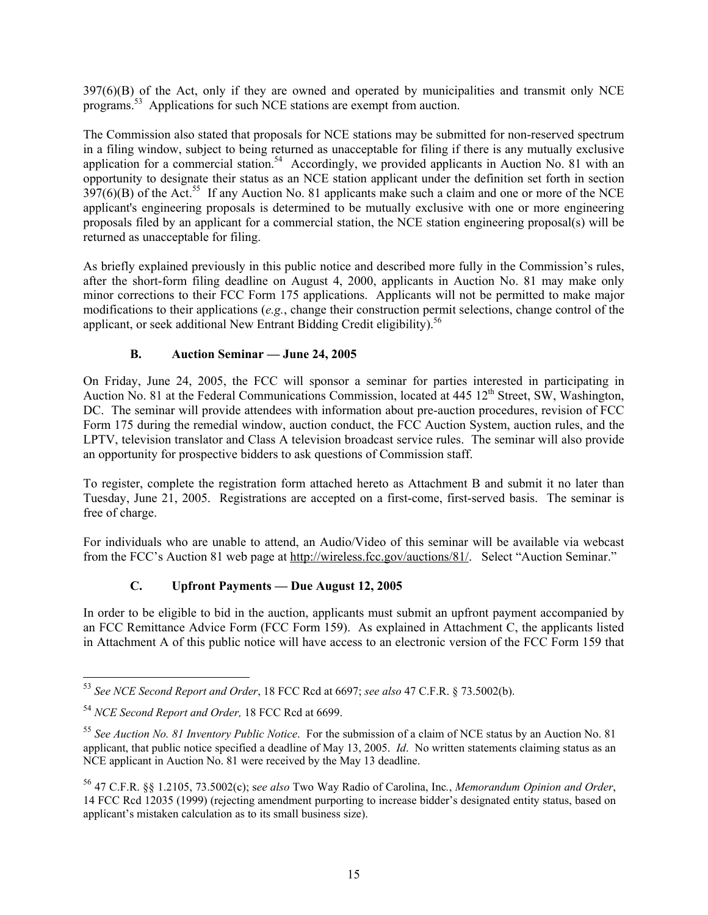397(6)(B) of the Act, only if they are owned and operated by municipalities and transmit only NCE programs.[53] Applications for such NCE stations are exempt from auction.

The Commission also stated that proposals for NCE stations may be submitted for non-reserved spectrum in a filing window, subject to being returned as unacceptable for filing if there is any mutually exclusive application for a commercial station.[54] Accordingly, we provided applicants in Auction No. 81 with an opportunity to designate their status as an NCE station applicant under the definition set forth in section 397(6)(B) of the Act.[55] If any Auction No. 81 applicants make such a claim and one or more of the NCE applicant's engineering proposals is determined to be mutually exclusive with one or more engineering proposals filed by an applicant for a commercial station, the NCE station engineering proposal(s) will be returned as unacceptable for filing.

As briefly explained previously in this public notice and described more fully in the Commission's rules, after the short-form filing deadline on August 4, 2000, applicants in Auction No. 81 may make only minor corrections to their FCC Form 175 applications. Applicants will not be permitted to make major modifications to their applications (*e.g.*, change their construction permit selections, change control of the applicant, or seek additional New Entrant Bidding Credit eligibility).[56]

### B. Auction Seminar — June 24, 2005

On Friday, June 24, 2005, the FCC will sponsor a seminar for parties interested in participating in Auction No. 81 at the Federal Communications Commission, located at 445 12th Street, SW, Washington, DC. The seminar will provide attendees with information about pre-auction procedures, revision of FCC Form 175 during the remedial window, auction conduct, the FCC Auction System, auction rules, and the LPTV, television translator and Class A television broadcast service rules. The seminar will also provide an opportunity for prospective bidders to ask questions of Commission staff.

To register, complete the registration form attached hereto as Attachment B and submit it no later than Tuesday, June 21, 2005. Registrations are accepted on a first-come, first-served basis. The seminar is free of charge.

For individuals who are unable to attend, an Audio/Video of this seminar will be available via webcast from the FCC's Auction 81 web page at http://wireless.fcc.gov/auctions/81/. Select "Auction Seminar."

### C. Upfront Payments — Due August 12, 2005

In order to be eligible to bid in the auction, applicants must submit an upfront payment accompanied by an FCC Remittance Advice Form (FCC Form 159). As explained in Attachment C, the applicants listed in Attachment A of this public notice will have access to an electronic version of the FCC Form 159 that

---

[53] *See NCE Second Report and Order*, 18 FCC Rcd at 6697; *see also* 47 C.F.R. § 73.5002(b).

[54] *NCE Second Report and Order,* 18 FCC Rcd at 6699.

[55] *See Auction No. 81 Inventory Public Notice*. For the submission of a claim of NCE status by an Auction No. 81 applicant, that public notice specified a deadline of May 13, 2005. *Id*. No written statements claiming status as an NCE applicant in Auction No. 81 were received by the May 13 deadline.

[56] 47 C.F.R. §§ 1.2105, 73.5002(c); s*ee also* Two Way Radio of Carolina, Inc., *Memorandum Opinion and Order*, 14 FCC Rcd 12035 (1999) (rejecting amendment purporting to increase bidder's designated entity status, based on applicant's mistaken calculation as to its small business size).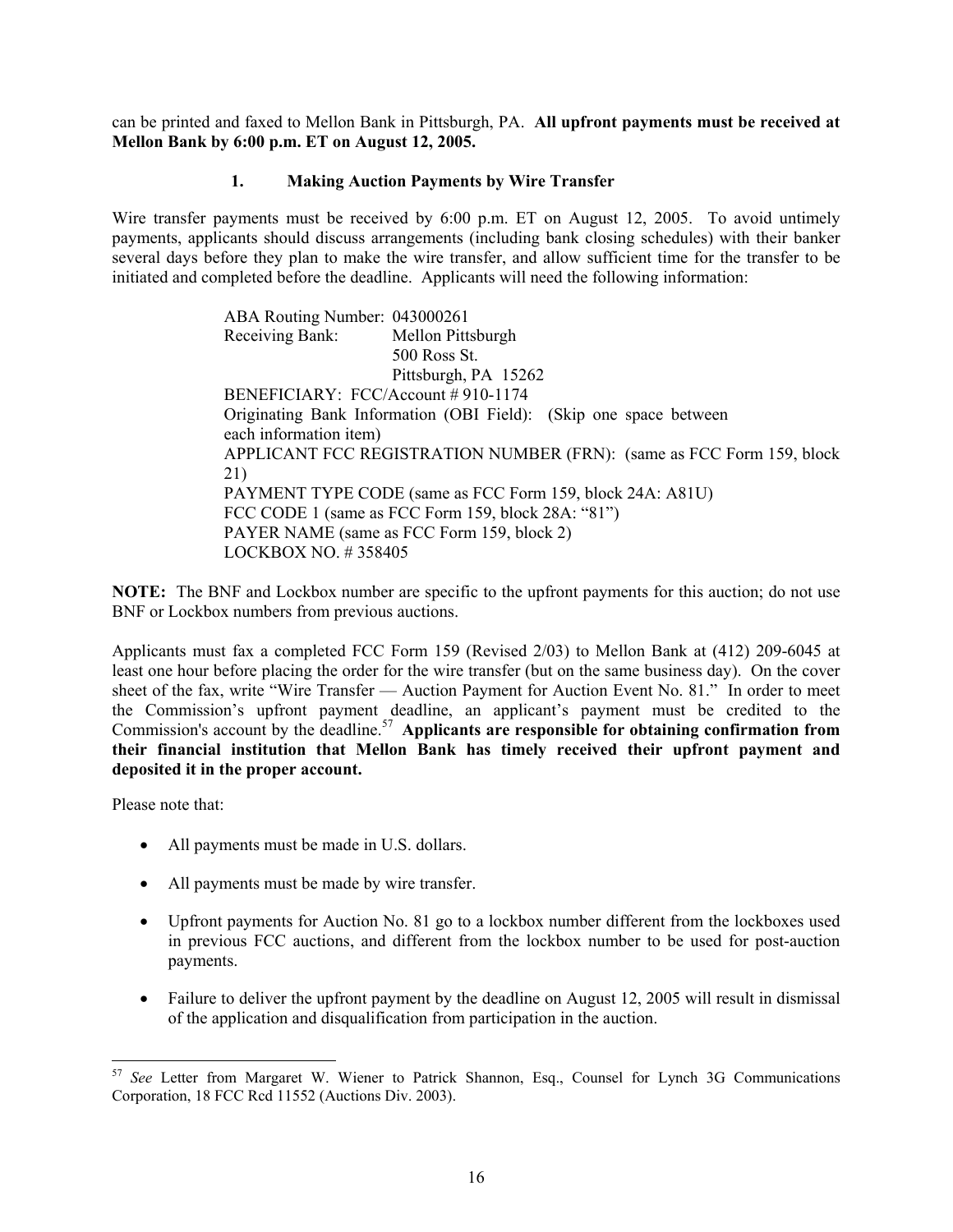can be printed and faxed to Mellon Bank in Pittsburgh, PA. **All upfront payments must be received at Mellon Bank by 6:00 p.m. ET on August 12, 2005.**

### 1. Making Auction Payments by Wire Transfer

Wire transfer payments must be received by 6:00 p.m. ET on August 12, 2005. To avoid untimely payments, applicants should discuss arrangements (including bank closing schedules) with their banker several days before they plan to make the wire transfer, and allow sufficient time for the transfer to be initiated and completed before the deadline. Applicants will need the following information:

> ABA Routing Number: 043000261
> Receiving Bank: Mellon Pittsburgh
> 500 Ross St.
> Pittsburgh, PA 15262
> BENEFICIARY: FCC/Account # 910-1174
> Originating Bank Information (OBI Field): (Skip one space between each information item)
> APPLICANT FCC REGISTRATION NUMBER (FRN): (same as FCC Form 159, block 21)
> PAYMENT TYPE CODE (same as FCC Form 159, block 24A: A81U)
> FCC CODE 1 (same as FCC Form 159, block 28A: "81")
> PAYER NAME (same as FCC Form 159, block 2)
> LOCKBOX NO. # 358405

**NOTE:** The BNF and Lockbox number are specific to the upfront payments for this auction; do not use BNF or Lockbox numbers from previous auctions.

Applicants must fax a completed FCC Form 159 (Revised 2/03) to Mellon Bank at (412) 209-6045 at least one hour before placing the order for the wire transfer (but on the same business day). On the cover sheet of the fax, write "Wire Transfer — Auction Payment for Auction Event No. 81." In order to meet the Commission's upfront payment deadline, an applicant's payment must be credited to the Commission's account by the deadline.[57] **Applicants are responsible for obtaining confirmation from their financial institution that Mellon Bank has timely received their upfront payment and deposited it in the proper account.**

Please note that:

- All payments must be made in U.S. dollars.
- All payments must be made by wire transfer.
- Upfront payments for Auction No. 81 go to a lockbox number different from the lockboxes used in previous FCC auctions, and different from the lockbox number to be used for post-auction payments.
- Failure to deliver the upfront payment by the deadline on August 12, 2005 will result in dismissal of the application and disqualification from participation in the auction.

---

[57] *See* Letter from Margaret W. Wiener to Patrick Shannon, Esq., Counsel for Lynch 3G Communications Corporation, 18 FCC Rcd 11552 (Auctions Div. 2003).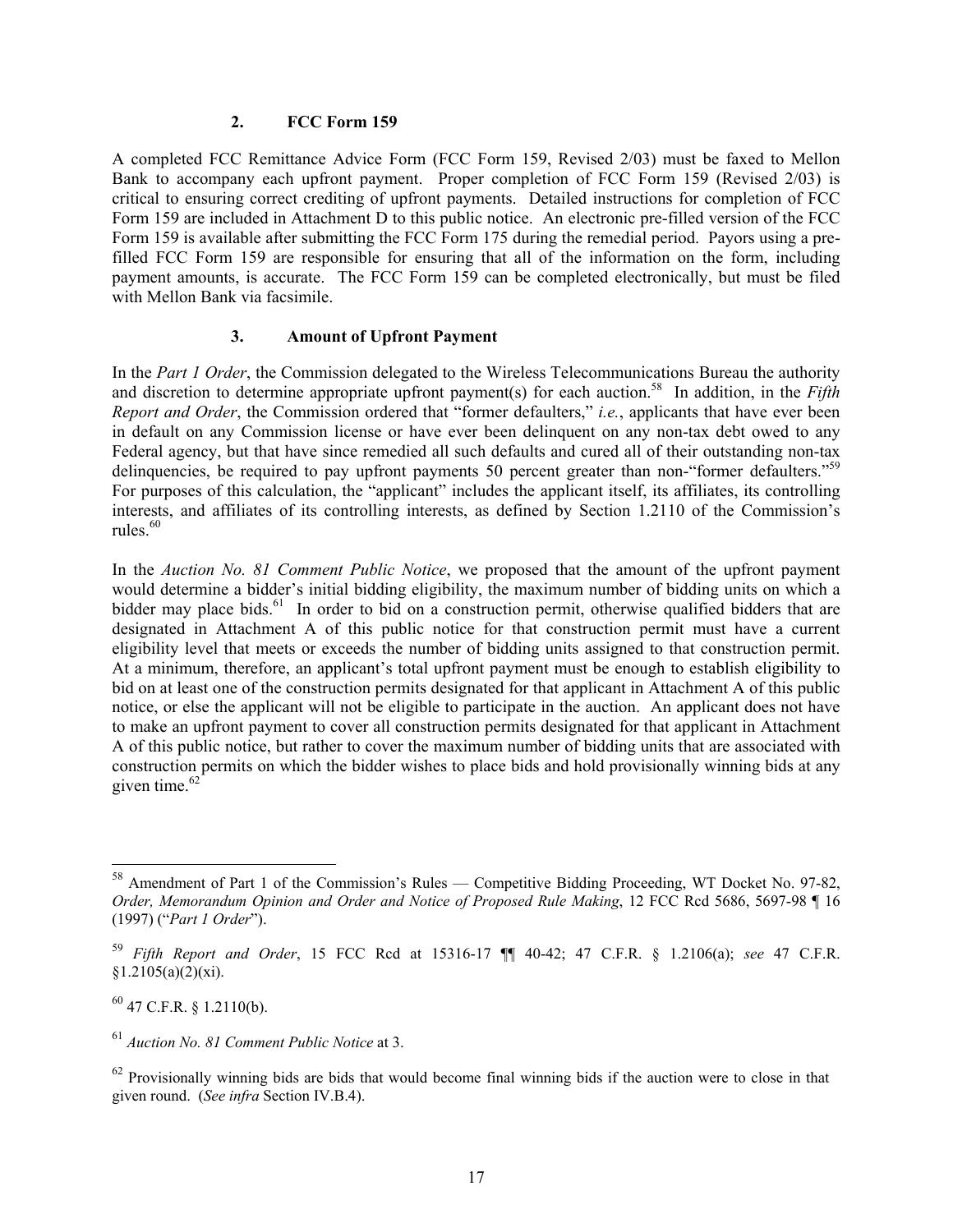### 2. FCC Form 159

A completed FCC Remittance Advice Form (FCC Form 159, Revised 2/03) must be faxed to Mellon Bank to accompany each upfront payment. Proper completion of FCC Form 159 (Revised 2/03) is critical to ensuring correct crediting of upfront payments. Detailed instructions for completion of FCC Form 159 are included in Attachment D to this public notice. An electronic pre-filled version of the FCC Form 159 is available after submitting the FCC Form 175 during the remedial period. Payors using a pre-filled FCC Form 159 are responsible for ensuring that all of the information on the form, including payment amounts, is accurate. The FCC Form 159 can be completed electronically, but must be filed with Mellon Bank via facsimile.

### 3. Amount of Upfront Payment

In the *Part 1 Order*, the Commission delegated to the Wireless Telecommunications Bureau the authority and discretion to determine appropriate upfront payment(s) for each auction.[58] In addition, in the *Fifth Report and Order*, the Commission ordered that "former defaulters," *i.e.*, applicants that have ever been in default on any Commission license or have ever been delinquent on any non-tax debt owed to any Federal agency, but that have since remedied all such defaults and cured all of their outstanding non-tax delinquencies, be required to pay upfront payments 50 percent greater than non-"former defaulters."[59] For purposes of this calculation, the "applicant" includes the applicant itself, its affiliates, its controlling interests, and affiliates of its controlling interests, as defined by Section 1.2110 of the Commission's rules.[60]

In the *Auction No. 81 Comment Public Notice*, we proposed that the amount of the upfront payment would determine a bidder's initial bidding eligibility, the maximum number of bidding units on which a bidder may place bids.[61] In order to bid on a construction permit, otherwise qualified bidders that are designated in Attachment A of this public notice for that construction permit must have a current eligibility level that meets or exceeds the number of bidding units assigned to that construction permit. At a minimum, therefore, an applicant's total upfront payment must be enough to establish eligibility to bid on at least one of the construction permits designated for that applicant in Attachment A of this public notice, or else the applicant will not be eligible to participate in the auction. An applicant does not have to make an upfront payment to cover all construction permits designated for that applicant in Attachment A of this public notice, but rather to cover the maximum number of bidding units that are associated with construction permits on which the bidder wishes to place bids and hold provisionally winning bids at any given time.[62]

---

[58] Amendment of Part 1 of the Commission's Rules — Competitive Bidding Proceeding, WT Docket No. 97-82, *Order, Memorandum Opinion and Order and Notice of Proposed Rule Making*, 12 FCC Rcd 5686, 5697-98 ¶ 16 (1997) ("*Part 1 Order*").

[59] *Fifth Report and Order*, 15 FCC Rcd at 15316-17 ¶¶ 40-42; 47 C.F.R. § 1.2106(a); *see* 47 C.F.R. §1.2105(a)(2)(xi).

[60] 47 C.F.R. § 1.2110(b).

[61] *Auction No. 81 Comment Public Notice* at 3.

[62] Provisionally winning bids are bids that would become final winning bids if the auction were to close in that given round. (*See infra* Section IV.B.4).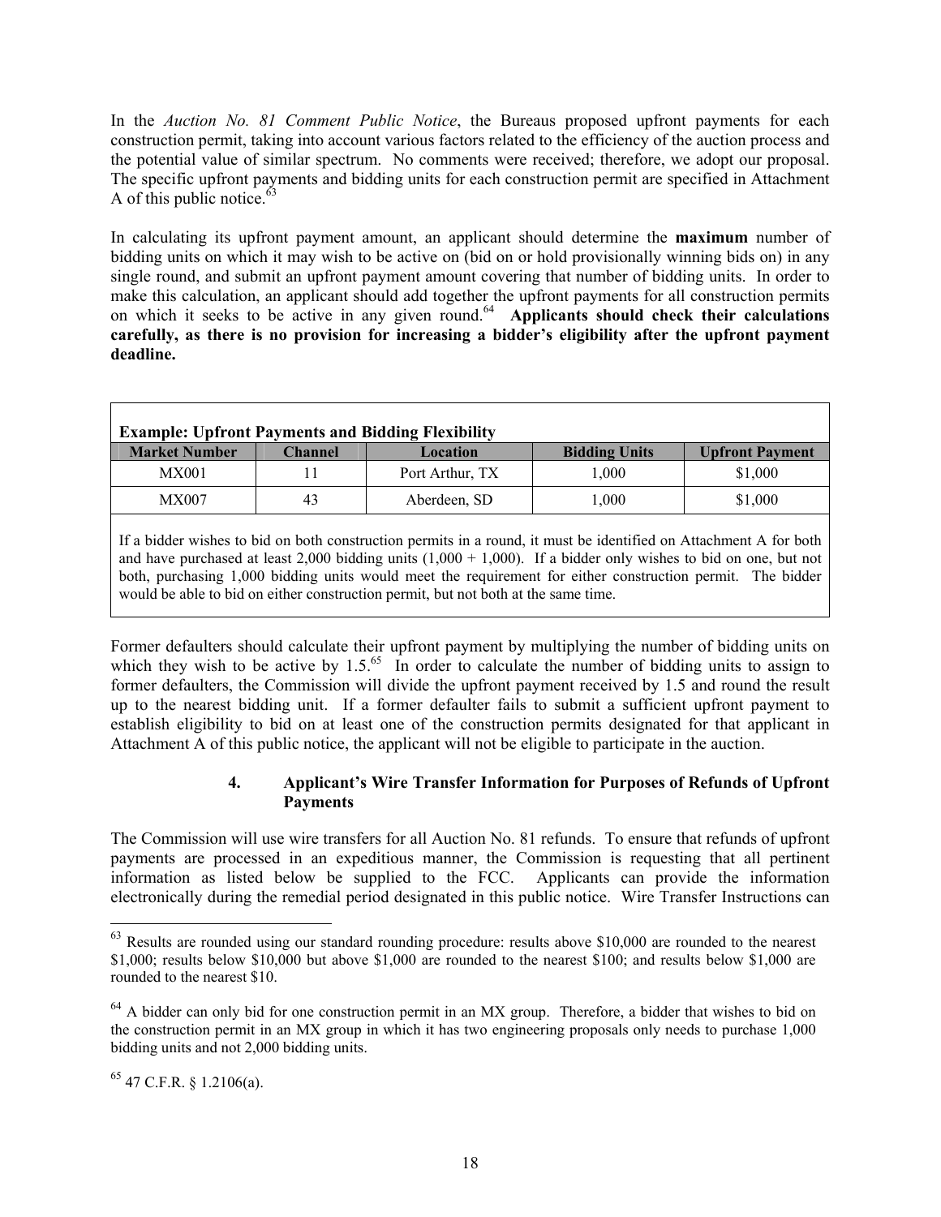In the *Auction No. 81 Comment Public Notice*, the Bureaus proposed upfront payments for each construction permit, taking into account various factors related to the efficiency of the auction process and the potential value of similar spectrum. No comments were received; therefore, we adopt our proposal. The specific upfront payments and bidding units for each construction permit are specified in Attachment A of this public notice.[63]

In calculating its upfront payment amount, an applicant should determine the **maximum** number of bidding units on which it may wish to be active on (bid on or hold provisionally winning bids on) in any single round, and submit an upfront payment amount covering that number of bidding units. In order to make this calculation, an applicant should add together the upfront payments for all construction permits on which it seeks to be active in any given round.[64] **Applicants should check their calculations carefully, as there is no provision for increasing a bidder's eligibility after the upfront payment deadline.**

**Example: Upfront Payments and Bidding Flexibility**

| Market Number | Channel | Location | Bidding Units | Upfront Payment |
|---|---|---|---|---|
| MX001 | 11 | Port Arthur, TX | 1,000 | $1,000 |
| MX007 | 43 | Aberdeen, SD | 1,000 | $1,000 |

If a bidder wishes to bid on both construction permits in a round, it must be identified on Attachment A for both and have purchased at least 2,000 bidding units (1,000 + 1,000). If a bidder only wishes to bid on one, but not both, purchasing 1,000 bidding units would meet the requirement for either construction permit. The bidder would be able to bid on either construction permit, but not both at the same time.

Former defaulters should calculate their upfront payment by multiplying the number of bidding units on which they wish to be active by 1.5.[65] In order to calculate the number of bidding units to assign to former defaulters, the Commission will divide the upfront payment received by 1.5 and round the result up to the nearest bidding unit. If a former defaulter fails to submit a sufficient upfront payment to establish eligibility to bid on at least one of the construction permits designated for that applicant in Attachment A of this public notice, the applicant will not be eligible to participate in the auction.

#### 4. Applicant's Wire Transfer Information for Purposes of Refunds of Upfront Payments

The Commission will use wire transfers for all Auction No. 81 refunds. To ensure that refunds of upfront payments are processed in an expeditious manner, the Commission is requesting that all pertinent information as listed below be supplied to the FCC. Applicants can provide the information electronically during the remedial period designated in this public notice. Wire Transfer Instructions can

---

[63] Results are rounded using our standard rounding procedure: results above $10,000 are rounded to the nearest $1,000; results below $10,000 but above $1,000 are rounded to the nearest $100; and results below $1,000 are rounded to the nearest $10.

[64] A bidder can only bid for one construction permit in an MX group. Therefore, a bidder that wishes to bid on the construction permit in an MX group in which it has two engineering proposals only needs to purchase 1,000 bidding units and not 2,000 bidding units.

[65] 47 C.F.R. § 1.2106(a).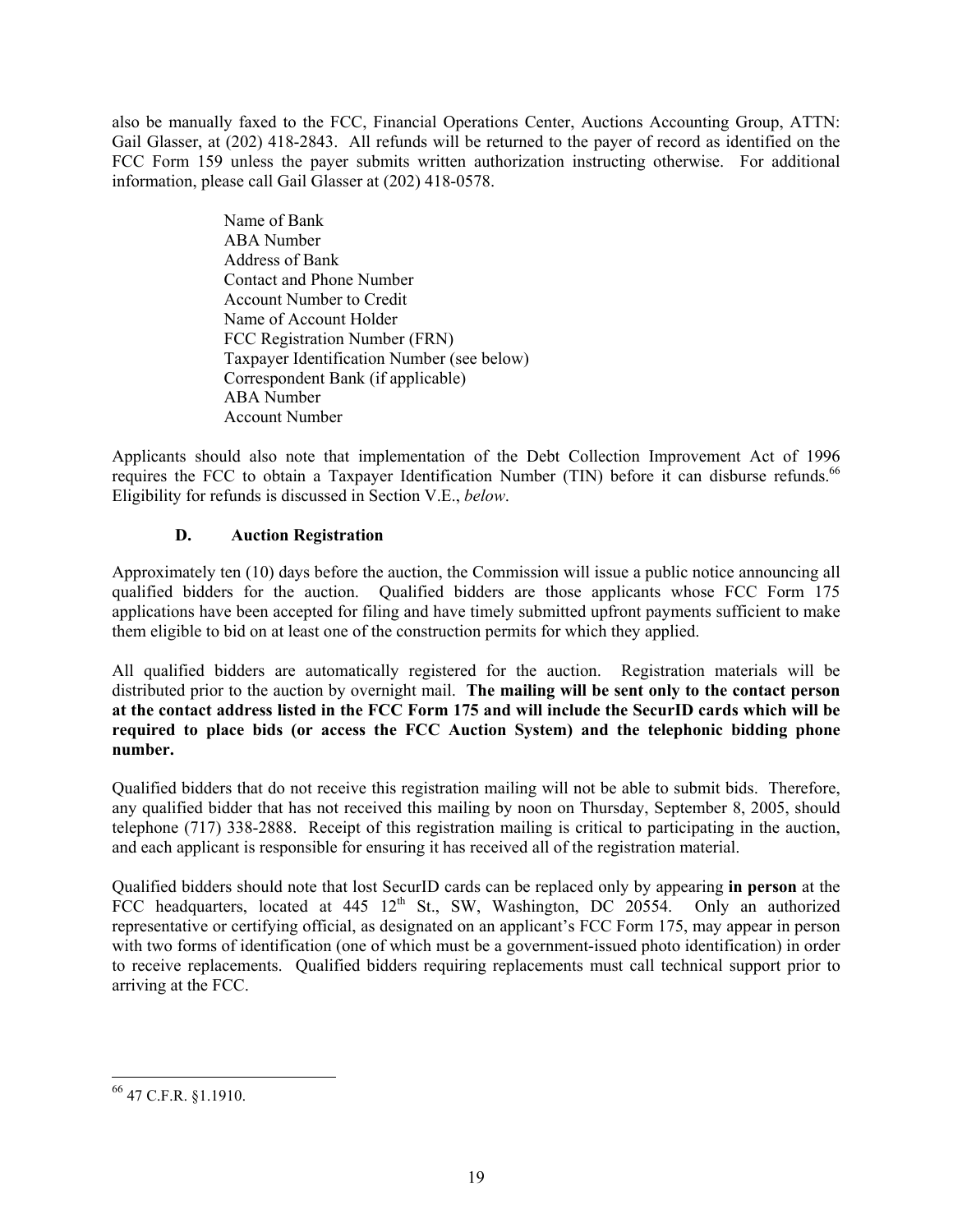also be manually faxed to the FCC, Financial Operations Center, Auctions Accounting Group, ATTN: Gail Glasser, at (202) 418-2843. All refunds will be returned to the payer of record as identified on the FCC Form 159 unless the payer submits written authorization instructing otherwise. For additional information, please call Gail Glasser at (202) 418-0578.

> Name of Bank
> ABA Number
> Address of Bank
> Contact and Phone Number
> Account Number to Credit
> Name of Account Holder
> FCC Registration Number (FRN)
> Taxpayer Identification Number (see below)
> Correspondent Bank (if applicable)
> ABA Number
> Account Number

Applicants should also note that implementation of the Debt Collection Improvement Act of 1996 requires the FCC to obtain a Taxpayer Identification Number (TIN) before it can disburse refunds.[66] Eligibility for refunds is discussed in Section V.E., *below*.

### D. Auction Registration

Approximately ten (10) days before the auction, the Commission will issue a public notice announcing all qualified bidders for the auction. Qualified bidders are those applicants whose FCC Form 175 applications have been accepted for filing and have timely submitted upfront payments sufficient to make them eligible to bid on at least one of the construction permits for which they applied.

All qualified bidders are automatically registered for the auction. Registration materials will be distributed prior to the auction by overnight mail. **The mailing will be sent only to the contact person at the contact address listed in the FCC Form 175 and will include the SecurID cards which will be required to place bids (or access the FCC Auction System) and the telephonic bidding phone number.**

Qualified bidders that do not receive this registration mailing will not be able to submit bids. Therefore, any qualified bidder that has not received this mailing by noon on Thursday, September 8, 2005, should telephone (717) 338-2888. Receipt of this registration mailing is critical to participating in the auction, and each applicant is responsible for ensuring it has received all of the registration material.

Qualified bidders should note that lost SecurID cards can be replaced only by appearing **in person** at the FCC headquarters, located at 445 12th St., SW, Washington, DC 20554. Only an authorized representative or certifying official, as designated on an applicant's FCC Form 175, may appear in person with two forms of identification (one of which must be a government-issued photo identification) in order to receive replacements. Qualified bidders requiring replacements must call technical support prior to arriving at the FCC.

---

[66] 47 C.F.R. §1.1910.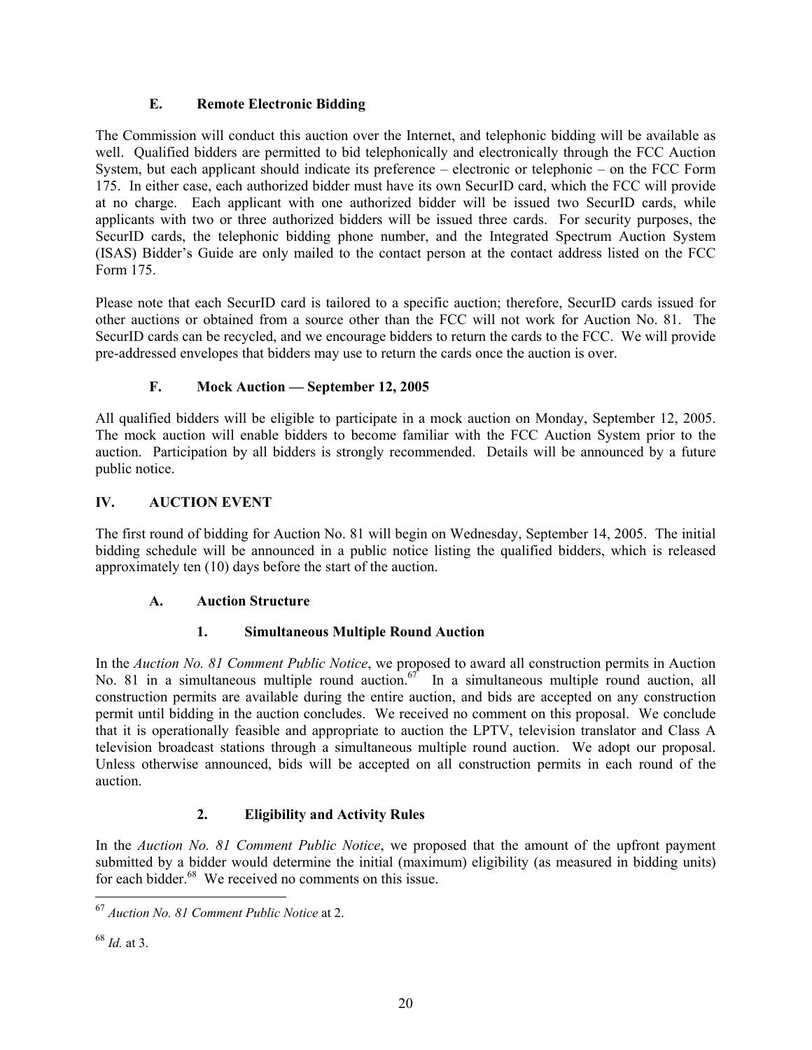### E. Remote Electronic Bidding

The Commission will conduct this auction over the Internet, and telephonic bidding will be available as well. Qualified bidders are permitted to bid telephonically and electronically through the FCC Auction System, but each applicant should indicate its preference – electronic or telephonic – on the FCC Form 175. In either case, each authorized bidder must have its own SecurID card, which the FCC will provide at no charge. Each applicant with one authorized bidder will be issued two SecurID cards, while applicants with two or three authorized bidders will be issued three cards. For security purposes, the SecurID cards, the telephonic bidding phone number, and the Integrated Spectrum Auction System (ISAS) Bidder's Guide are only mailed to the contact person at the contact address listed on the FCC Form 175.

Please note that each SecurID card is tailored to a specific auction; therefore, SecurID cards issued for other auctions or obtained from a source other than the FCC will not work for Auction No. 81. The SecurID cards can be recycled, and we encourage bidders to return the cards to the FCC. We will provide pre-addressed envelopes that bidders may use to return the cards once the auction is over.

### F. Mock Auction — September 12, 2005

All qualified bidders will be eligible to participate in a mock auction on Monday, September 12, 2005. The mock auction will enable bidders to become familiar with the FCC Auction System prior to the auction. Participation by all bidders is strongly recommended. Details will be announced by a future public notice.

## IV. AUCTION EVENT

The first round of bidding for Auction No. 81 will begin on Wednesday, September 14, 2005. The initial bidding schedule will be announced in a public notice listing the qualified bidders, which is released approximately ten (10) days before the start of the auction.

### A. Auction Structure

#### 1. Simultaneous Multiple Round Auction

In the *Auction No. 81 Comment Public Notice*, we proposed to award all construction permits in Auction No. 81 in a simultaneous multiple round auction.[67] In a simultaneous multiple round auction, all construction permits are available during the entire auction, and bids are accepted on any construction permit until bidding in the auction concludes. We received no comment on this proposal. We conclude that it is operationally feasible and appropriate to auction the LPTV, television translator and Class A television broadcast stations through a simultaneous multiple round auction. We adopt our proposal. Unless otherwise announced, bids will be accepted on all construction permits in each round of the auction.

#### 2. Eligibility and Activity Rules

In the *Auction No. 81 Comment Public Notice*, we proposed that the amount of the upfront payment submitted by a bidder would determine the initial (maximum) eligibility (as measured in bidding units) for each bidder.[68] We received no comments on this issue.

---

[67] *Auction No. 81 Comment Public Notice* at 2.

[68] *Id.* at 3.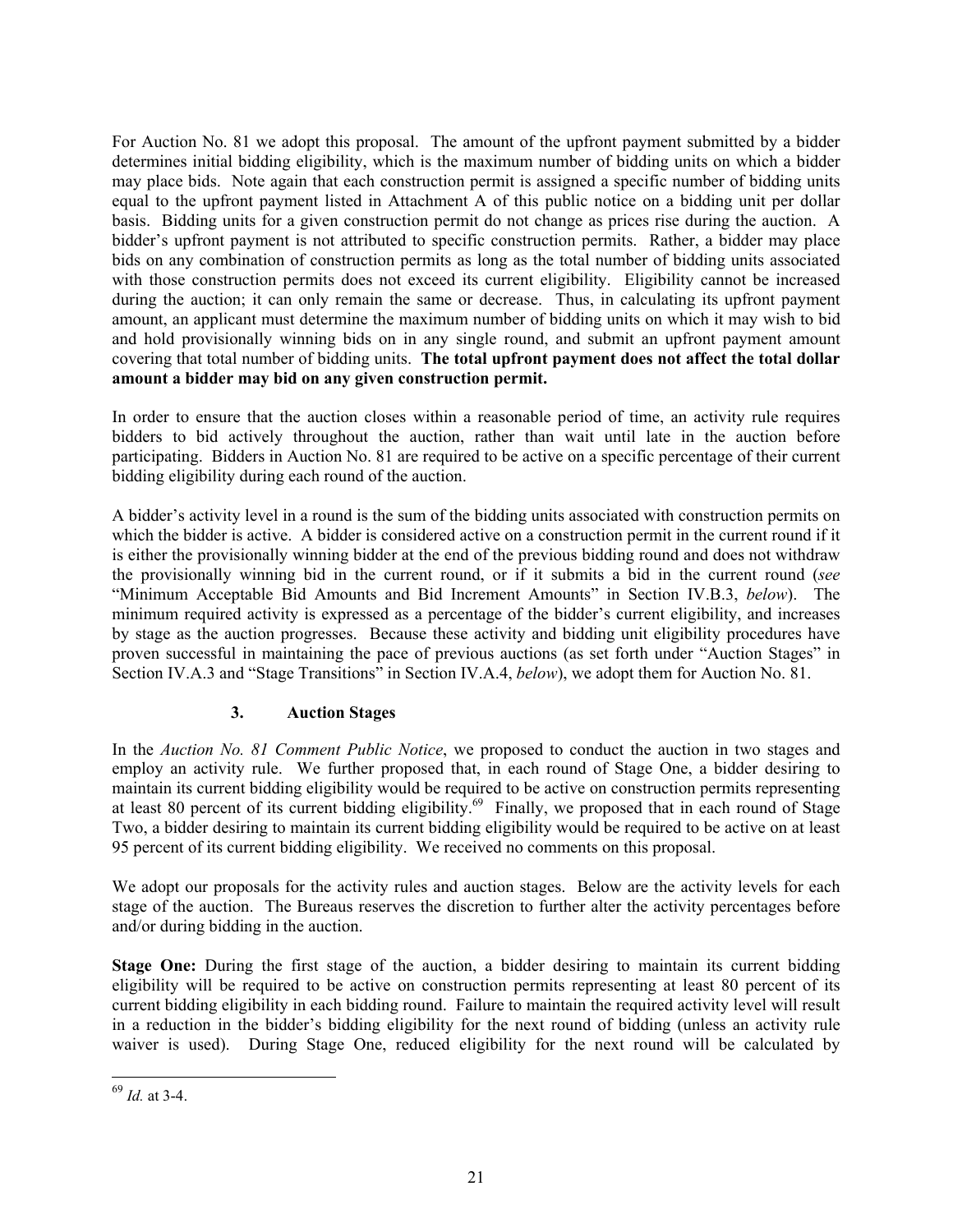For Auction No. 81 we adopt this proposal. The amount of the upfront payment submitted by a bidder determines initial bidding eligibility, which is the maximum number of bidding units on which a bidder may place bids. Note again that each construction permit is assigned a specific number of bidding units equal to the upfront payment listed in Attachment A of this public notice on a bidding unit per dollar basis. Bidding units for a given construction permit do not change as prices rise during the auction. A bidder's upfront payment is not attributed to specific construction permits. Rather, a bidder may place bids on any combination of construction permits as long as the total number of bidding units associated with those construction permits does not exceed its current eligibility. Eligibility cannot be increased during the auction; it can only remain the same or decrease. Thus, in calculating its upfront payment amount, an applicant must determine the maximum number of bidding units on which it may wish to bid and hold provisionally winning bids on in any single round, and submit an upfront payment amount covering that total number of bidding units. **The total upfront payment does not affect the total dollar amount a bidder may bid on any given construction permit.**

In order to ensure that the auction closes within a reasonable period of time, an activity rule requires bidders to bid actively throughout the auction, rather than wait until late in the auction before participating. Bidders in Auction No. 81 are required to be active on a specific percentage of their current bidding eligibility during each round of the auction.

A bidder's activity level in a round is the sum of the bidding units associated with construction permits on which the bidder is active. A bidder is considered active on a construction permit in the current round if it is either the provisionally winning bidder at the end of the previous bidding round and does not withdraw the provisionally winning bid in the current round, or if it submits a bid in the current round (*see* "Minimum Acceptable Bid Amounts and Bid Increment Amounts" in Section IV.B.3, *below*). The minimum required activity is expressed as a percentage of the bidder's current eligibility, and increases by stage as the auction progresses. Because these activity and bidding unit eligibility procedures have proven successful in maintaining the pace of previous auctions (as set forth under "Auction Stages" in Section IV.A.3 and "Stage Transitions" in Section IV.A.4, *below*), we adopt them for Auction No. 81.

### 3. Auction Stages

In the *Auction No. 81 Comment Public Notice*, we proposed to conduct the auction in two stages and employ an activity rule. We further proposed that, in each round of Stage One, a bidder desiring to maintain its current bidding eligibility would be required to be active on construction permits representing at least 80 percent of its current bidding eligibility.[69] Finally, we proposed that in each round of Stage Two, a bidder desiring to maintain its current bidding eligibility would be required to be active on at least 95 percent of its current bidding eligibility. We received no comments on this proposal.

We adopt our proposals for the activity rules and auction stages. Below are the activity levels for each stage of the auction. The Bureaus reserves the discretion to further alter the activity percentages before and/or during bidding in the auction.

**Stage One:** During the first stage of the auction, a bidder desiring to maintain its current bidding eligibility will be required to be active on construction permits representing at least 80 percent of its current bidding eligibility in each bidding round. Failure to maintain the required activity level will result in a reduction in the bidder's bidding eligibility for the next round of bidding (unless an activity rule waiver is used). During Stage One, reduced eligibility for the next round will be calculated by

---

[69] *Id.* at 3-4.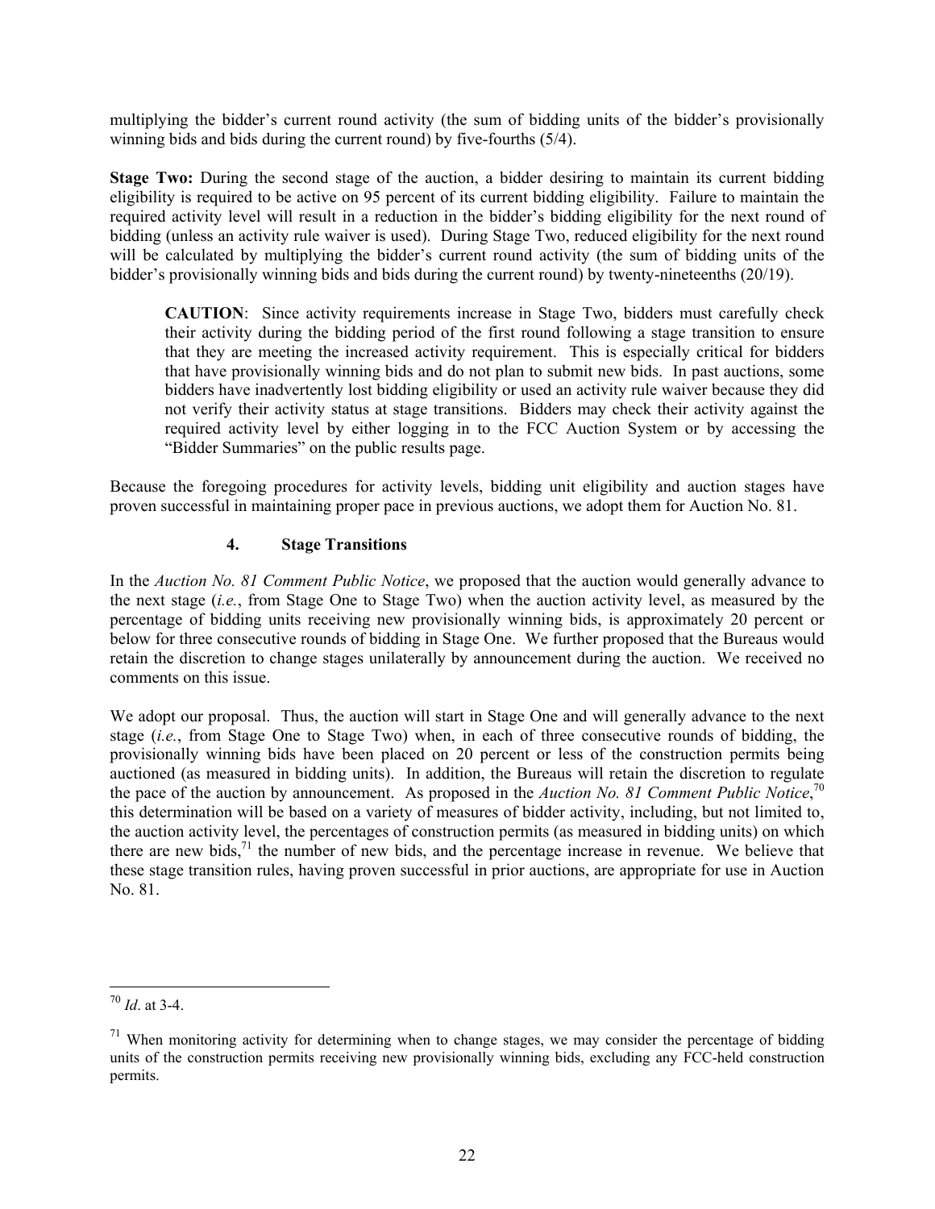multiplying the bidder's current round activity (the sum of bidding units of the bidder's provisionally winning bids and bids during the current round) by five-fourths (5/4).

**Stage Two:** During the second stage of the auction, a bidder desiring to maintain its current bidding eligibility is required to be active on 95 percent of its current bidding eligibility. Failure to maintain the required activity level will result in a reduction in the bidder's bidding eligibility for the next round of bidding (unless an activity rule waiver is used). During Stage Two, reduced eligibility for the next round will be calculated by multiplying the bidder's current round activity (the sum of bidding units of the bidder's provisionally winning bids and bids during the current round) by twenty-nineteenths (20/19).

> **CAUTION**: Since activity requirements increase in Stage Two, bidders must carefully check their activity during the bidding period of the first round following a stage transition to ensure that they are meeting the increased activity requirement. This is especially critical for bidders that have provisionally winning bids and do not plan to submit new bids. In past auctions, some bidders have inadvertently lost bidding eligibility or used an activity rule waiver because they did not verify their activity status at stage transitions. Bidders may check their activity against the required activity level by either logging in to the FCC Auction System or by accessing the "Bidder Summaries" on the public results page.

Because the foregoing procedures for activity levels, bidding unit eligibility and auction stages have proven successful in maintaining proper pace in previous auctions, we adopt them for Auction No. 81.

#### 4. Stage Transitions

In the *Auction No. 81 Comment Public Notice*, we proposed that the auction would generally advance to the next stage (*i.e.*, from Stage One to Stage Two) when the auction activity level, as measured by the percentage of bidding units receiving new provisionally winning bids, is approximately 20 percent or below for three consecutive rounds of bidding in Stage One. We further proposed that the Bureaus would retain the discretion to change stages unilaterally by announcement during the auction. We received no comments on this issue.

We adopt our proposal. Thus, the auction will start in Stage One and will generally advance to the next stage (*i.e.*, from Stage One to Stage Two) when, in each of three consecutive rounds of bidding, the provisionally winning bids have been placed on 20 percent or less of the construction permits being auctioned (as measured in bidding units). In addition, the Bureaus will retain the discretion to regulate the pace of the auction by announcement. As proposed in the *Auction No. 81 Comment Public Notice*,[70] this determination will be based on a variety of measures of bidder activity, including, but not limited to, the auction activity level, the percentages of construction permits (as measured in bidding units) on which there are new bids,[71] the number of new bids, and the percentage increase in revenue. We believe that these stage transition rules, having proven successful in prior auctions, are appropriate for use in Auction No. 81.

---

[70] *Id*. at 3-4.

[71] When monitoring activity for determining when to change stages, we may consider the percentage of bidding units of the construction permits receiving new provisionally winning bids, excluding any FCC-held construction permits.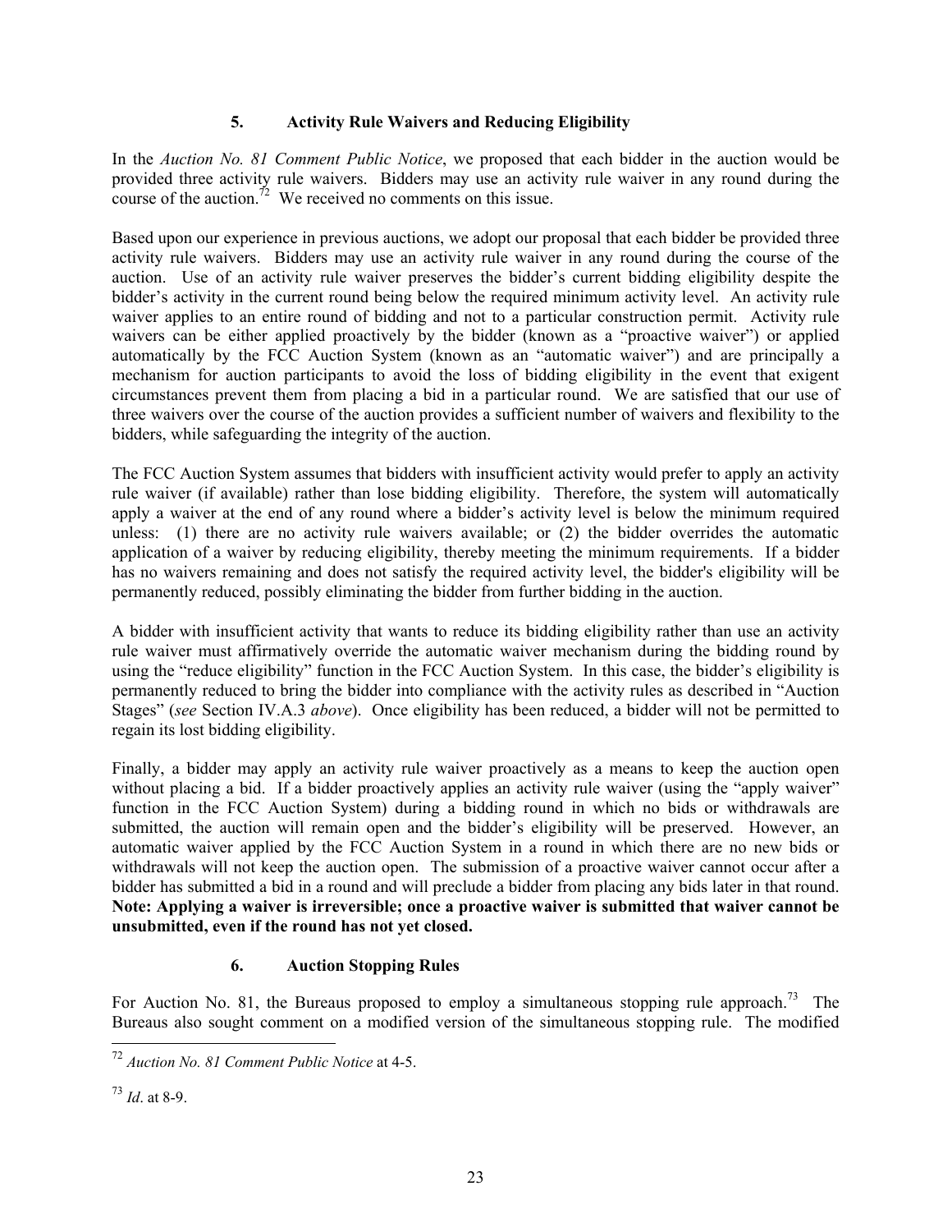### 5. Activity Rule Waivers and Reducing Eligibility

In the *Auction No. 81 Comment Public Notice*, we proposed that each bidder in the auction would be provided three activity rule waivers. Bidders may use an activity rule waiver in any round during the course of the auction.[72] We received no comments on this issue.

Based upon our experience in previous auctions, we adopt our proposal that each bidder be provided three activity rule waivers. Bidders may use an activity rule waiver in any round during the course of the auction. Use of an activity rule waiver preserves the bidder's current bidding eligibility despite the bidder's activity in the current round being below the required minimum activity level. An activity rule waiver applies to an entire round of bidding and not to a particular construction permit. Activity rule waivers can be either applied proactively by the bidder (known as a "proactive waiver") or applied automatically by the FCC Auction System (known as an "automatic waiver") and are principally a mechanism for auction participants to avoid the loss of bidding eligibility in the event that exigent circumstances prevent them from placing a bid in a particular round. We are satisfied that our use of three waivers over the course of the auction provides a sufficient number of waivers and flexibility to the bidders, while safeguarding the integrity of the auction.

The FCC Auction System assumes that bidders with insufficient activity would prefer to apply an activity rule waiver (if available) rather than lose bidding eligibility. Therefore, the system will automatically apply a waiver at the end of any round where a bidder's activity level is below the minimum required unless: (1) there are no activity rule waivers available; or (2) the bidder overrides the automatic application of a waiver by reducing eligibility, thereby meeting the minimum requirements. If a bidder has no waivers remaining and does not satisfy the required activity level, the bidder's eligibility will be permanently reduced, possibly eliminating the bidder from further bidding in the auction.

A bidder with insufficient activity that wants to reduce its bidding eligibility rather than use an activity rule waiver must affirmatively override the automatic waiver mechanism during the bidding round by using the "reduce eligibility" function in the FCC Auction System. In this case, the bidder's eligibility is permanently reduced to bring the bidder into compliance with the activity rules as described in "Auction Stages" (*see* Section IV.A.3 *above*). Once eligibility has been reduced, a bidder will not be permitted to regain its lost bidding eligibility.

Finally, a bidder may apply an activity rule waiver proactively as a means to keep the auction open without placing a bid. If a bidder proactively applies an activity rule waiver (using the "apply waiver" function in the FCC Auction System) during a bidding round in which no bids or withdrawals are submitted, the auction will remain open and the bidder's eligibility will be preserved. However, an automatic waiver applied by the FCC Auction System in a round in which there are no new bids or withdrawals will not keep the auction open. The submission of a proactive waiver cannot occur after a bidder has submitted a bid in a round and will preclude a bidder from placing any bids later in that round. **Note: Applying a waiver is irreversible; once a proactive waiver is submitted that waiver cannot be unsubmitted, even if the round has not yet closed.**

### 6. Auction Stopping Rules

For Auction No. 81, the Bureaus proposed to employ a simultaneous stopping rule approach.[73] The Bureaus also sought comment on a modified version of the simultaneous stopping rule. The modified

---

[72] *Auction No. 81 Comment Public Notice* at 4-5.

[73] *Id*. at 8-9.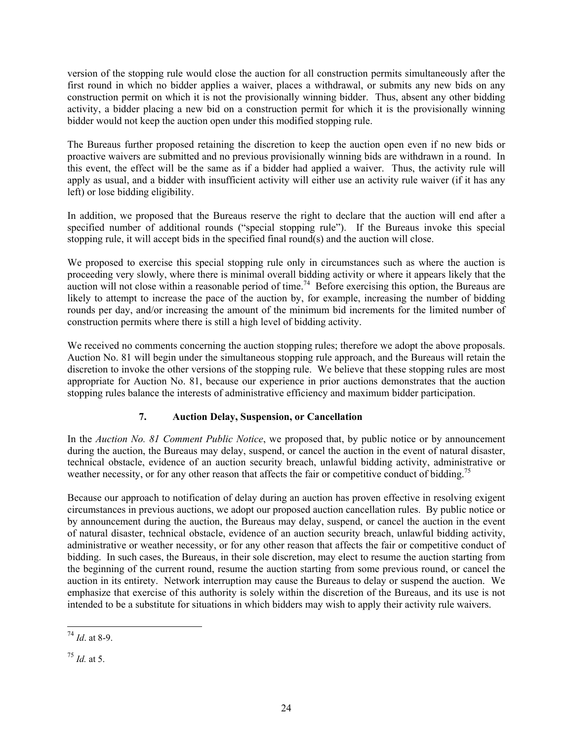version of the stopping rule would close the auction for all construction permits simultaneously after the first round in which no bidder applies a waiver, places a withdrawal, or submits any new bids on any construction permit on which it is not the provisionally winning bidder. Thus, absent any other bidding activity, a bidder placing a new bid on a construction permit for which it is the provisionally winning bidder would not keep the auction open under this modified stopping rule.

The Bureaus further proposed retaining the discretion to keep the auction open even if no new bids or proactive waivers are submitted and no previous provisionally winning bids are withdrawn in a round. In this event, the effect will be the same as if a bidder had applied a waiver. Thus, the activity rule will apply as usual, and a bidder with insufficient activity will either use an activity rule waiver (if it has any left) or lose bidding eligibility.

In addition, we proposed that the Bureaus reserve the right to declare that the auction will end after a specified number of additional rounds ("special stopping rule"). If the Bureaus invoke this special stopping rule, it will accept bids in the specified final round(s) and the auction will close.

We proposed to exercise this special stopping rule only in circumstances such as where the auction is proceeding very slowly, where there is minimal overall bidding activity or where it appears likely that the auction will not close within a reasonable period of time.[74] Before exercising this option, the Bureaus are likely to attempt to increase the pace of the auction by, for example, increasing the number of bidding rounds per day, and/or increasing the amount of the minimum bid increments for the limited number of construction permits where there is still a high level of bidding activity.

We received no comments concerning the auction stopping rules; therefore we adopt the above proposals. Auction No. 81 will begin under the simultaneous stopping rule approach, and the Bureaus will retain the discretion to invoke the other versions of the stopping rule. We believe that these stopping rules are most appropriate for Auction No. 81, because our experience in prior auctions demonstrates that the auction stopping rules balance the interests of administrative efficiency and maximum bidder participation.

### 7. Auction Delay, Suspension, or Cancellation

In the *Auction No. 81 Comment Public Notice*, we proposed that, by public notice or by announcement during the auction, the Bureaus may delay, suspend, or cancel the auction in the event of natural disaster, technical obstacle, evidence of an auction security breach, unlawful bidding activity, administrative or weather necessity, or for any other reason that affects the fair or competitive conduct of bidding.[75]

Because our approach to notification of delay during an auction has proven effective in resolving exigent circumstances in previous auctions, we adopt our proposed auction cancellation rules. By public notice or by announcement during the auction, the Bureaus may delay, suspend, or cancel the auction in the event of natural disaster, technical obstacle, evidence of an auction security breach, unlawful bidding activity, administrative or weather necessity, or for any other reason that affects the fair or competitive conduct of bidding. In such cases, the Bureaus, in their sole discretion, may elect to resume the auction starting from the beginning of the current round, resume the auction starting from some previous round, or cancel the auction in its entirety. Network interruption may cause the Bureaus to delay or suspend the auction. We emphasize that exercise of this authority is solely within the discretion of the Bureaus, and its use is not intended to be a substitute for situations in which bidders may wish to apply their activity rule waivers.

---

[74] *Id*. at 8-9.

[75] *Id.* at 5.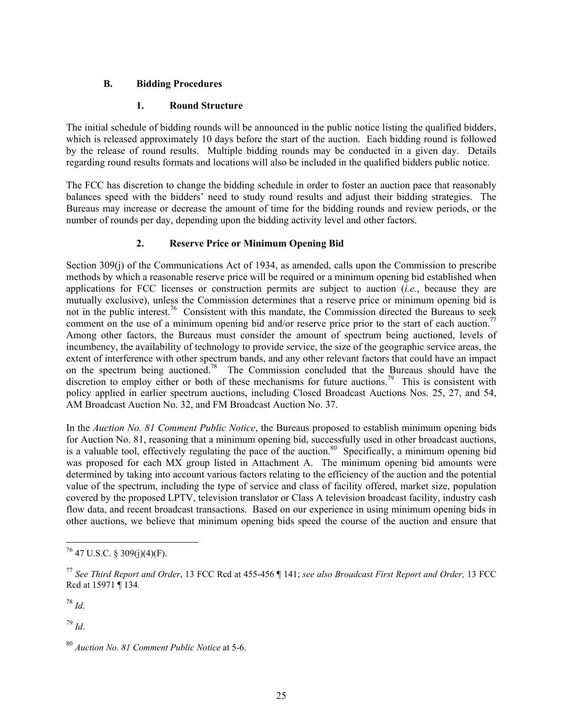### B. Bidding Procedures

#### 1. Round Structure

The initial schedule of bidding rounds will be announced in the public notice listing the qualified bidders, which is released approximately 10 days before the start of the auction. Each bidding round is followed by the release of round results. Multiple bidding rounds may be conducted in a given day. Details regarding round results formats and locations will also be included in the qualified bidders public notice.

The FCC has discretion to change the bidding schedule in order to foster an auction pace that reasonably balances speed with the bidders' need to study round results and adjust their bidding strategies. The Bureaus may increase or decrease the amount of time for the bidding rounds and review periods, or the number of rounds per day, depending upon the bidding activity level and other factors.

#### 2. Reserve Price or Minimum Opening Bid

Section 309(j) of the Communications Act of 1934, as amended, calls upon the Commission to prescribe methods by which a reasonable reserve price will be required or a minimum opening bid established when applications for FCC licenses or construction permits are subject to auction (*i.e.*, because they are mutually exclusive), unless the Commission determines that a reserve price or minimum opening bid is not in the public interest.[76] Consistent with this mandate, the Commission directed the Bureaus to seek comment on the use of a minimum opening bid and/or reserve price prior to the start of each auction.[77] Among other factors, the Bureaus must consider the amount of spectrum being auctioned, levels of incumbency, the availability of technology to provide service, the size of the geographic service areas, the extent of interference with other spectrum bands, and any other relevant factors that could have an impact on the spectrum being auctioned.[78] The Commission concluded that the Bureaus should have the discretion to employ either or both of these mechanisms for future auctions.[79] This is consistent with policy applied in earlier spectrum auctions, including Closed Broadcast Auctions Nos. 25, 27, and 54, AM Broadcast Auction No. 32, and FM Broadcast Auction No. 37.

In the *Auction No. 81 Comment Public Notice*, the Bureaus proposed to establish minimum opening bids for Auction No. 81, reasoning that a minimum opening bid, successfully used in other broadcast auctions, is a valuable tool, effectively regulating the pace of the auction.[80] Specifically, a minimum opening bid was proposed for each MX group listed in Attachment A. The minimum opening bid amounts were determined by taking into account various factors relating to the efficiency of the auction and the potential value of the spectrum, including the type of service and class of facility offered, market size, population covered by the proposed LPTV, television translator or Class A television broadcast facility, industry cash flow data, and recent broadcast transactions. Based on our experience in using minimum opening bids in other auctions, we believe that minimum opening bids speed the course of the auction and ensure that

---

[76] 47 U.S.C. § 309(j)(4)(F).

[77] *See Third Report and Order*, 13 FCC Rcd at 455-456 ¶ 141; *see also Broadcast First Report and Order,* 13 FCC Rcd at 15971 ¶ 134*.*

[78] *Id*.

[79] *Id*.

[80] *Auction No. 81 Comment Public Notice* at 5-6.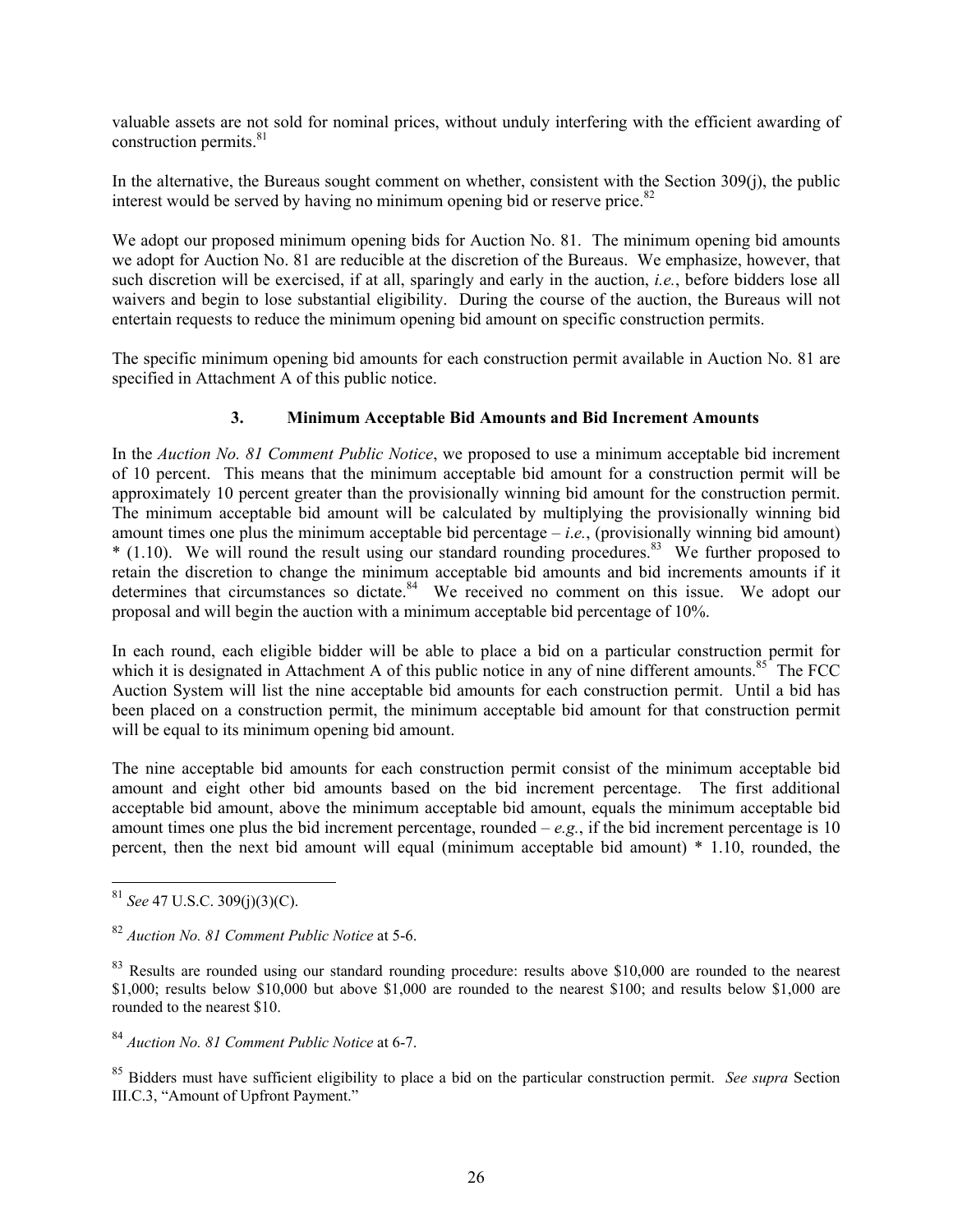valuable assets are not sold for nominal prices, without unduly interfering with the efficient awarding of construction permits.[81]

In the alternative, the Bureaus sought comment on whether, consistent with the Section 309(j), the public interest would be served by having no minimum opening bid or reserve price.[82]

We adopt our proposed minimum opening bids for Auction No. 81. The minimum opening bid amounts we adopt for Auction No. 81 are reducible at the discretion of the Bureaus. We emphasize, however, that such discretion will be exercised, if at all, sparingly and early in the auction, *i.e.*, before bidders lose all waivers and begin to lose substantial eligibility. During the course of the auction, the Bureaus will not entertain requests to reduce the minimum opening bid amount on specific construction permits.

The specific minimum opening bid amounts for each construction permit available in Auction No. 81 are specified in Attachment A of this public notice.

### 3. Minimum Acceptable Bid Amounts and Bid Increment Amounts

In the *Auction No. 81 Comment Public Notice*, we proposed to use a minimum acceptable bid increment of 10 percent. This means that the minimum acceptable bid amount for a construction permit will be approximately 10 percent greater than the provisionally winning bid amount for the construction permit. The minimum acceptable bid amount will be calculated by multiplying the provisionally winning bid amount times one plus the minimum acceptable bid percentage – *i.e.*, (provisionally winning bid amount) * (1.10). We will round the result using our standard rounding procedures.[83] We further proposed to retain the discretion to change the minimum acceptable bid amounts and bid increments amounts if it determines that circumstances so dictate.[84] We received no comment on this issue. We adopt our proposal and will begin the auction with a minimum acceptable bid percentage of 10%.

In each round, each eligible bidder will be able to place a bid on a particular construction permit for which it is designated in Attachment A of this public notice in any of nine different amounts.[85] The FCC Auction System will list the nine acceptable bid amounts for each construction permit. Until a bid has been placed on a construction permit, the minimum acceptable bid amount for that construction permit will be equal to its minimum opening bid amount.

The nine acceptable bid amounts for each construction permit consist of the minimum acceptable bid amount and eight other bid amounts based on the bid increment percentage. The first additional acceptable bid amount, above the minimum acceptable bid amount, equals the minimum acceptable bid amount times one plus the bid increment percentage, rounded – *e.g.*, if the bid increment percentage is 10 percent, then the next bid amount will equal (minimum acceptable bid amount) * 1.10, rounded, the

---

[81] *See* 47 U.S.C. 309(j)(3)(C).

[82] *Auction No. 81 Comment Public Notice* at 5-6.

[83] Results are rounded using our standard rounding procedure: results above $10,000 are rounded to the nearest $1,000; results below $10,000 but above $1,000 are rounded to the nearest $100; and results below $1,000 are rounded to the nearest $10.

[84] *Auction No. 81 Comment Public Notice* at 6-7.

[85] Bidders must have sufficient eligibility to place a bid on the particular construction permit. *See supra* Section III.C.3, "Amount of Upfront Payment."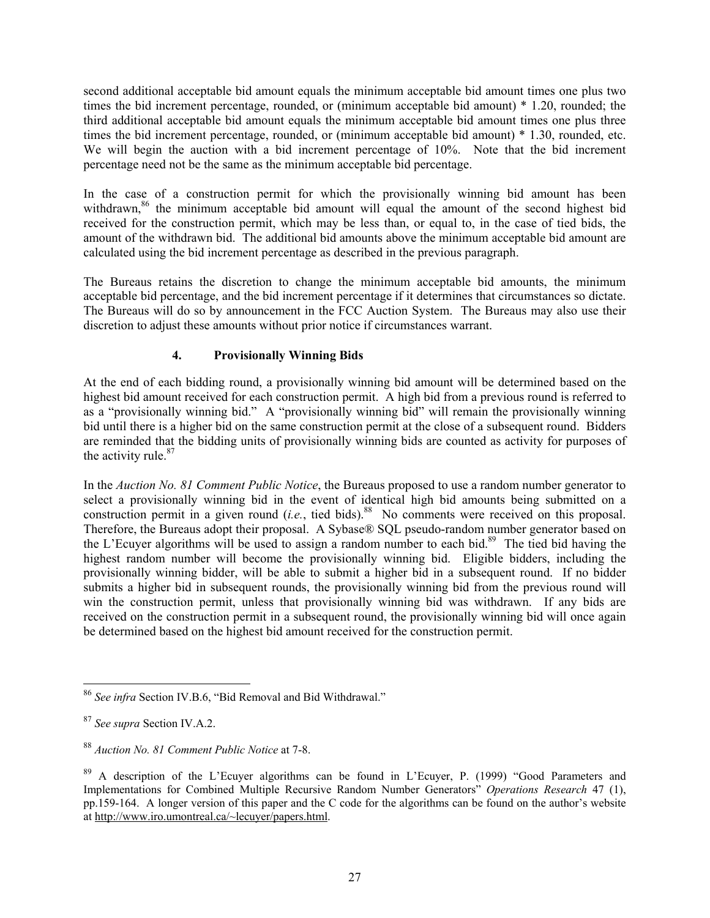second additional acceptable bid amount equals the minimum acceptable bid amount times one plus two times the bid increment percentage, rounded, or (minimum acceptable bid amount) * 1.20, rounded; the third additional acceptable bid amount equals the minimum acceptable bid amount times one plus three times the bid increment percentage, rounded, or (minimum acceptable bid amount) * 1.30, rounded, etc. We will begin the auction with a bid increment percentage of 10%. Note that the bid increment percentage need not be the same as the minimum acceptable bid percentage.

In the case of a construction permit for which the provisionally winning bid amount has been withdrawn,[86] the minimum acceptable bid amount will equal the amount of the second highest bid received for the construction permit, which may be less than, or equal to, in the case of tied bids, the amount of the withdrawn bid. The additional bid amounts above the minimum acceptable bid amount are calculated using the bid increment percentage as described in the previous paragraph.

The Bureaus retains the discretion to change the minimum acceptable bid amounts, the minimum acceptable bid percentage, and the bid increment percentage if it determines that circumstances so dictate. The Bureaus will do so by announcement in the FCC Auction System. The Bureaus may also use their discretion to adjust these amounts without prior notice if circumstances warrant.

### 4. Provisionally Winning Bids

At the end of each bidding round, a provisionally winning bid amount will be determined based on the highest bid amount received for each construction permit. A high bid from a previous round is referred to as a "provisionally winning bid." A "provisionally winning bid" will remain the provisionally winning bid until there is a higher bid on the same construction permit at the close of a subsequent round. Bidders are reminded that the bidding units of provisionally winning bids are counted as activity for purposes of the activity rule.[87]

In the *Auction No. 81 Comment Public Notice*, the Bureaus proposed to use a random number generator to select a provisionally winning bid in the event of identical high bid amounts being submitted on a construction permit in a given round (*i.e.*, tied bids).[88] No comments were received on this proposal. Therefore, the Bureaus adopt their proposal. A Sybase® SQL pseudo-random number generator based on the L'Ecuyer algorithms will be used to assign a random number to each bid.[89] The tied bid having the highest random number will become the provisionally winning bid. Eligible bidders, including the provisionally winning bidder, will be able to submit a higher bid in a subsequent round. If no bidder submits a higher bid in subsequent rounds, the provisionally winning bid from the previous round will win the construction permit, unless that provisionally winning bid was withdrawn. If any bids are received on the construction permit in a subsequent round, the provisionally winning bid will once again be determined based on the highest bid amount received for the construction permit.

---

[86] *See infra* Section IV.B.6, "Bid Removal and Bid Withdrawal."

[87] *See supra* Section IV.A.2.

[88] *Auction No. 81 Comment Public Notice* at 7-8.

[89] A description of the L'Ecuyer algorithms can be found in L'Ecuyer, P. (1999) "Good Parameters and Implementations for Combined Multiple Recursive Random Number Generators" *Operations Research* 47 (1), pp.159-164. A longer version of this paper and the C code for the algorithms can be found on the author's website at http://www.iro.umontreal.ca/~lecuyer/papers.html.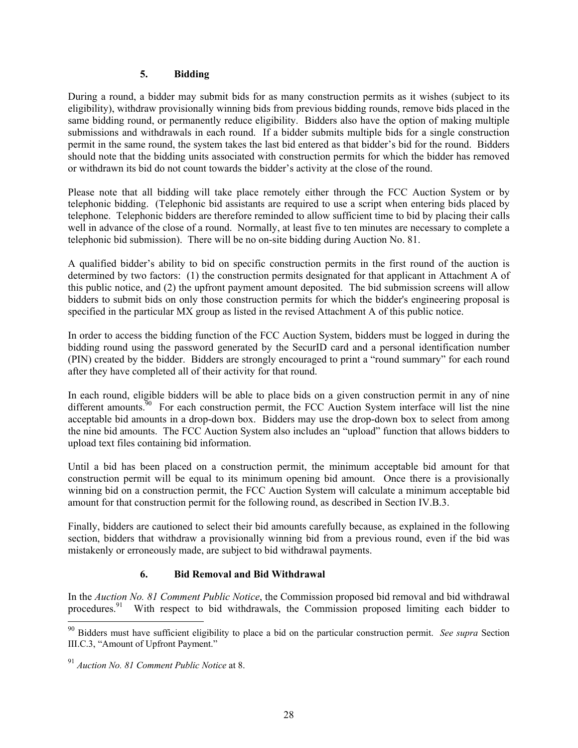### 5. Bidding

During a round, a bidder may submit bids for as many construction permits as it wishes (subject to its eligibility), withdraw provisionally winning bids from previous bidding rounds, remove bids placed in the same bidding round, or permanently reduce eligibility. Bidders also have the option of making multiple submissions and withdrawals in each round. If a bidder submits multiple bids for a single construction permit in the same round, the system takes the last bid entered as that bidder's bid for the round. Bidders should note that the bidding units associated with construction permits for which the bidder has removed or withdrawn its bid do not count towards the bidder's activity at the close of the round.

Please note that all bidding will take place remotely either through the FCC Auction System or by telephonic bidding. (Telephonic bid assistants are required to use a script when entering bids placed by telephone. Telephonic bidders are therefore reminded to allow sufficient time to bid by placing their calls well in advance of the close of a round. Normally, at least five to ten minutes are necessary to complete a telephonic bid submission). There will be no on-site bidding during Auction No. 81.

A qualified bidder's ability to bid on specific construction permits in the first round of the auction is determined by two factors: (1) the construction permits designated for that applicant in Attachment A of this public notice, and (2) the upfront payment amount deposited. The bid submission screens will allow bidders to submit bids on only those construction permits for which the bidder's engineering proposal is specified in the particular MX group as listed in the revised Attachment A of this public notice.

In order to access the bidding function of the FCC Auction System, bidders must be logged in during the bidding round using the password generated by the SecurID card and a personal identification number (PIN) created by the bidder. Bidders are strongly encouraged to print a "round summary" for each round after they have completed all of their activity for that round.

In each round, eligible bidders will be able to place bids on a given construction permit in any of nine different amounts.[90] For each construction permit, the FCC Auction System interface will list the nine acceptable bid amounts in a drop-down box. Bidders may use the drop-down box to select from among the nine bid amounts. The FCC Auction System also includes an "upload" function that allows bidders to upload text files containing bid information.

Until a bid has been placed on a construction permit, the minimum acceptable bid amount for that construction permit will be equal to its minimum opening bid amount. Once there is a provisionally winning bid on a construction permit, the FCC Auction System will calculate a minimum acceptable bid amount for that construction permit for the following round, as described in Section IV.B.3.

Finally, bidders are cautioned to select their bid amounts carefully because, as explained in the following section, bidders that withdraw a provisionally winning bid from a previous round, even if the bid was mistakenly or erroneously made, are subject to bid withdrawal payments.

### 6. Bid Removal and Bid Withdrawal

In the *Auction No. 81 Comment Public Notice*, the Commission proposed bid removal and bid withdrawal procedures.[91] With respect to bid withdrawals, the Commission proposed limiting each bidder to

---

[90] Bidders must have sufficient eligibility to place a bid on the particular construction permit. *See supra* Section III.C.3, "Amount of Upfront Payment."

[91] *Auction No. 81 Comment Public Notice* at 8.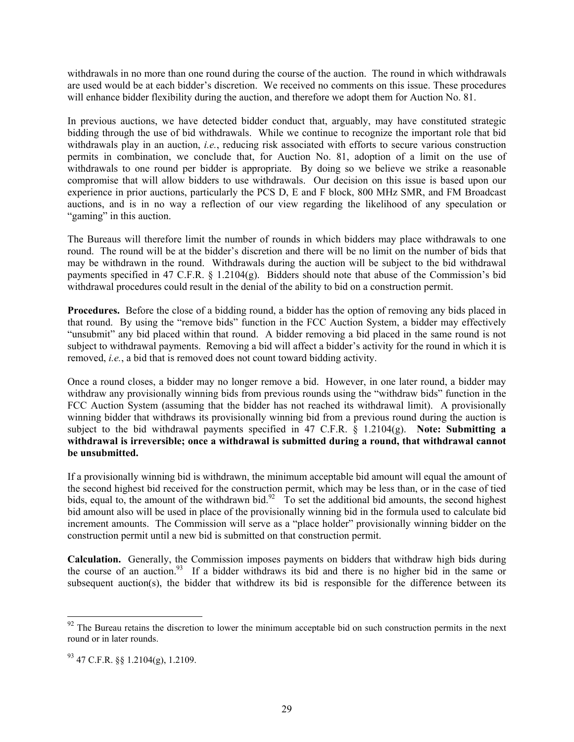withdrawals in no more than one round during the course of the auction. The round in which withdrawals are used would be at each bidder's discretion. We received no comments on this issue. These procedures will enhance bidder flexibility during the auction, and therefore we adopt them for Auction No. 81.

In previous auctions, we have detected bidder conduct that, arguably, may have constituted strategic bidding through the use of bid withdrawals. While we continue to recognize the important role that bid withdrawals play in an auction, *i.e.*, reducing risk associated with efforts to secure various construction permits in combination, we conclude that, for Auction No. 81, adoption of a limit on the use of withdrawals to one round per bidder is appropriate. By doing so we believe we strike a reasonable compromise that will allow bidders to use withdrawals. Our decision on this issue is based upon our experience in prior auctions, particularly the PCS D, E and F block, 800 MHz SMR, and FM Broadcast auctions, and is in no way a reflection of our view regarding the likelihood of any speculation or "gaming" in this auction.

The Bureaus will therefore limit the number of rounds in which bidders may place withdrawals to one round. The round will be at the bidder's discretion and there will be no limit on the number of bids that may be withdrawn in the round. Withdrawals during the auction will be subject to the bid withdrawal payments specified in 47 C.F.R. § 1.2104(g). Bidders should note that abuse of the Commission's bid withdrawal procedures could result in the denial of the ability to bid on a construction permit.

**Procedures.** Before the close of a bidding round, a bidder has the option of removing any bids placed in that round. By using the "remove bids" function in the FCC Auction System, a bidder may effectively "unsubmit" any bid placed within that round. A bidder removing a bid placed in the same round is not subject to withdrawal payments. Removing a bid will affect a bidder's activity for the round in which it is removed, *i.e.*, a bid that is removed does not count toward bidding activity.

Once a round closes, a bidder may no longer remove a bid. However, in one later round, a bidder may withdraw any provisionally winning bids from previous rounds using the "withdraw bids" function in the FCC Auction System (assuming that the bidder has not reached its withdrawal limit). A provisionally winning bidder that withdraws its provisionally winning bid from a previous round during the auction is subject to the bid withdrawal payments specified in 47 C.F.R. § 1.2104(g). **Note: Submitting a withdrawal is irreversible; once a withdrawal is submitted during a round, that withdrawal cannot be unsubmitted.**

If a provisionally winning bid is withdrawn, the minimum acceptable bid amount will equal the amount of the second highest bid received for the construction permit, which may be less than, or in the case of tied bids, equal to, the amount of the withdrawn bid.[92] To set the additional bid amounts, the second highest bid amount also will be used in place of the provisionally winning bid in the formula used to calculate bid increment amounts. The Commission will serve as a "place holder" provisionally winning bidder on the construction permit until a new bid is submitted on that construction permit.

**Calculation.** Generally, the Commission imposes payments on bidders that withdraw high bids during the course of an auction.[93] If a bidder withdraws its bid and there is no higher bid in the same or subsequent auction(s), the bidder that withdrew its bid is responsible for the difference between its

---

[92] The Bureau retains the discretion to lower the minimum acceptable bid on such construction permits in the next round or in later rounds.

[93] 47 C.F.R. §§ 1.2104(g), 1.2109.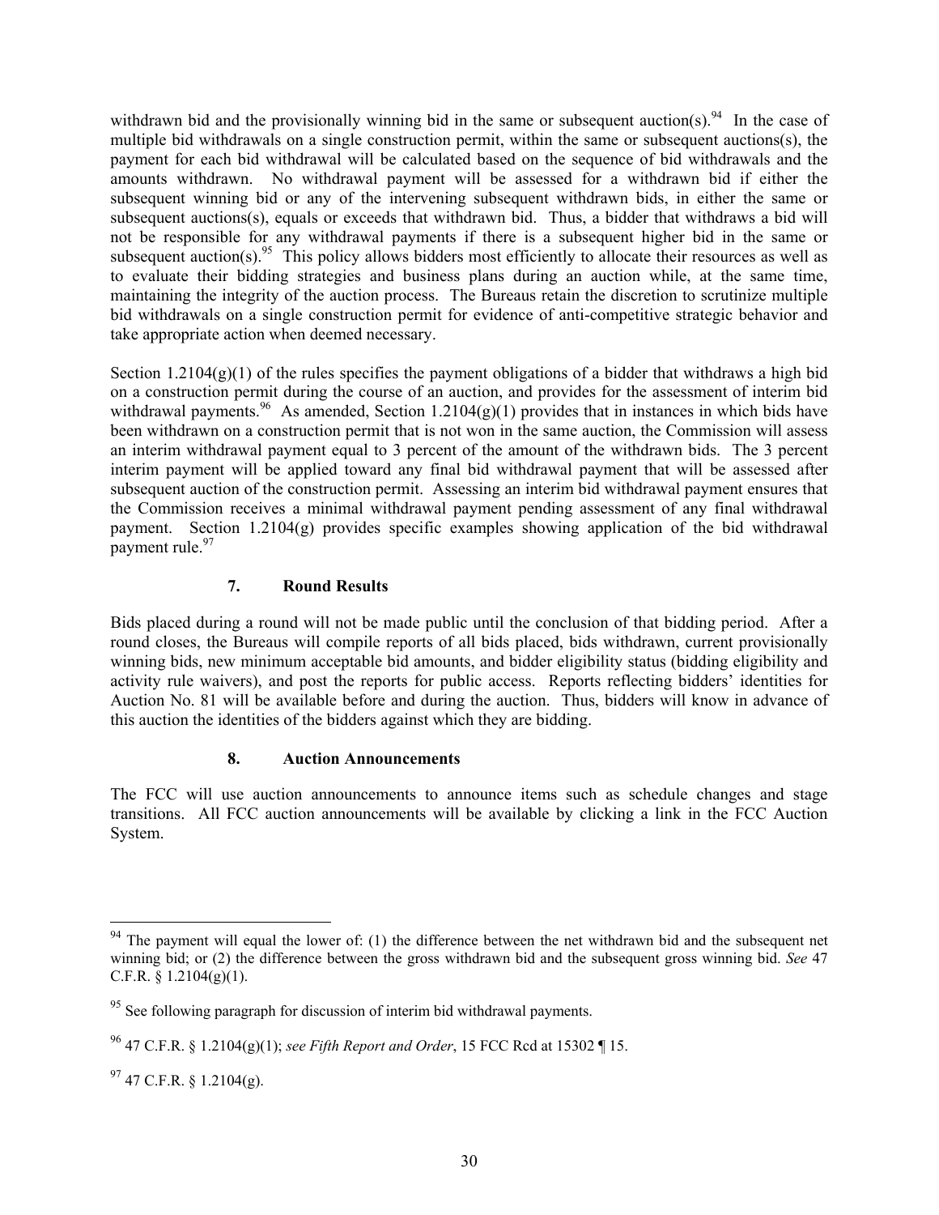withdrawn bid and the provisionally winning bid in the same or subsequent auction(s).[94] In the case of multiple bid withdrawals on a single construction permit, within the same or subsequent auctions(s), the payment for each bid withdrawal will be calculated based on the sequence of bid withdrawals and the amounts withdrawn. No withdrawal payment will be assessed for a withdrawn bid if either the subsequent winning bid or any of the intervening subsequent withdrawn bids, in either the same or subsequent auctions(s), equals or exceeds that withdrawn bid. Thus, a bidder that withdraws a bid will not be responsible for any withdrawal payments if there is a subsequent higher bid in the same or subsequent auction(s).[95] This policy allows bidders most efficiently to allocate their resources as well as to evaluate their bidding strategies and business plans during an auction while, at the same time, maintaining the integrity of the auction process. The Bureaus retain the discretion to scrutinize multiple bid withdrawals on a single construction permit for evidence of anti-competitive strategic behavior and take appropriate action when deemed necessary.

Section 1.2104(g)(1) of the rules specifies the payment obligations of a bidder that withdraws a high bid on a construction permit during the course of an auction, and provides for the assessment of interim bid withdrawal payments.[96] As amended, Section 1.2104(g)(1) provides that in instances in which bids have been withdrawn on a construction permit that is not won in the same auction, the Commission will assess an interim withdrawal payment equal to 3 percent of the amount of the withdrawn bids. The 3 percent interim payment will be applied toward any final bid withdrawal payment that will be assessed after subsequent auction of the construction permit. Assessing an interim bid withdrawal payment ensures that the Commission receives a minimal withdrawal payment pending assessment of any final withdrawal payment. Section 1.2104(g) provides specific examples showing application of the bid withdrawal payment rule.[97]

### 7. Round Results

Bids placed during a round will not be made public until the conclusion of that bidding period. After a round closes, the Bureaus will compile reports of all bids placed, bids withdrawn, current provisionally winning bids, new minimum acceptable bid amounts, and bidder eligibility status (bidding eligibility and activity rule waivers), and post the reports for public access. Reports reflecting bidders' identities for Auction No. 81 will be available before and during the auction. Thus, bidders will know in advance of this auction the identities of the bidders against which they are bidding.

### 8. Auction Announcements

The FCC will use auction announcements to announce items such as schedule changes and stage transitions. All FCC auction announcements will be available by clicking a link in the FCC Auction System.

---

[94] The payment will equal the lower of: (1) the difference between the net withdrawn bid and the subsequent net winning bid; or (2) the difference between the gross withdrawn bid and the subsequent gross winning bid. *See* 47 C.F.R. § 1.2104(g)(1).

[95] See following paragraph for discussion of interim bid withdrawal payments.

[96] 47 C.F.R. § 1.2104(g)(1); *see Fifth Report and Order*, 15 FCC Rcd at 15302 ¶ 15.

[97] 47 C.F.R. § 1.2104(g).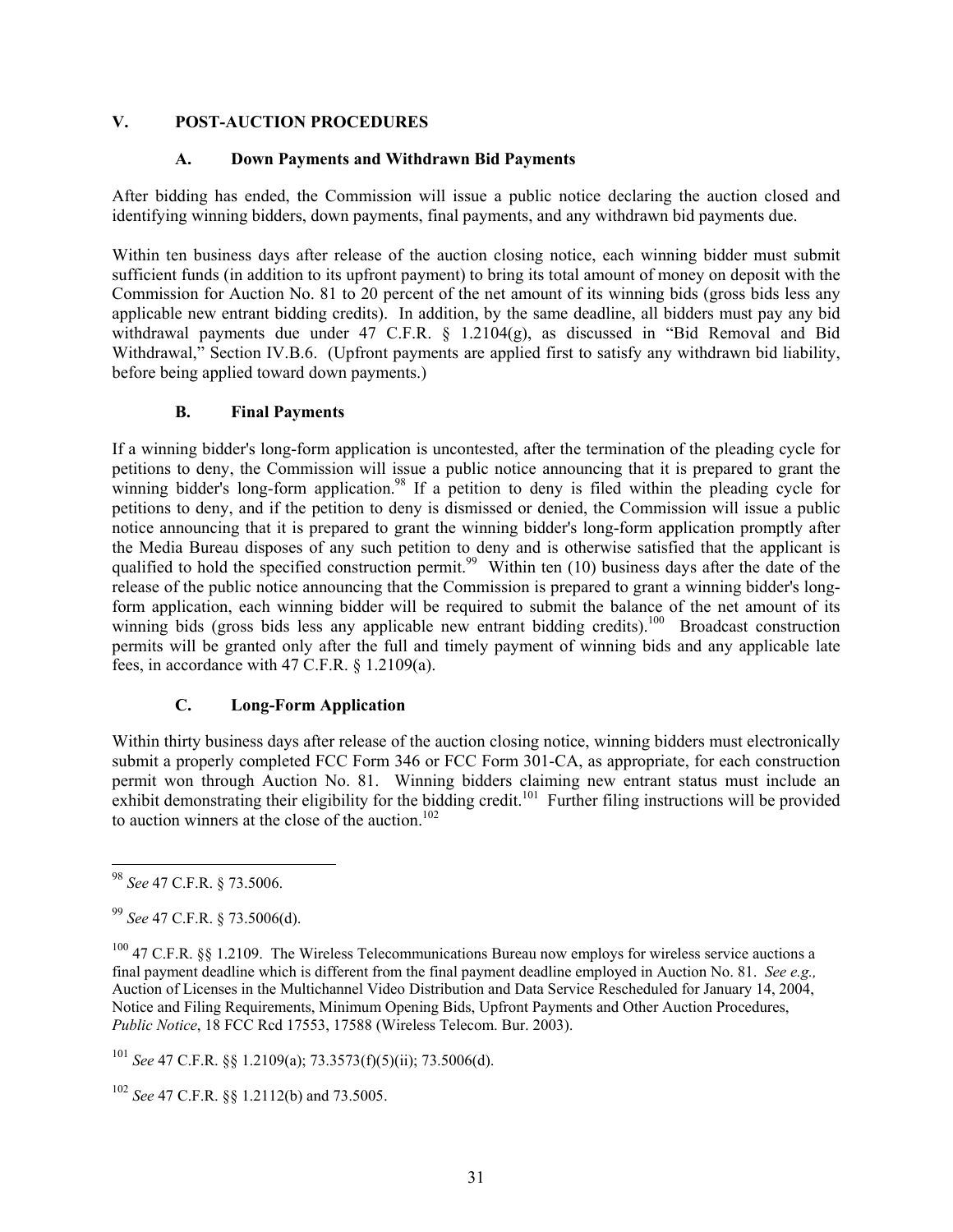## V. POST-AUCTION PROCEDURES

### A. Down Payments and Withdrawn Bid Payments

After bidding has ended, the Commission will issue a public notice declaring the auction closed and identifying winning bidders, down payments, final payments, and any withdrawn bid payments due.

Within ten business days after release of the auction closing notice, each winning bidder must submit sufficient funds (in addition to its upfront payment) to bring its total amount of money on deposit with the Commission for Auction No. 81 to 20 percent of the net amount of its winning bids (gross bids less any applicable new entrant bidding credits). In addition, by the same deadline, all bidders must pay any bid withdrawal payments due under 47 C.F.R. § 1.2104(g), as discussed in "Bid Removal and Bid Withdrawal," Section IV.B.6. (Upfront payments are applied first to satisfy any withdrawn bid liability, before being applied toward down payments.)

### B. Final Payments

If a winning bidder's long-form application is uncontested, after the termination of the pleading cycle for petitions to deny, the Commission will issue a public notice announcing that it is prepared to grant the winning bidder's long-form application.[98] If a petition to deny is filed within the pleading cycle for petitions to deny, and if the petition to deny is dismissed or denied, the Commission will issue a public notice announcing that it is prepared to grant the winning bidder's long-form application promptly after the Media Bureau disposes of any such petition to deny and is otherwise satisfied that the applicant is qualified to hold the specified construction permit.[99] Within ten (10) business days after the date of the release of the public notice announcing that the Commission is prepared to grant a winning bidder's long-form application, each winning bidder will be required to submit the balance of the net amount of its winning bids (gross bids less any applicable new entrant bidding credits).[100] Broadcast construction permits will be granted only after the full and timely payment of winning bids and any applicable late fees, in accordance with 47 C.F.R. § 1.2109(a).

### C. Long-Form Application

Within thirty business days after release of the auction closing notice, winning bidders must electronically submit a properly completed FCC Form 346 or FCC Form 301-CA, as appropriate, for each construction permit won through Auction No. 81. Winning bidders claiming new entrant status must include an exhibit demonstrating their eligibility for the bidding credit.[101] Further filing instructions will be provided to auction winners at the close of the auction.[102]

---

[98] *See* 47 C.F.R. § 73.5006.

[99] *See* 47 C.F.R. § 73.5006(d).

[100] 47 C.F.R. §§ 1.2109. The Wireless Telecommunications Bureau now employs for wireless service auctions a final payment deadline which is different from the final payment deadline employed in Auction No. 81. *See e.g.,* Auction of Licenses in the Multichannel Video Distribution and Data Service Rescheduled for January 14, 2004, Notice and Filing Requirements, Minimum Opening Bids, Upfront Payments and Other Auction Procedures, *Public Notice*, 18 FCC Rcd 17553, 17588 (Wireless Telecom. Bur. 2003).

[101] *See* 47 C.F.R. §§ 1.2109(a); 73.3573(f)(5)(ii); 73.5006(d).

[102] *See* 47 C.F.R. §§ 1.2112(b) and 73.5005.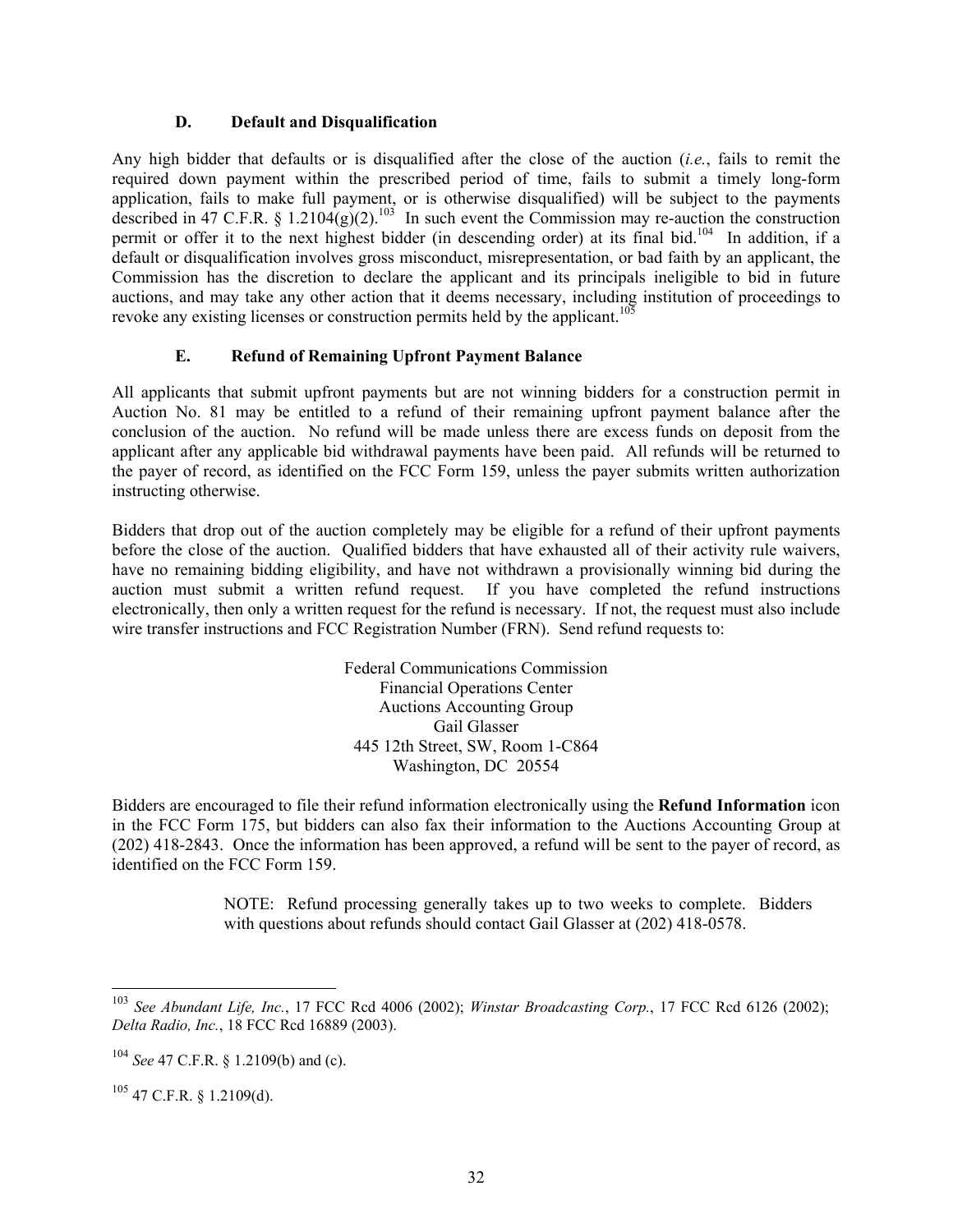### D. Default and Disqualification

Any high bidder that defaults or is disqualified after the close of the auction (*i.e.*, fails to remit the required down payment within the prescribed period of time, fails to submit a timely long-form application, fails to make full payment, or is otherwise disqualified) will be subject to the payments described in 47 C.F.R. § 1.2104(g)(2).[103] In such event the Commission may re-auction the construction permit or offer it to the next highest bidder (in descending order) at its final bid.[104] In addition, if a default or disqualification involves gross misconduct, misrepresentation, or bad faith by an applicant, the Commission has the discretion to declare the applicant and its principals ineligible to bid in future auctions, and may take any other action that it deems necessary, including institution of proceedings to revoke any existing licenses or construction permits held by the applicant.[105]

### E. Refund of Remaining Upfront Payment Balance

All applicants that submit upfront payments but are not winning bidders for a construction permit in Auction No. 81 may be entitled to a refund of their remaining upfront payment balance after the conclusion of the auction. No refund will be made unless there are excess funds on deposit from the applicant after any applicable bid withdrawal payments have been paid. All refunds will be returned to the payer of record, as identified on the FCC Form 159, unless the payer submits written authorization instructing otherwise.

Bidders that drop out of the auction completely may be eligible for a refund of their upfront payments before the close of the auction. Qualified bidders that have exhausted all of their activity rule waivers, have no remaining bidding eligibility, and have not withdrawn a provisionally winning bid during the auction must submit a written refund request. If you have completed the refund instructions electronically, then only a written request for the refund is necessary. If not, the request must also include wire transfer instructions and FCC Registration Number (FRN). Send refund requests to:

Federal Communications Commission
Financial Operations Center
Auctions Accounting Group
Gail Glasser
445 12th Street, SW, Room 1-C864
Washington, DC 20554

Bidders are encouraged to file their refund information electronically using the **Refund Information** icon in the FCC Form 175, but bidders can also fax their information to the Auctions Accounting Group at (202) 418-2843. Once the information has been approved, a refund will be sent to the payer of record, as identified on the FCC Form 159.

> NOTE: Refund processing generally takes up to two weeks to complete. Bidders with questions about refunds should contact Gail Glasser at (202) 418-0578.

---

[103] *See Abundant Life, Inc.*, 17 FCC Rcd 4006 (2002); *Winstar Broadcasting Corp.*, 17 FCC Rcd 6126 (2002); *Delta Radio, Inc.*, 18 FCC Rcd 16889 (2003).

[104] *See* 47 C.F.R. § 1.2109(b) and (c).

[105] 47 C.F.R. § 1.2109(d).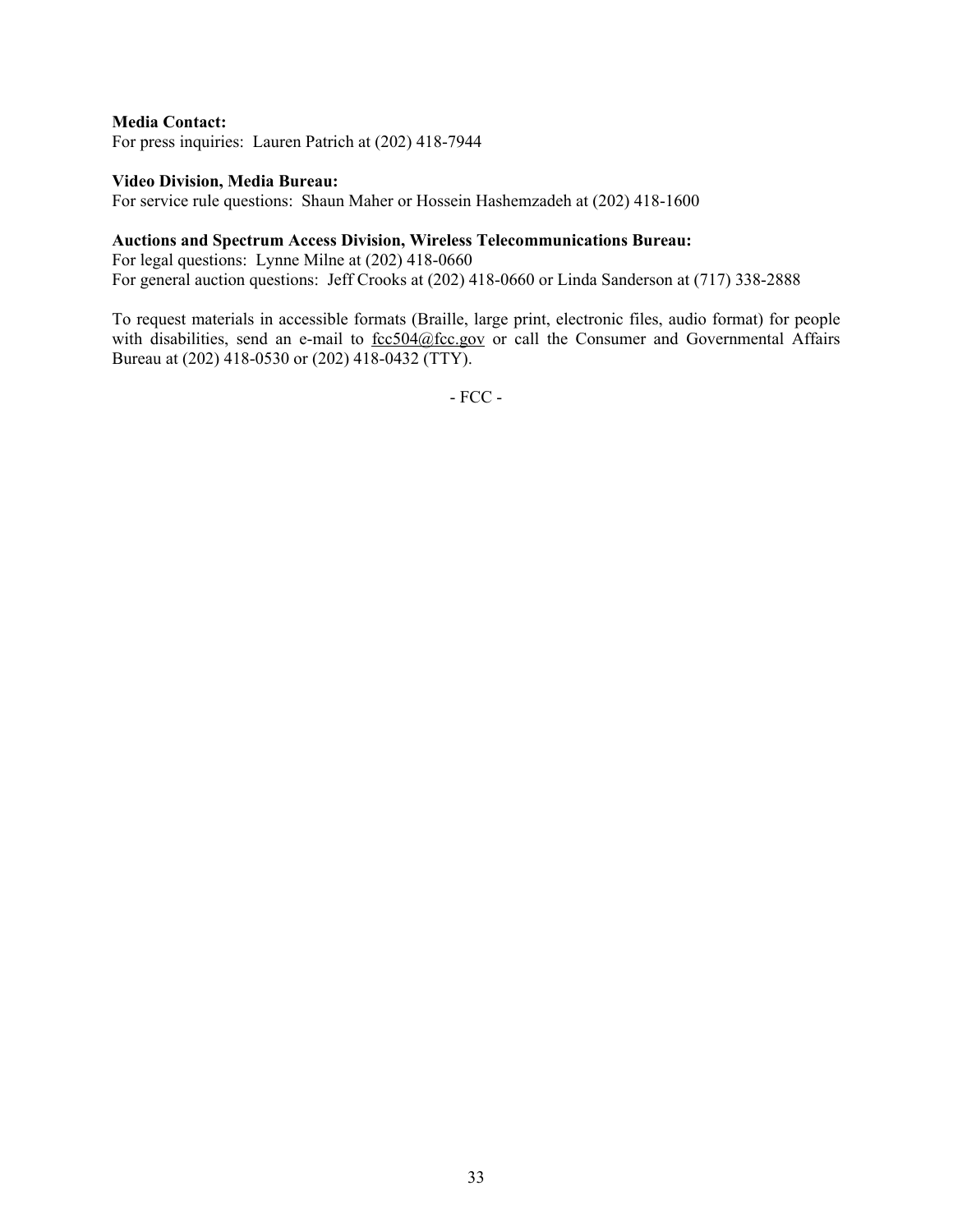**Media Contact:**
For press inquiries: Lauren Patrich at (202) 418-7944

**Video Division, Media Bureau:**
For service rule questions: Shaun Maher or Hossein Hashemzadeh at (202) 418-1600

**Auctions and Spectrum Access Division, Wireless Telecommunications Bureau:**
For legal questions: Lynne Milne at (202) 418-0660
For general auction questions: Jeff Crooks at (202) 418-0660 or Linda Sanderson at (717) 338-2888

To request materials in accessible formats (Braille, large print, electronic files, audio format) for people with disabilities, send an e-mail to fcc504@fcc.gov or call the Consumer and Governmental Affairs Bureau at (202) 418-0530 or (202) 418-0432 (TTY).

- FCC -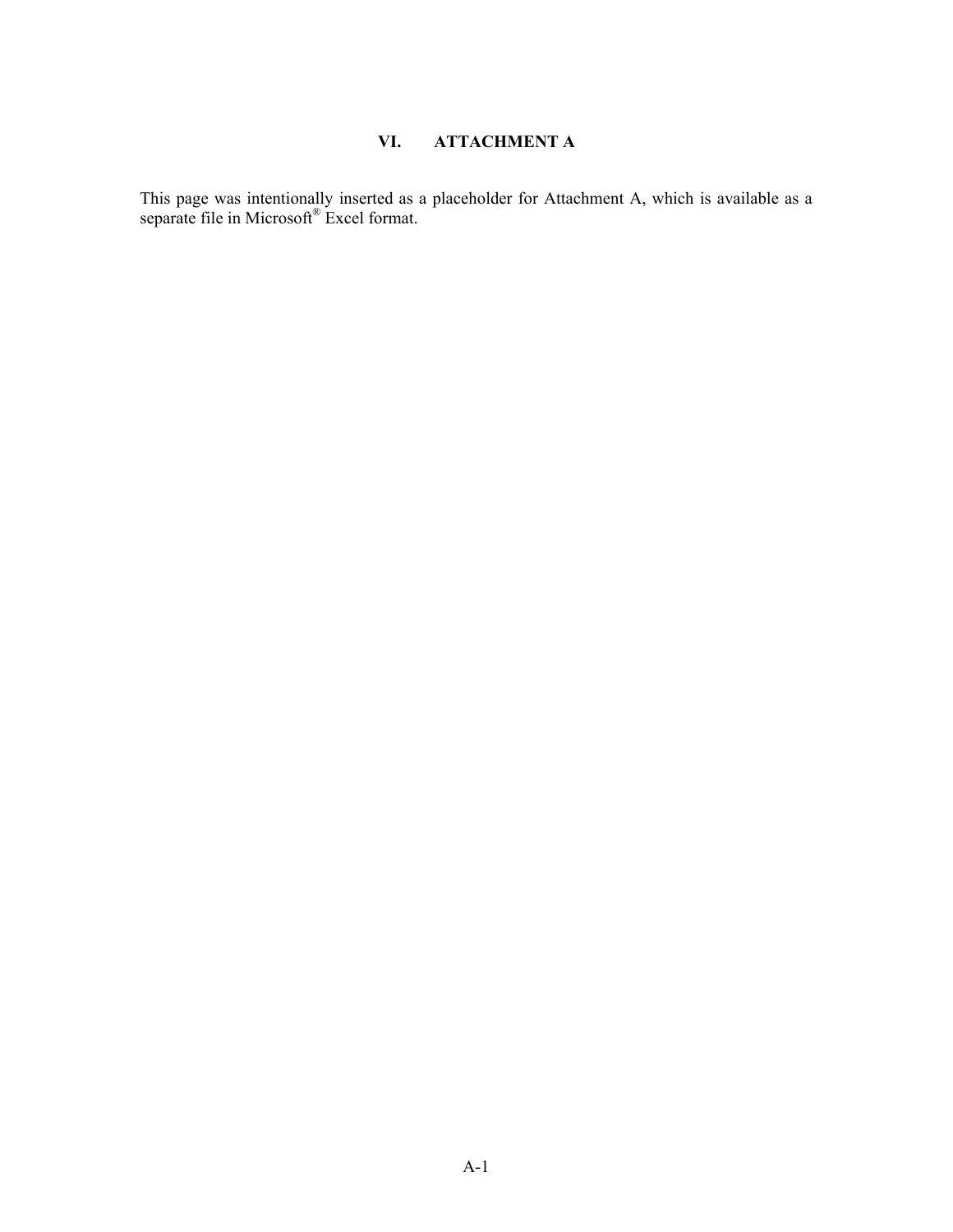## VI. ATTACHMENT A

This page was intentionally inserted as a placeholder for Attachment A, which is available as a separate file in Microsoft® Excel format.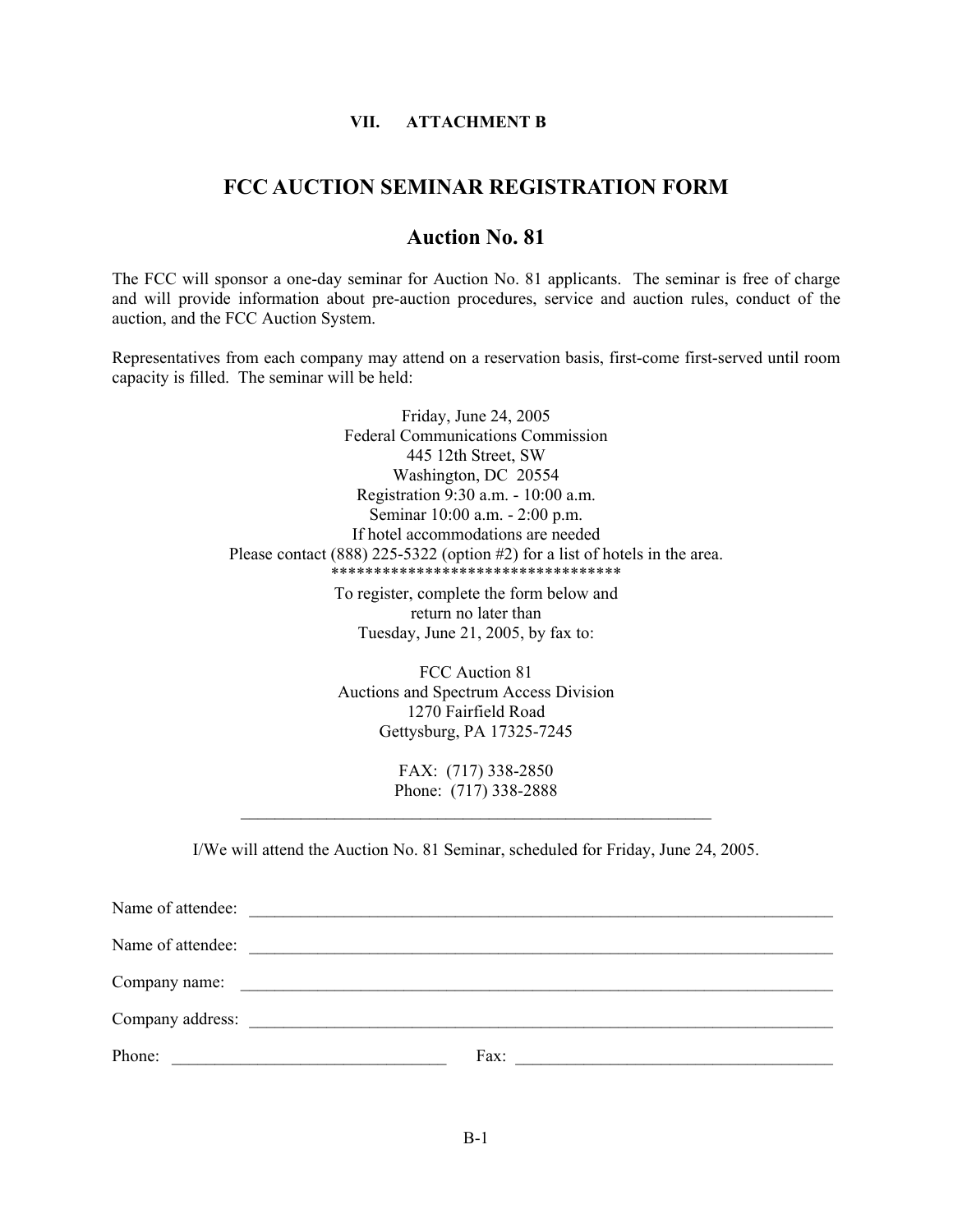## VII. ATTACHMENT B

# FCC AUCTION SEMINAR REGISTRATION FORM

## Auction No. 81

The FCC will sponsor a one-day seminar for Auction No. 81 applicants. The seminar is free of charge and will provide information about pre-auction procedures, service and auction rules, conduct of the auction, and the FCC Auction System.

Representatives from each company may attend on a reservation basis, first-come first-served until room capacity is filled. The seminar will be held:

Friday, June 24, 2005
Federal Communications Commission
445 12th Street, SW
Washington, DC 20554
Registration 9:30 a.m. - 10:00 a.m.
Seminar 10:00 a.m. - 2:00 p.m.
If hotel accommodations are needed
Please contact (888) 225-5322 (option #2) for a list of hotels in the area.

\*\*\*\*\*\*\*\*\*\*\*\*\*\*\*\*\*\*\*\*\*\*\*\*\*\*\*\*\*\*\*\*\*\*

To register, complete the form below and
return no later than
Tuesday, June 21, 2005, by fax to:

FCC Auction 81
Auctions and Spectrum Access Division
1270 Fairfield Road
Gettysburg, PA 17325-7245

FAX: (717) 338-2850
Phone: (717) 338-2888

---

I/We will attend the Auction No. 81 Seminar, scheduled for Friday, June 24, 2005.

Name of attendee: ______________________________________________

Name of attendee: ______________________________________________

Company name: ______________________________________________

Company address: ______________________________________________

Phone: ____________________ Fax: ____________________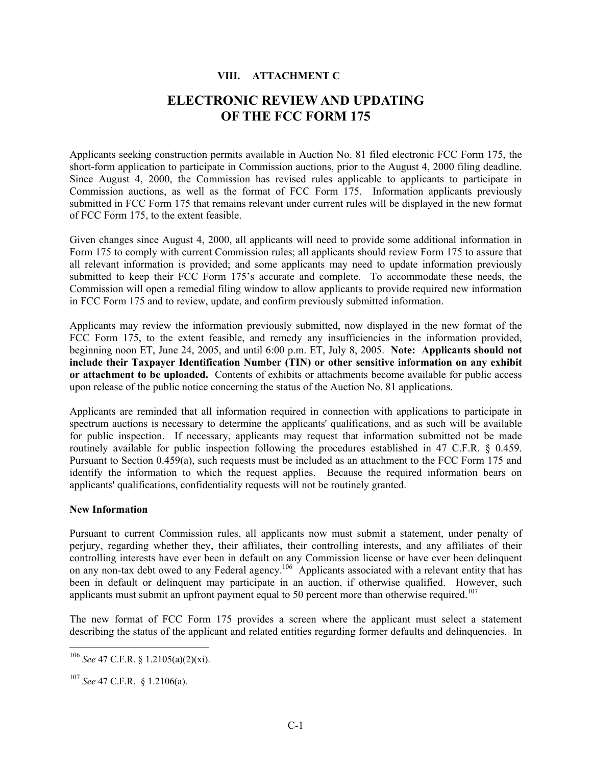## VIII. ATTACHMENT C

# ELECTRONIC REVIEW AND UPDATING OF THE FCC FORM 175

Applicants seeking construction permits available in Auction No. 81 filed electronic FCC Form 175, the short-form application to participate in Commission auctions, prior to the August 4, 2000 filing deadline. Since August 4, 2000, the Commission has revised rules applicable to applicants to participate in Commission auctions, as well as the format of FCC Form 175. Information applicants previously submitted in FCC Form 175 that remains relevant under current rules will be displayed in the new format of FCC Form 175, to the extent feasible.

Given changes since August 4, 2000, all applicants will need to provide some additional information in Form 175 to comply with current Commission rules; all applicants should review Form 175 to assure that all relevant information is provided; and some applicants may need to update information previously submitted to keep their FCC Form 175's accurate and complete. To accommodate these needs, the Commission will open a remedial filing window to allow applicants to provide required new information in FCC Form 175 and to review, update, and confirm previously submitted information.

Applicants may review the information previously submitted, now displayed in the new format of the FCC Form 175, to the extent feasible, and remedy any insufficiencies in the information provided, beginning noon ET, June 24, 2005, and until 6:00 p.m. ET, July 8, 2005. **Note: Applicants should not include their Taxpayer Identification Number (TIN) or other sensitive information on any exhibit or attachment to be uploaded.** Contents of exhibits or attachments become available for public access upon release of the public notice concerning the status of the Auction No. 81 applications.

Applicants are reminded that all information required in connection with applications to participate in spectrum auctions is necessary to determine the applicants' qualifications, and as such will be available for public inspection. If necessary, applicants may request that information submitted not be made routinely available for public inspection following the procedures established in 47 C.F.R. § 0.459. Pursuant to Section 0.459(a), such requests must be included as an attachment to the FCC Form 175 and identify the information to which the request applies. Because the required information bears on applicants' qualifications, confidentiality requests will not be routinely granted.

**New Information**

Pursuant to current Commission rules, all applicants now must submit a statement, under penalty of perjury, regarding whether they, their affiliates, their controlling interests, and any affiliates of their controlling interests have ever been in default on any Commission license or have ever been delinquent on any non-tax debt owed to any Federal agency.[106] Applicants associated with a relevant entity that has been in default or delinquent may participate in an auction, if otherwise qualified. However, such applicants must submit an upfront payment equal to 50 percent more than otherwise required.[107]

The new format of FCC Form 175 provides a screen where the applicant must select a statement describing the status of the applicant and related entities regarding former defaults and delinquencies. In

---

[106] *See* 47 C.F.R. § 1.2105(a)(2)(xi).

[107] *See* 47 C.F.R. § 1.2106(a).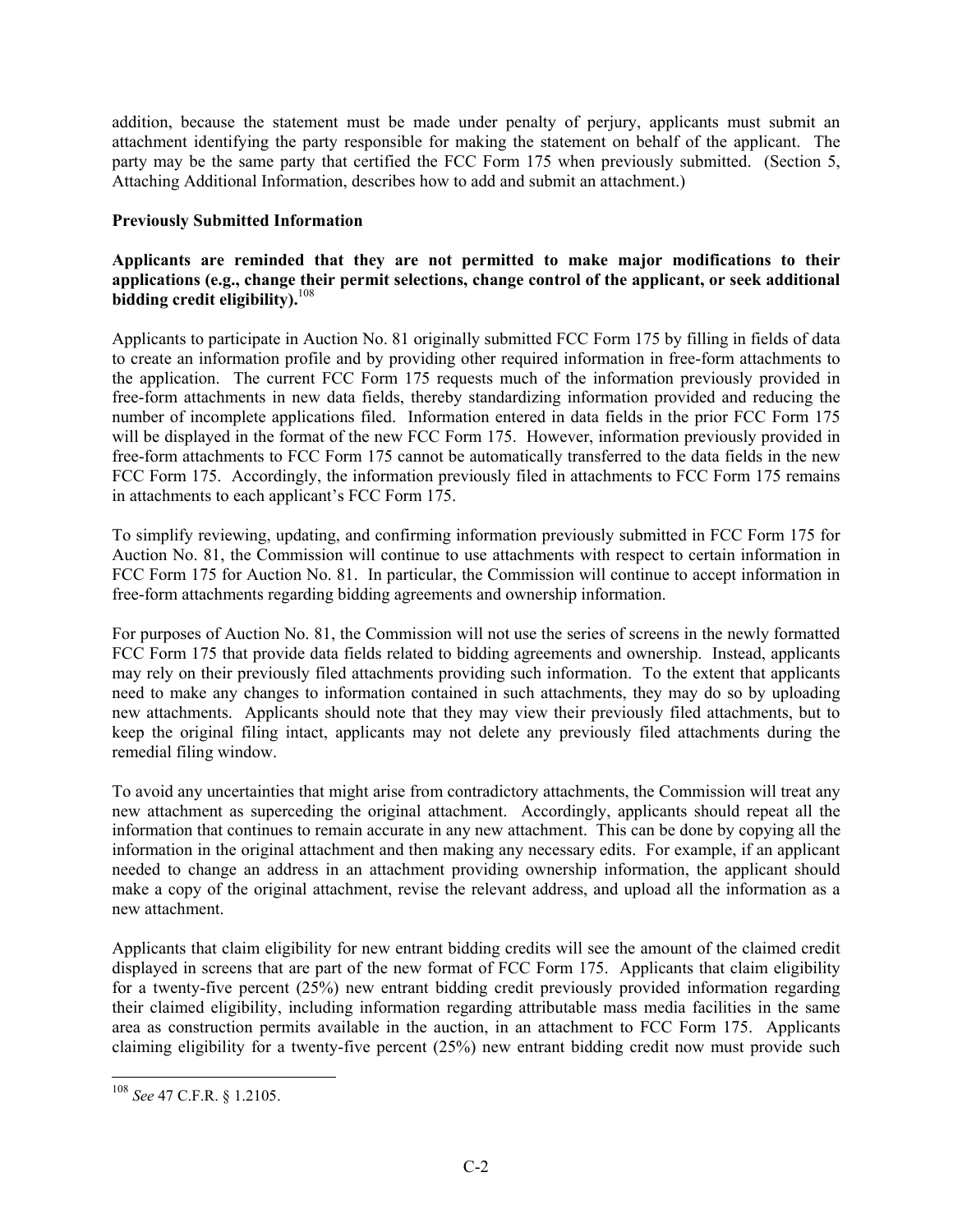addition, because the statement must be made under penalty of perjury, applicants must submit an attachment identifying the party responsible for making the statement on behalf of the applicant. The party may be the same party that certified the FCC Form 175 when previously submitted. (Section 5, Attaching Additional Information, describes how to add and submit an attachment.)

**Previously Submitted Information**

**Applicants are reminded that they are not permitted to make major modifications to their applications (e.g., change their permit selections, change control of the applicant, or seek additional bidding credit eligibility).**[108]

Applicants to participate in Auction No. 81 originally submitted FCC Form 175 by filling in fields of data to create an information profile and by providing other required information in free-form attachments to the application. The current FCC Form 175 requests much of the information previously provided in free-form attachments in new data fields, thereby standardizing information provided and reducing the number of incomplete applications filed. Information entered in data fields in the prior FCC Form 175 will be displayed in the format of the new FCC Form 175. However, information previously provided in free-form attachments to FCC Form 175 cannot be automatically transferred to the data fields in the new FCC Form 175. Accordingly, the information previously filed in attachments to FCC Form 175 remains in attachments to each applicant's FCC Form 175.

To simplify reviewing, updating, and confirming information previously submitted in FCC Form 175 for Auction No. 81, the Commission will continue to use attachments with respect to certain information in FCC Form 175 for Auction No. 81. In particular, the Commission will continue to accept information in free-form attachments regarding bidding agreements and ownership information.

For purposes of Auction No. 81, the Commission will not use the series of screens in the newly formatted FCC Form 175 that provide data fields related to bidding agreements and ownership. Instead, applicants may rely on their previously filed attachments providing such information. To the extent that applicants need to make any changes to information contained in such attachments, they may do so by uploading new attachments. Applicants should note that they may view their previously filed attachments, but to keep the original filing intact, applicants may not delete any previously filed attachments during the remedial filing window.

To avoid any uncertainties that might arise from contradictory attachments, the Commission will treat any new attachment as superceding the original attachment. Accordingly, applicants should repeat all the information that continues to remain accurate in any new attachment. This can be done by copying all the information in the original attachment and then making any necessary edits. For example, if an applicant needed to change an address in an attachment providing ownership information, the applicant should make a copy of the original attachment, revise the relevant address, and upload all the information as a new attachment.

Applicants that claim eligibility for new entrant bidding credits will see the amount of the claimed credit displayed in screens that are part of the new format of FCC Form 175. Applicants that claim eligibility for a twenty-five percent (25%) new entrant bidding credit previously provided information regarding their claimed eligibility, including information regarding attributable mass media facilities in the same area as construction permits available in the auction, in an attachment to FCC Form 175. Applicants claiming eligibility for a twenty-five percent (25%) new entrant bidding credit now must provide such

[108] *See* 47 C.F.R. § 1.2105.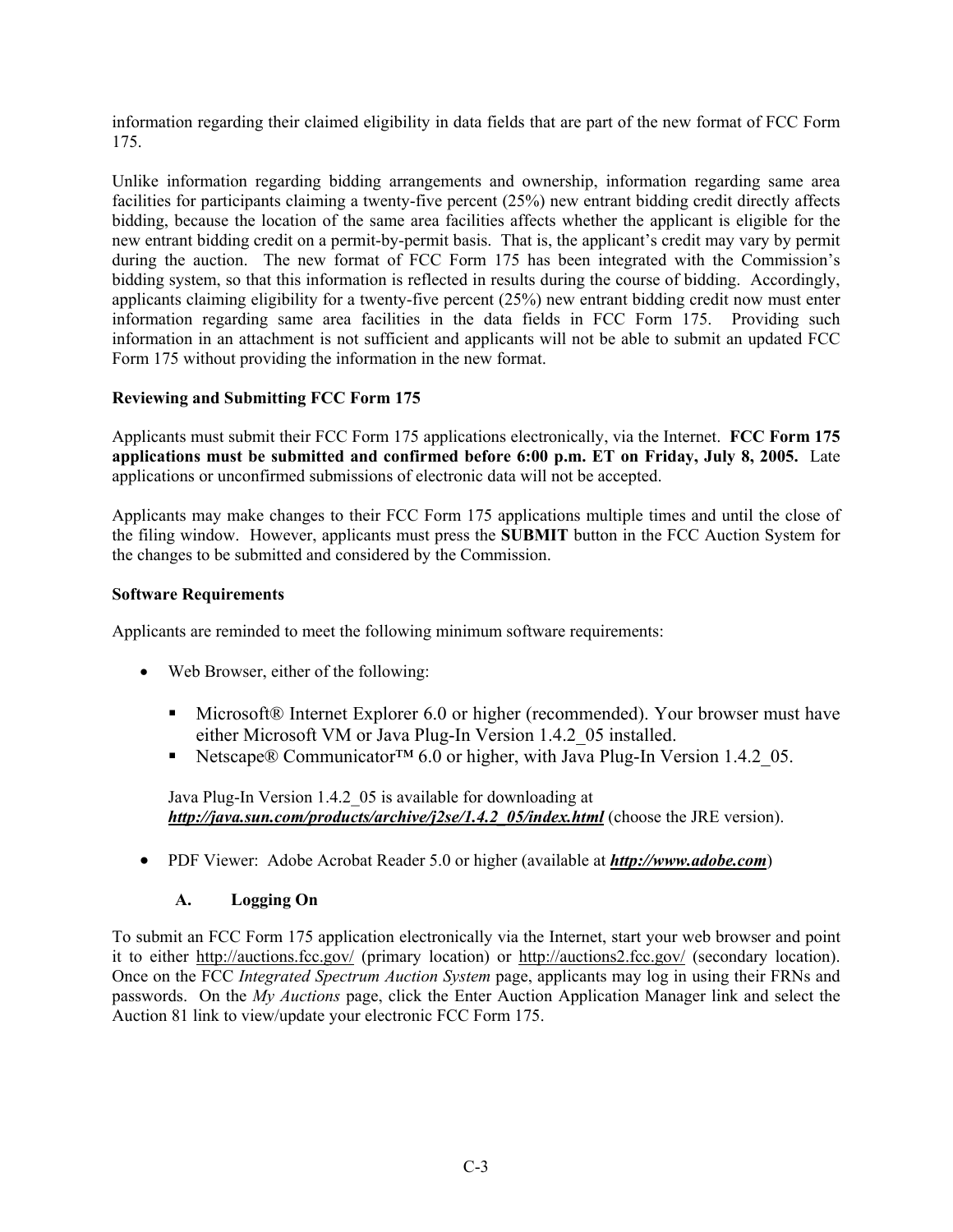information regarding their claimed eligibility in data fields that are part of the new format of FCC Form 175.

Unlike information regarding bidding arrangements and ownership, information regarding same area facilities for participants claiming a twenty-five percent (25%) new entrant bidding credit directly affects bidding, because the location of the same area facilities affects whether the applicant is eligible for the new entrant bidding credit on a permit-by-permit basis. That is, the applicant's credit may vary by permit during the auction. The new format of FCC Form 175 has been integrated with the Commission's bidding system, so that this information is reflected in results during the course of bidding. Accordingly, applicants claiming eligibility for a twenty-five percent (25%) new entrant bidding credit now must enter information regarding same area facilities in the data fields in FCC Form 175. Providing such information in an attachment is not sufficient and applicants will not be able to submit an updated FCC Form 175 without providing the information in the new format.

**Reviewing and Submitting FCC Form 175**

Applicants must submit their FCC Form 175 applications electronically, via the Internet. **FCC Form 175 applications must be submitted and confirmed before 6:00 p.m. ET on Friday, July 8, 2005.** Late applications or unconfirmed submissions of electronic data will not be accepted.

Applicants may make changes to their FCC Form 175 applications multiple times and until the close of the filing window. However, applicants must press the **SUBMIT** button in the FCC Auction System for the changes to be submitted and considered by the Commission.

**Software Requirements**

Applicants are reminded to meet the following minimum software requirements:

- Web Browser, either of the following:
  - Microsoft® Internet Explorer 6.0 or higher (recommended). Your browser must have either Microsoft VM or Java Plug-In Version 1.4.2_05 installed.
  - Netscape® Communicator™ 6.0 or higher, with Java Plug-In Version 1.4.2_05.

  Java Plug-In Version 1.4.2_05 is available for downloading at ***http://java.sun.com/products/archive/j2se/1.4.2_05/index.html*** (choose the JRE version).

- PDF Viewer: Adobe Acrobat Reader 5.0 or higher (available at ***http://www.adobe.com***)

### A. Logging On

To submit an FCC Form 175 application electronically via the Internet, start your web browser and point it to either http://auctions.fcc.gov/ (primary location) or http://auctions2.fcc.gov/ (secondary location). Once on the FCC *Integrated Spectrum Auction System* page, applicants may log in using their FRNs and passwords. On the *My Auctions* page, click the Enter Auction Application Manager link and select the Auction 81 link to view/update your electronic FCC Form 175.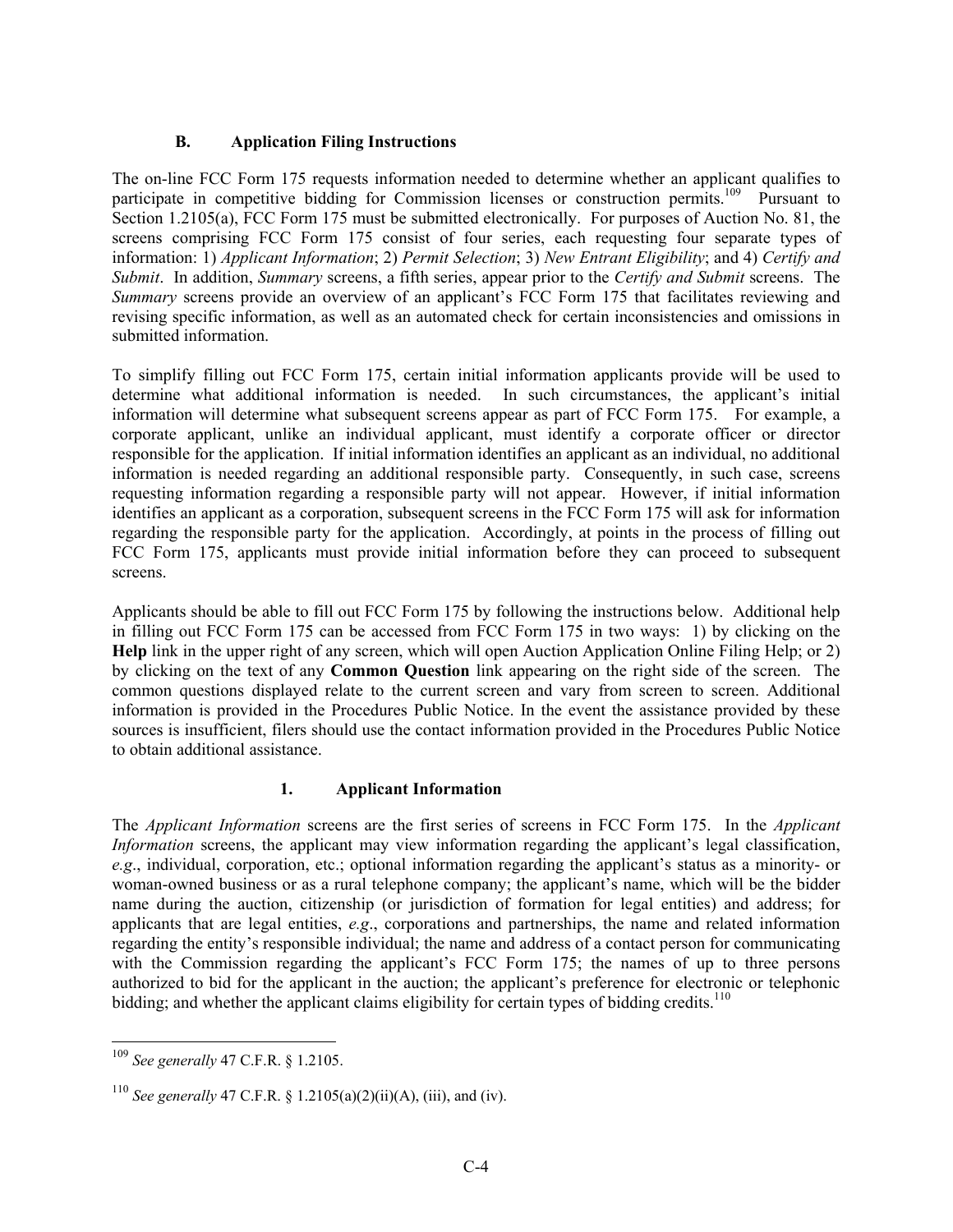### B. Application Filing Instructions

The on-line FCC Form 175 requests information needed to determine whether an applicant qualifies to participate in competitive bidding for Commission licenses or construction permits.[109] Pursuant to Section 1.2105(a), FCC Form 175 must be submitted electronically. For purposes of Auction No. 81, the screens comprising FCC Form 175 consist of four series, each requesting four separate types of information: 1) *Applicant Information*; 2) *Permit Selection*; 3) *New Entrant Eligibility*; and 4) *Certify and Submit*. In addition, *Summary* screens, a fifth series, appear prior to the *Certify and Submit* screens. The *Summary* screens provide an overview of an applicant's FCC Form 175 that facilitates reviewing and revising specific information, as well as an automated check for certain inconsistencies and omissions in submitted information.

To simplify filling out FCC Form 175, certain initial information applicants provide will be used to determine what additional information is needed. In such circumstances, the applicant's initial information will determine what subsequent screens appear as part of FCC Form 175. For example, a corporate applicant, unlike an individual applicant, must identify a corporate officer or director responsible for the application. If initial information identifies an applicant as an individual, no additional information is needed regarding an additional responsible party. Consequently, in such case, screens requesting information regarding a responsible party will not appear. However, if initial information identifies an applicant as a corporation, subsequent screens in the FCC Form 175 will ask for information regarding the responsible party for the application. Accordingly, at points in the process of filling out FCC Form 175, applicants must provide initial information before they can proceed to subsequent screens.

Applicants should be able to fill out FCC Form 175 by following the instructions below. Additional help in filling out FCC Form 175 can be accessed from FCC Form 175 in two ways: 1) by clicking on the **Help** link in the upper right of any screen, which will open Auction Application Online Filing Help; or 2) by clicking on the text of any **Common Question** link appearing on the right side of the screen. The common questions displayed relate to the current screen and vary from screen to screen. Additional information is provided in the Procedures Public Notice. In the event the assistance provided by these sources is insufficient, filers should use the contact information provided in the Procedures Public Notice to obtain additional assistance.

#### 1. Applicant Information

The *Applicant Information* screens are the first series of screens in FCC Form 175. In the *Applicant Information* screens, the applicant may view information regarding the applicant's legal classification, *e.g*., individual, corporation, etc.; optional information regarding the applicant's status as a minority- or woman-owned business or as a rural telephone company; the applicant's name, which will be the bidder name during the auction, citizenship (or jurisdiction of formation for legal entities) and address; for applicants that are legal entities, *e.g*., corporations and partnerships, the name and related information regarding the entity's responsible individual; the name and address of a contact person for communicating with the Commission regarding the applicant's FCC Form 175; the names of up to three persons authorized to bid for the applicant in the auction; the applicant's preference for electronic or telephonic bidding; and whether the applicant claims eligibility for certain types of bidding credits.[110]

---

[109] *See generally* 47 C.F.R. § 1.2105.

[110] *See generally* 47 C.F.R. § 1.2105(a)(2)(ii)(A), (iii), and (iv).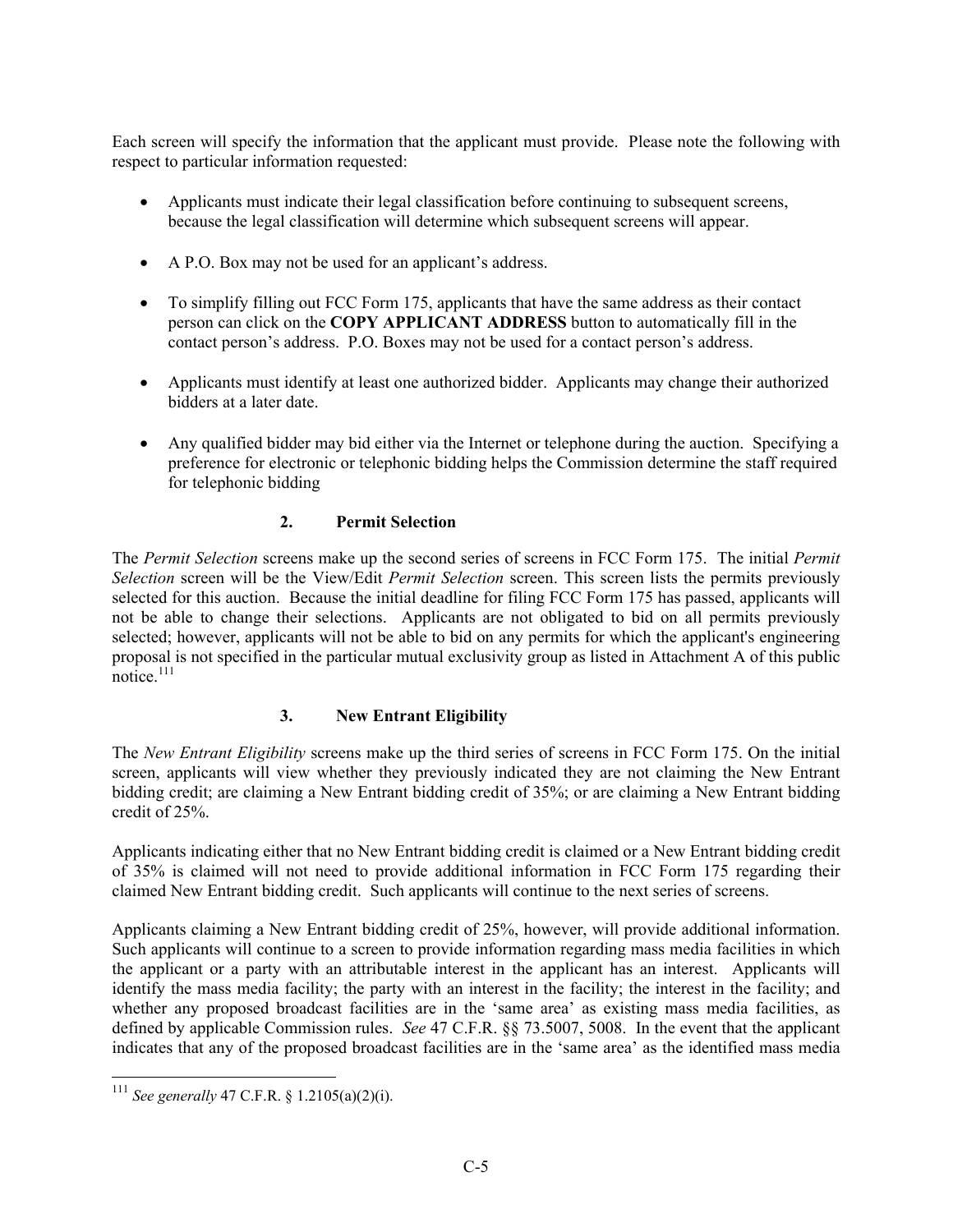Each screen will specify the information that the applicant must provide. Please note the following with respect to particular information requested:

- Applicants must indicate their legal classification before continuing to subsequent screens, because the legal classification will determine which subsequent screens will appear.
- A P.O. Box may not be used for an applicant's address.
- To simplify filling out FCC Form 175, applicants that have the same address as their contact person can click on the **COPY APPLICANT ADDRESS** button to automatically fill in the contact person's address. P.O. Boxes may not be used for a contact person's address.
- Applicants must identify at least one authorized bidder. Applicants may change their authorized bidders at a later date.
- Any qualified bidder may bid either via the Internet or telephone during the auction. Specifying a preference for electronic or telephonic bidding helps the Commission determine the staff required for telephonic bidding

### 2. Permit Selection

The *Permit Selection* screens make up the second series of screens in FCC Form 175. The initial *Permit Selection* screen will be the View/Edit *Permit Selection* screen. This screen lists the permits previously selected for this auction. Because the initial deadline for filing FCC Form 175 has passed, applicants will not be able to change their selections. Applicants are not obligated to bid on all permits previously selected; however, applicants will not be able to bid on any permits for which the applicant's engineering proposal is not specified in the particular mutual exclusivity group as listed in Attachment A of this public notice.[111]

### 3. New Entrant Eligibility

The *New Entrant Eligibility* screens make up the third series of screens in FCC Form 175. On the initial screen, applicants will view whether they previously indicated they are not claiming the New Entrant bidding credit; are claiming a New Entrant bidding credit of 35%; or are claiming a New Entrant bidding credit of 25%.

Applicants indicating either that no New Entrant bidding credit is claimed or a New Entrant bidding credit of 35% is claimed will not need to provide additional information in FCC Form 175 regarding their claimed New Entrant bidding credit. Such applicants will continue to the next series of screens.

Applicants claiming a New Entrant bidding credit of 25%, however, will provide additional information. Such applicants will continue to a screen to provide information regarding mass media facilities in which the applicant or a party with an attributable interest in the applicant has an interest. Applicants will identify the mass media facility; the party with an interest in the facility; the interest in the facility; and whether any proposed broadcast facilities are in the 'same area' as existing mass media facilities, as defined by applicable Commission rules. *See* 47 C.F.R. §§ 73.5007, 5008. In the event that the applicant indicates that any of the proposed broadcast facilities are in the 'same area' as the identified mass media

---

[111] *See generally* 47 C.F.R. § 1.2105(a)(2)(i).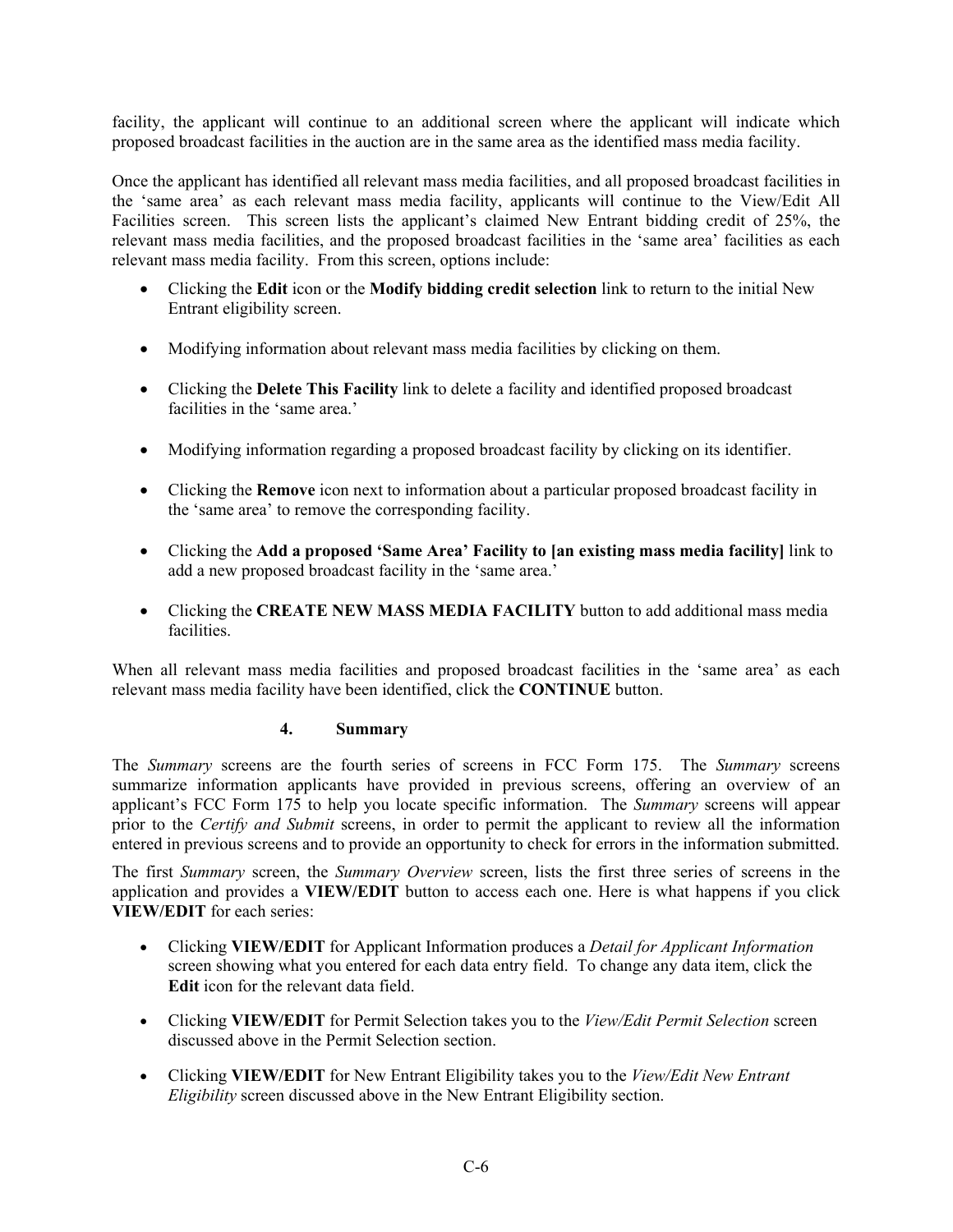facility, the applicant will continue to an additional screen where the applicant will indicate which proposed broadcast facilities in the auction are in the same area as the identified mass media facility.

Once the applicant has identified all relevant mass media facilities, and all proposed broadcast facilities in the 'same area' as each relevant mass media facility, applicants will continue to the View/Edit All Facilities screen. This screen lists the applicant's claimed New Entrant bidding credit of 25%, the relevant mass media facilities, and the proposed broadcast facilities in the 'same area' facilities as each relevant mass media facility. From this screen, options include:

- Clicking the **Edit** icon or the **Modify bidding credit selection** link to return to the initial New Entrant eligibility screen.
- Modifying information about relevant mass media facilities by clicking on them.
- Clicking the **Delete This Facility** link to delete a facility and identified proposed broadcast facilities in the 'same area.'
- Modifying information regarding a proposed broadcast facility by clicking on its identifier.
- Clicking the **Remove** icon next to information about a particular proposed broadcast facility in the 'same area' to remove the corresponding facility.
- Clicking the **Add a proposed 'Same Area' Facility to [an existing mass media facility]** link to add a new proposed broadcast facility in the 'same area.'
- Clicking the **CREATE NEW MASS MEDIA FACILITY** button to add additional mass media facilities.

When all relevant mass media facilities and proposed broadcast facilities in the 'same area' as each relevant mass media facility have been identified, click the **CONTINUE** button.

### 4. Summary

The *Summary* screens are the fourth series of screens in FCC Form 175. The *Summary* screens summarize information applicants have provided in previous screens, offering an overview of an applicant's FCC Form 175 to help you locate specific information. The *Summary* screens will appear prior to the *Certify and Submit* screens, in order to permit the applicant to review all the information entered in previous screens and to provide an opportunity to check for errors in the information submitted.

The first *Summary* screen, the *Summary Overview* screen, lists the first three series of screens in the application and provides a **VIEW/EDIT** button to access each one. Here is what happens if you click **VIEW/EDIT** for each series:

- Clicking **VIEW/EDIT** for Applicant Information produces a *Detail for Applicant Information* screen showing what you entered for each data entry field. To change any data item, click the **Edit** icon for the relevant data field.
- Clicking **VIEW/EDIT** for Permit Selection takes you to the *View/Edit Permit Selection* screen discussed above in the Permit Selection section.
- Clicking **VIEW/EDIT** for New Entrant Eligibility takes you to the *View/Edit New Entrant Eligibility* screen discussed above in the New Entrant Eligibility section.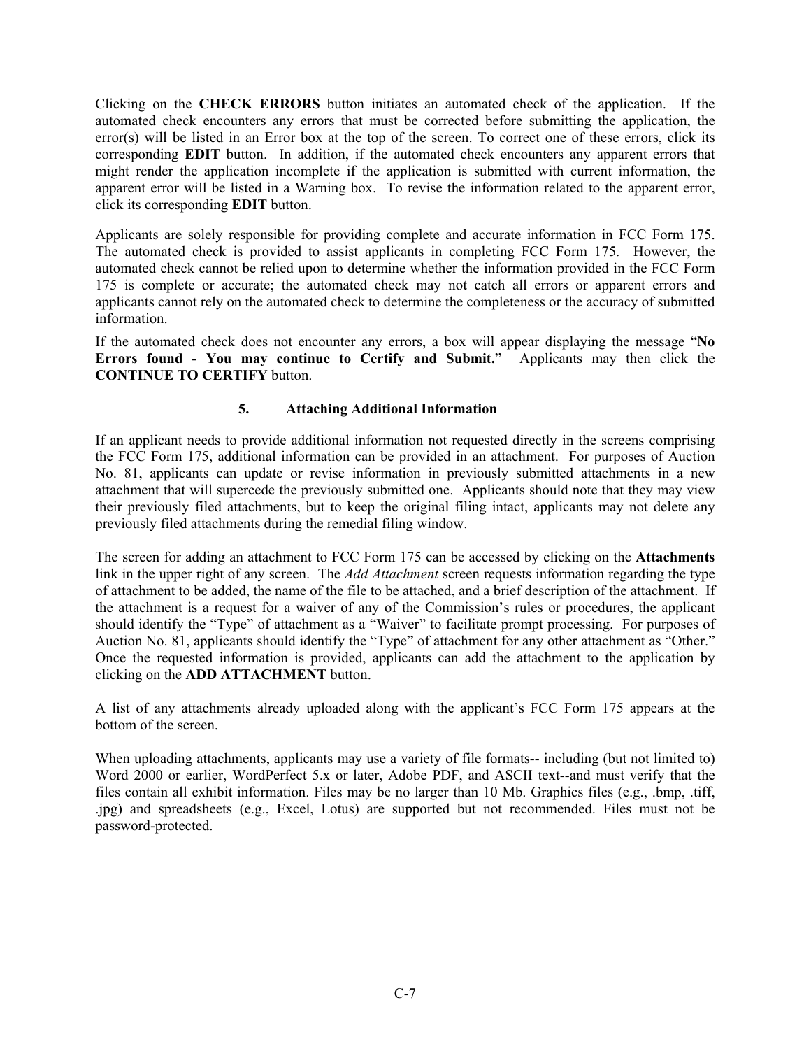Clicking on the **CHECK ERRORS** button initiates an automated check of the application. If the automated check encounters any errors that must be corrected before submitting the application, the error(s) will be listed in an Error box at the top of the screen. To correct one of these errors, click its corresponding **EDIT** button. In addition, if the automated check encounters any apparent errors that might render the application incomplete if the application is submitted with current information, the apparent error will be listed in a Warning box. To revise the information related to the apparent error, click its corresponding **EDIT** button.

Applicants are solely responsible for providing complete and accurate information in FCC Form 175. The automated check is provided to assist applicants in completing FCC Form 175. However, the automated check cannot be relied upon to determine whether the information provided in the FCC Form 175 is complete or accurate; the automated check may not catch all errors or apparent errors and applicants cannot rely on the automated check to determine the completeness or the accuracy of submitted information.

If the automated check does not encounter any errors, a box will appear displaying the message "**No Errors found - You may continue to Certify and Submit.**" Applicants may then click the **CONTINUE TO CERTIFY** button.

### 5. Attaching Additional Information

If an applicant needs to provide additional information not requested directly in the screens comprising the FCC Form 175, additional information can be provided in an attachment. For purposes of Auction No. 81, applicants can update or revise information in previously submitted attachments in a new attachment that will supercede the previously submitted one. Applicants should note that they may view their previously filed attachments, but to keep the original filing intact, applicants may not delete any previously filed attachments during the remedial filing window.

The screen for adding an attachment to FCC Form 175 can be accessed by clicking on the **Attachments** link in the upper right of any screen. The *Add Attachment* screen requests information regarding the type of attachment to be added, the name of the file to be attached, and a brief description of the attachment. If the attachment is a request for a waiver of any of the Commission's rules or procedures, the applicant should identify the "Type" of attachment as a "Waiver" to facilitate prompt processing. For purposes of Auction No. 81, applicants should identify the "Type" of attachment for any other attachment as "Other." Once the requested information is provided, applicants can add the attachment to the application by clicking on the **ADD ATTACHMENT** button.

A list of any attachments already uploaded along with the applicant's FCC Form 175 appears at the bottom of the screen.

When uploading attachments, applicants may use a variety of file formats-- including (but not limited to) Word 2000 or earlier, WordPerfect 5.x or later, Adobe PDF, and ASCII text--and must verify that the files contain all exhibit information. Files may be no larger than 10 Mb. Graphics files (e.g., .bmp, .tiff, .jpg) and spreadsheets (e.g., Excel, Lotus) are supported but not recommended. Files must not be password-protected.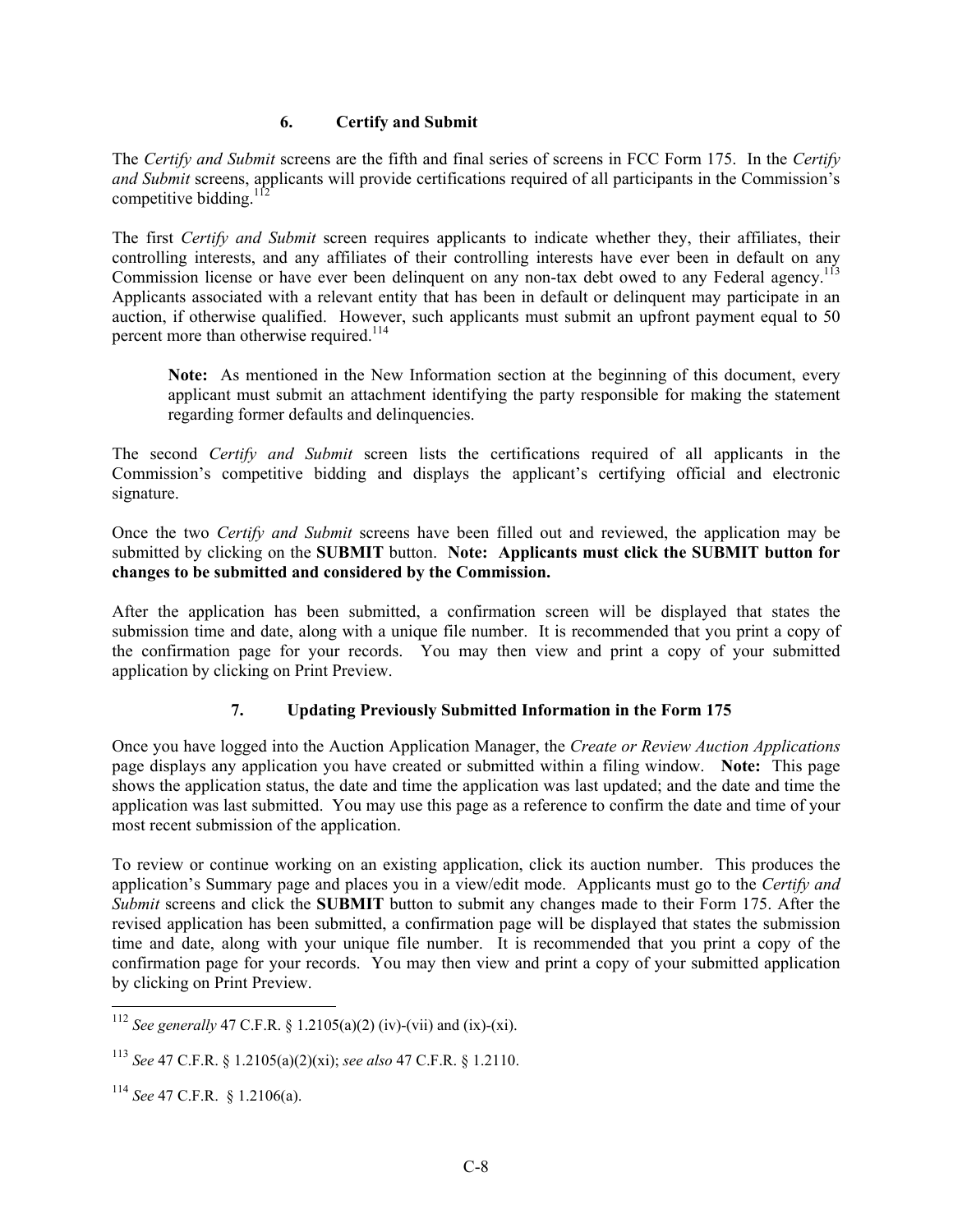### 6. Certify and Submit

The *Certify and Submit* screens are the fifth and final series of screens in FCC Form 175. In the *Certify and Submit* screens, applicants will provide certifications required of all participants in the Commission's competitive bidding.[112]

The first *Certify and Submit* screen requires applicants to indicate whether they, their affiliates, their controlling interests, and any affiliates of their controlling interests have ever been in default on any Commission license or have ever been delinquent on any non-tax debt owed to any Federal agency.[113] Applicants associated with a relevant entity that has been in default or delinquent may participate in an auction, if otherwise qualified. However, such applicants must submit an upfront payment equal to 50 percent more than otherwise required.[114]

> **Note:** As mentioned in the New Information section at the beginning of this document, every applicant must submit an attachment identifying the party responsible for making the statement regarding former defaults and delinquencies.

The second *Certify and Submit* screen lists the certifications required of all applicants in the Commission's competitive bidding and displays the applicant's certifying official and electronic signature.

Once the two *Certify and Submit* screens have been filled out and reviewed, the application may be submitted by clicking on the **SUBMIT** button. **Note: Applicants must click the SUBMIT button for changes to be submitted and considered by the Commission.**

After the application has been submitted, a confirmation screen will be displayed that states the submission time and date, along with a unique file number. It is recommended that you print a copy of the confirmation page for your records. You may then view and print a copy of your submitted application by clicking on Print Preview.

### 7. Updating Previously Submitted Information in the Form 175

Once you have logged into the Auction Application Manager, the *Create or Review Auction Applications* page displays any application you have created or submitted within a filing window. **Note:** This page shows the application status, the date and time the application was last updated; and the date and time the application was last submitted. You may use this page as a reference to confirm the date and time of your most recent submission of the application.

To review or continue working on an existing application, click its auction number. This produces the application's Summary page and places you in a view/edit mode. Applicants must go to the *Certify and Submit* screens and click the **SUBMIT** button to submit any changes made to their Form 175. After the revised application has been submitted, a confirmation page will be displayed that states the submission time and date, along with your unique file number. It is recommended that you print a copy of the confirmation page for your records. You may then view and print a copy of your submitted application by clicking on Print Preview.

---

[112] *See generally* 47 C.F.R. § 1.2105(a)(2) (iv)-(vii) and (ix)-(xi).

[113] *See* 47 C.F.R. § 1.2105(a)(2)(xi); *see also* 47 C.F.R. § 1.2110.

[114] *See* 47 C.F.R. § 1.2106(a).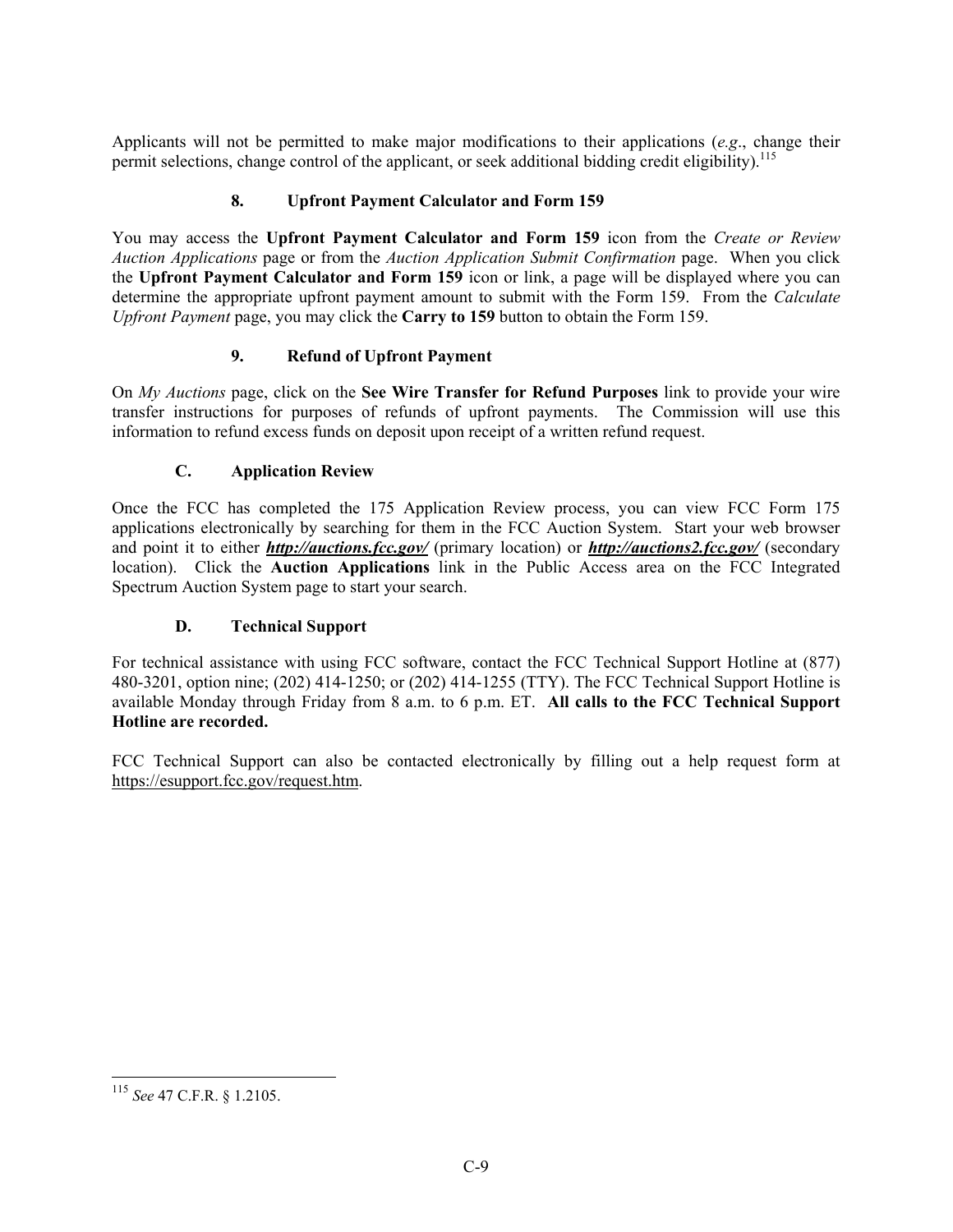Applicants will not be permitted to make major modifications to their applications (*e.g.*, change their permit selections, change control of the applicant, or seek additional bidding credit eligibility).[115]

### 8. Upfront Payment Calculator and Form 159

You may access the **Upfront Payment Calculator and Form 159** icon from the *Create or Review Auction Applications* page or from the *Auction Application Submit Confirmation* page. When you click the **Upfront Payment Calculator and Form 159** icon or link, a page will be displayed where you can determine the appropriate upfront payment amount to submit with the Form 159. From the *Calculate Upfront Payment* page, you may click the **Carry to 159** button to obtain the Form 159.

### 9. Refund of Upfront Payment

On *My Auctions* page, click on the **See Wire Transfer for Refund Purposes** link to provide your wire transfer instructions for purposes of refunds of upfront payments. The Commission will use this information to refund excess funds on deposit upon receipt of a written refund request.

## C. Application Review

Once the FCC has completed the 175 Application Review process, you can view FCC Form 175 applications electronically by searching for them in the FCC Auction System. Start your web browser and point it to either ***http://auctions.fcc.gov/*** (primary location) or ***http://auctions2.fcc.gov/*** (secondary location). Click the **Auction Applications** link in the Public Access area on the FCC Integrated Spectrum Auction System page to start your search.

## D. Technical Support

For technical assistance with using FCC software, contact the FCC Technical Support Hotline at (877) 480-3201, option nine; (202) 414-1250; or (202) 414-1255 (TTY). The FCC Technical Support Hotline is available Monday through Friday from 8 a.m. to 6 p.m. ET. **All calls to the FCC Technical Support Hotline are recorded.**

FCC Technical Support can also be contacted electronically by filling out a help request form at https://esupport.fcc.gov/request.htm.

---

[115] *See* 47 C.F.R. § 1.2105.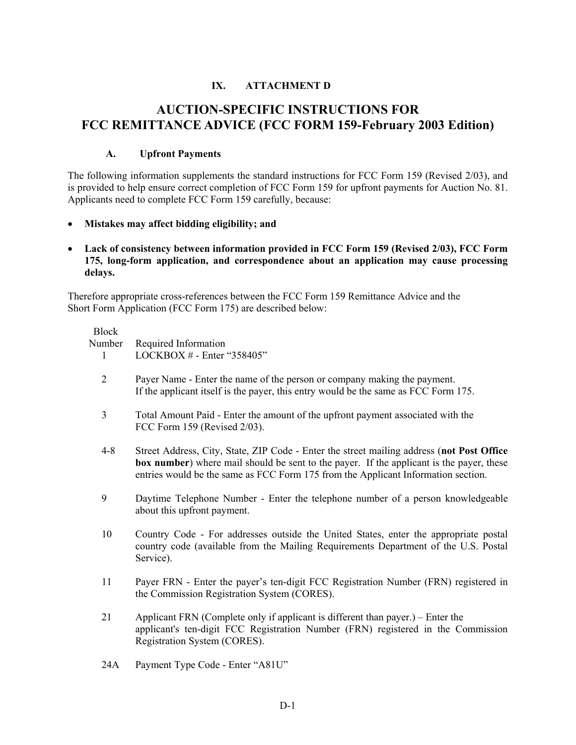## IX. ATTACHMENT D

# AUCTION-SPECIFIC INSTRUCTIONS FOR FCC REMITTANCE ADVICE (FCC FORM 159-February 2003 Edition)

### A. Upfront Payments

The following information supplements the standard instructions for FCC Form 159 (Revised 2/03), and is provided to help ensure correct completion of FCC Form 159 for upfront payments for Auction No. 81. Applicants need to complete FCC Form 159 carefully, because:

- **Mistakes may affect bidding eligibility; and**
- **Lack of consistency between information provided in FCC Form 159 (Revised 2/03), FCC Form 175, long-form application, and correspondence about an application may cause processing delays.**

Therefore appropriate cross-references between the FCC Form 159 Remittance Advice and the Short Form Application (FCC Form 175) are described below:

| Block Number | Required Information |
|---|---|
| 1 | LOCKBOX # - Enter "358405" |
| 2 | Payer Name - Enter the name of the person or company making the payment. If the applicant itself is the payer, this entry would be the same as FCC Form 175. |
| 3 | Total Amount Paid - Enter the amount of the upfront payment associated with the FCC Form 159 (Revised 2/03). |
| 4-8 | Street Address, City, State, ZIP Code - Enter the street mailing address (**not Post Office box number**) where mail should be sent to the payer. If the applicant is the payer, these entries would be the same as FCC Form 175 from the Applicant Information section. |
| 9 | Daytime Telephone Number - Enter the telephone number of a person knowledgeable about this upfront payment. |
| 10 | Country Code - For addresses outside the United States, enter the appropriate postal country code (available from the Mailing Requirements Department of the U.S. Postal Service). |
| 11 | Payer FRN - Enter the payer's ten-digit FCC Registration Number (FRN) registered in the Commission Registration System (CORES). |
| 21 | Applicant FRN (Complete only if applicant is different than payer.) – Enter the applicant's ten-digit FCC Registration Number (FRN) registered in the Commission Registration System (CORES). |
| 24A | Payment Type Code - Enter "A81U" |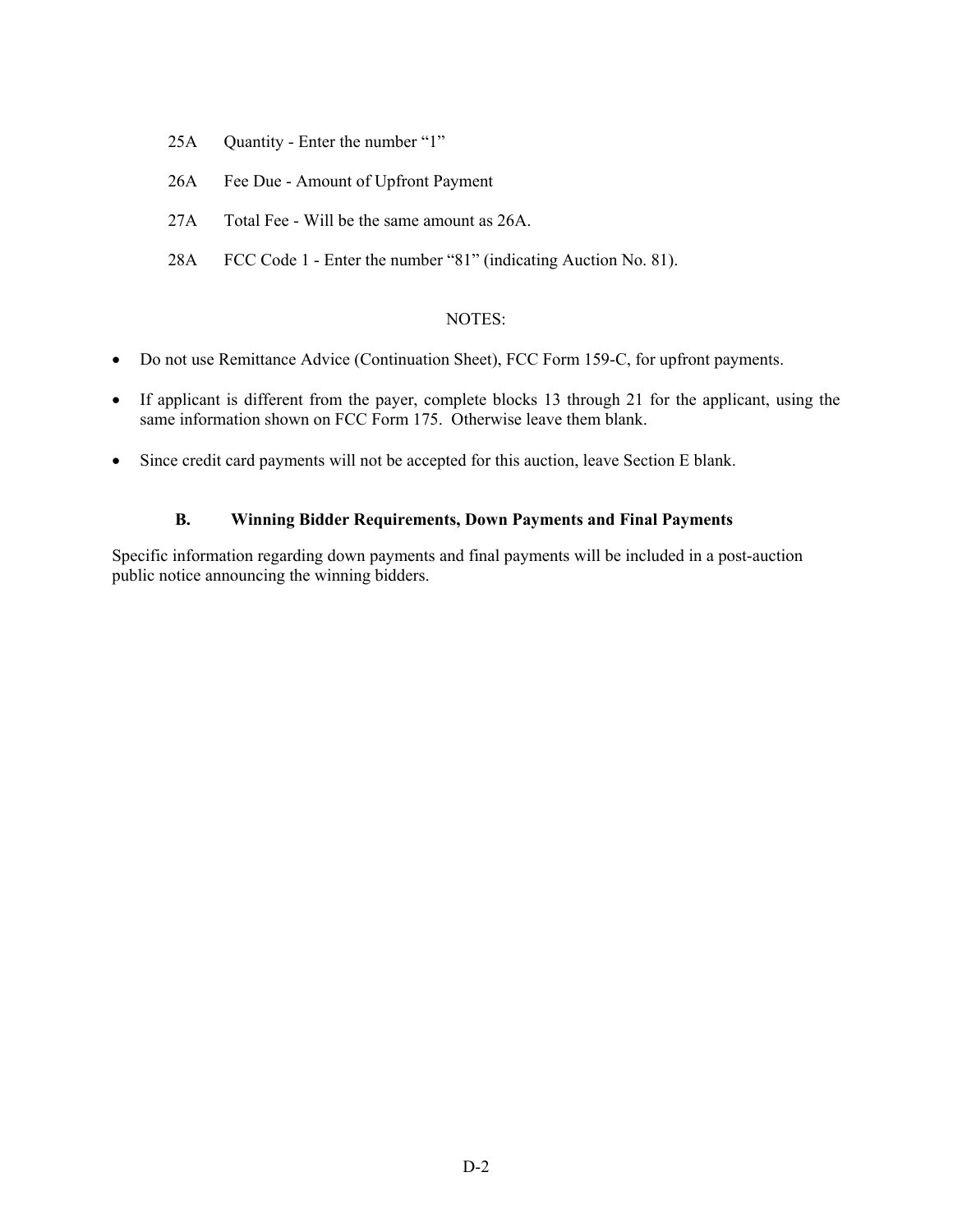25A Quantity - Enter the number “1”

26A Fee Due - Amount of Upfront Payment

27A Total Fee - Will be the same amount as 26A.

28A FCC Code 1 - Enter the number “81” (indicating Auction No. 81).

NOTES:

- Do not use Remittance Advice (Continuation Sheet), FCC Form 159-C, for upfront payments.
- If applicant is different from the payer, complete blocks 13 through 21 for the applicant, using the same information shown on FCC Form 175. Otherwise leave them blank.
- Since credit card payments will not be accepted for this auction, leave Section E blank.

### B. Winning Bidder Requirements, Down Payments and Final Payments

Specific information regarding down payments and final payments will be included in a post-auction public notice announcing the winning bidders.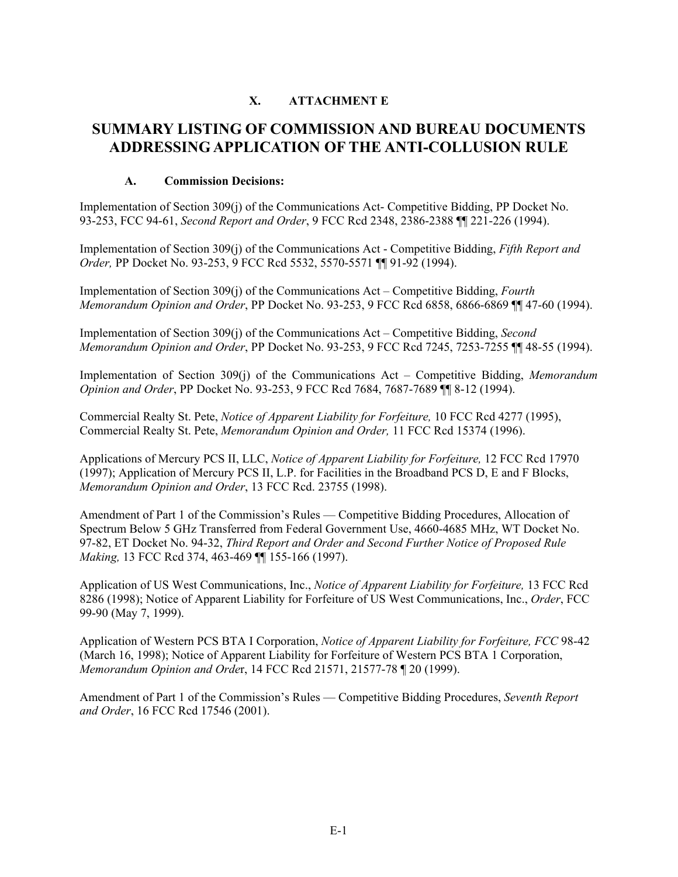## X. ATTACHMENT E

# SUMMARY LISTING OF COMMISSION AND BUREAU DOCUMENTS ADDRESSING APPLICATION OF THE ANTI-COLLUSION RULE

### A. Commission Decisions:

Implementation of Section 309(j) of the Communications Act- Competitive Bidding, PP Docket No. 93-253, FCC 94-61, *Second Report and Order*, 9 FCC Rcd 2348, 2386-2388 ¶¶ 221-226 (1994).

Implementation of Section 309(j) of the Communications Act - Competitive Bidding, *Fifth Report and Order,* PP Docket No. 93-253, 9 FCC Rcd 5532, 5570-5571 ¶¶ 91-92 (1994).

Implementation of Section 309(j) of the Communications Act – Competitive Bidding, *Fourth Memorandum Opinion and Order*, PP Docket No. 93-253, 9 FCC Rcd 6858, 6866-6869 ¶¶ 47-60 (1994).

Implementation of Section 309(j) of the Communications Act – Competitive Bidding, *Second Memorandum Opinion and Order*, PP Docket No. 93-253, 9 FCC Rcd 7245, 7253-7255 ¶¶ 48-55 (1994).

Implementation of Section 309(j) of the Communications Act – Competitive Bidding, *Memorandum Opinion and Order*, PP Docket No. 93-253, 9 FCC Rcd 7684, 7687-7689 ¶¶ 8-12 (1994).

Commercial Realty St. Pete, *Notice of Apparent Liability for Forfeiture,* 10 FCC Rcd 4277 (1995), Commercial Realty St. Pete, *Memorandum Opinion and Order,* 11 FCC Rcd 15374 (1996).

Applications of Mercury PCS II, LLC, *Notice of Apparent Liability for Forfeiture,* 12 FCC Rcd 17970 (1997); Application of Mercury PCS II, L.P. for Facilities in the Broadband PCS D, E and F Blocks, *Memorandum Opinion and Order*, 13 FCC Rcd. 23755 (1998).

Amendment of Part 1 of the Commission's Rules — Competitive Bidding Procedures, Allocation of Spectrum Below 5 GHz Transferred from Federal Government Use, 4660-4685 MHz, WT Docket No. 97-82, ET Docket No. 94-32, *Third Report and Order and Second Further Notice of Proposed Rule Making,* 13 FCC Rcd 374, 463-469 ¶¶ 155-166 (1997).

Application of US West Communications, Inc., *Notice of Apparent Liability for Forfeiture,* 13 FCC Rcd 8286 (1998); Notice of Apparent Liability for Forfeiture of US West Communications, Inc., *Order*, FCC 99-90 (May 7, 1999).

Application of Western PCS BTA I Corporation, *Notice of Apparent Liability for Forfeiture, FCC* 98-42 (March 16, 1998); Notice of Apparent Liability for Forfeiture of Western PCS BTA 1 Corporation, *Memorandum Opinion and Order*, 14 FCC Rcd 21571, 21577-78 ¶ 20 (1999).

Amendment of Part 1 of the Commission's Rules — Competitive Bidding Procedures, *Seventh Report and Order*, 16 FCC Rcd 17546 (2001).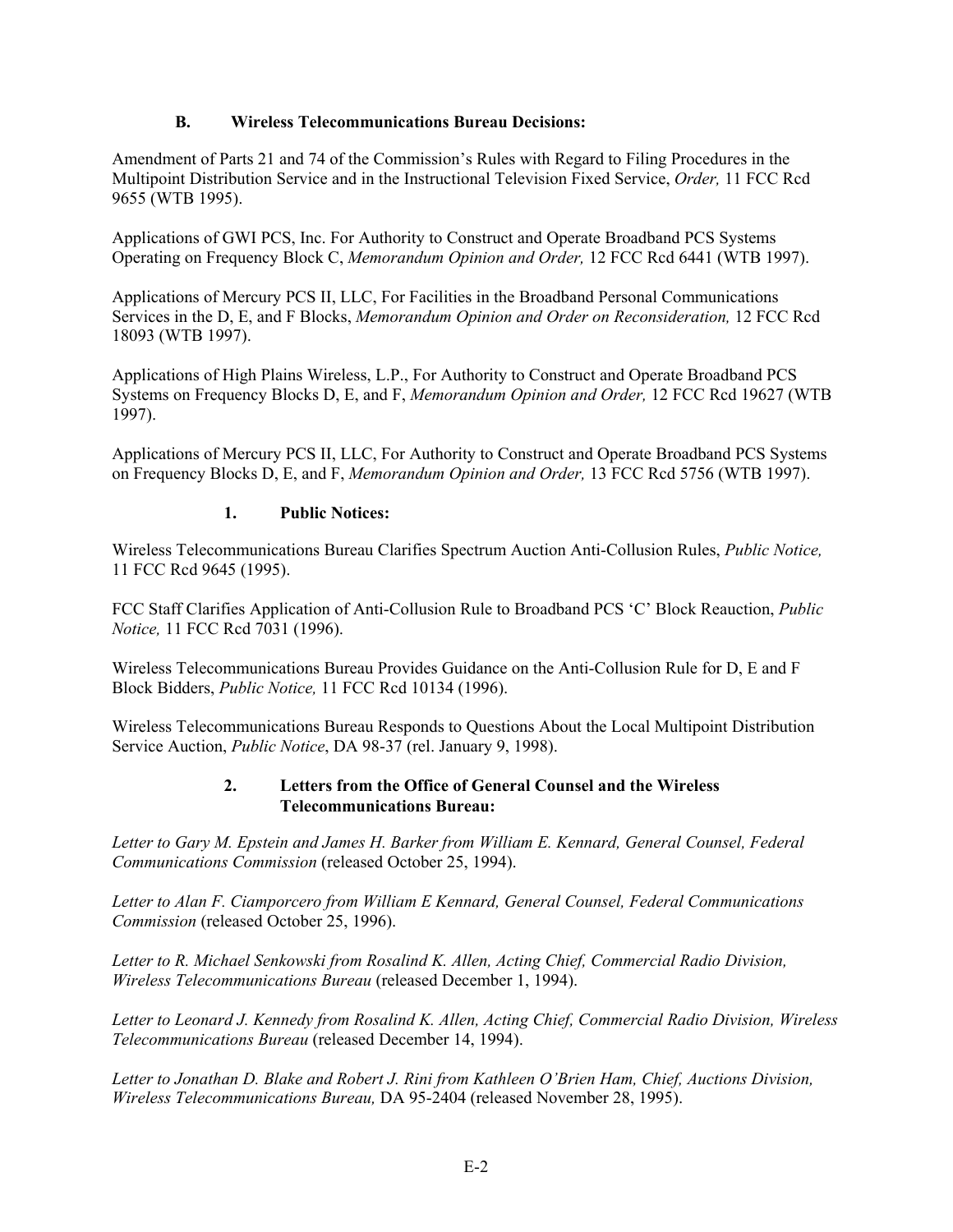### B. Wireless Telecommunications Bureau Decisions:

Amendment of Parts 21 and 74 of the Commission's Rules with Regard to Filing Procedures in the Multipoint Distribution Service and in the Instructional Television Fixed Service, *Order,* 11 FCC Rcd 9655 (WTB 1995).

Applications of GWI PCS, Inc. For Authority to Construct and Operate Broadband PCS Systems Operating on Frequency Block C, *Memorandum Opinion and Order,* 12 FCC Rcd 6441 (WTB 1997).

Applications of Mercury PCS II, LLC, For Facilities in the Broadband Personal Communications Services in the D, E, and F Blocks, *Memorandum Opinion and Order on Reconsideration,* 12 FCC Rcd 18093 (WTB 1997).

Applications of High Plains Wireless, L.P., For Authority to Construct and Operate Broadband PCS Systems on Frequency Blocks D, E, and F, *Memorandum Opinion and Order,* 12 FCC Rcd 19627 (WTB 1997).

Applications of Mercury PCS II, LLC, For Authority to Construct and Operate Broadband PCS Systems on Frequency Blocks D, E, and F, *Memorandum Opinion and Order,* 13 FCC Rcd 5756 (WTB 1997).

#### 1. Public Notices:

Wireless Telecommunications Bureau Clarifies Spectrum Auction Anti-Collusion Rules, *Public Notice,* 11 FCC Rcd 9645 (1995).

FCC Staff Clarifies Application of Anti-Collusion Rule to Broadband PCS 'C' Block Reauction, *Public Notice,* 11 FCC Rcd 7031 (1996).

Wireless Telecommunications Bureau Provides Guidance on the Anti-Collusion Rule for D, E and F Block Bidders, *Public Notice,* 11 FCC Rcd 10134 (1996).

Wireless Telecommunications Bureau Responds to Questions About the Local Multipoint Distribution Service Auction, *Public Notice*, DA 98-37 (rel. January 9, 1998).

#### 2. Letters from the Office of General Counsel and the Wireless Telecommunications Bureau:

*Letter to Gary M. Epstein and James H. Barker from William E. Kennard, General Counsel, Federal Communications Commission* (released October 25, 1994).

*Letter to Alan F. Ciamporcero from William E Kennard, General Counsel, Federal Communications Commission* (released October 25, 1996).

*Letter to R. Michael Senkowski from Rosalind K. Allen, Acting Chief, Commercial Radio Division, Wireless Telecommunications Bureau* (released December 1, 1994).

*Letter to Leonard J. Kennedy from Rosalind K. Allen, Acting Chief, Commercial Radio Division, Wireless Telecommunications Bureau* (released December 14, 1994).

*Letter to Jonathan D. Blake and Robert J. Rini from Kathleen O'Brien Ham, Chief, Auctions Division, Wireless Telecommunications Bureau,* DA 95-2404 (released November 28, 1995).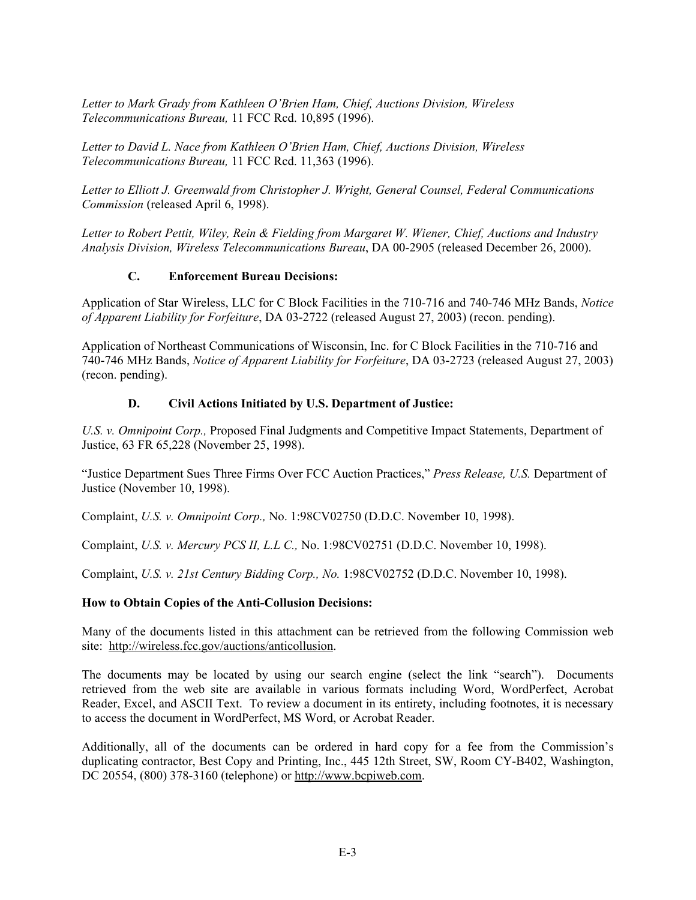*Letter to Mark Grady from Kathleen O'Brien Ham, Chief, Auctions Division, Wireless Telecommunications Bureau,* 11 FCC Rcd. 10,895 (1996).

*Letter to David L. Nace from Kathleen O'Brien Ham, Chief, Auctions Division, Wireless Telecommunications Bureau,* 11 FCC Rcd. 11,363 (1996).

*Letter to Elliott J. Greenwald from Christopher J. Wright, General Counsel, Federal Communications Commission* (released April 6, 1998).

*Letter to Robert Pettit, Wiley, Rein & Fielding from Margaret W. Wiener, Chief, Auctions and Industry Analysis Division, Wireless Telecommunications Bureau*, DA 00-2905 (released December 26, 2000).

### C. Enforcement Bureau Decisions:

Application of Star Wireless, LLC for C Block Facilities in the 710-716 and 740-746 MHz Bands, *Notice of Apparent Liability for Forfeiture*, DA 03-2722 (released August 27, 2003) (recon. pending).

Application of Northeast Communications of Wisconsin, Inc. for C Block Facilities in the 710-716 and 740-746 MHz Bands, *Notice of Apparent Liability for Forfeiture*, DA 03-2723 (released August 27, 2003) (recon. pending).

### D. Civil Actions Initiated by U.S. Department of Justice:

*U.S. v. Omnipoint Corp.,* Proposed Final Judgments and Competitive Impact Statements, Department of Justice, 63 FR 65,228 (November 25, 1998).

"Justice Department Sues Three Firms Over FCC Auction Practices," *Press Release, U.S.* Department of Justice (November 10, 1998).

Complaint, *U.S. v. Omnipoint Corp.,* No. 1:98CV02750 (D.D.C. November 10, 1998).

Complaint, *U.S. v. Mercury PCS II, L.L C.,* No. 1:98CV02751 (D.D.C. November 10, 1998).

Complaint, *U.S. v. 21st Century Bidding Corp., No.* 1:98CV02752 (D.D.C. November 10, 1998).

**How to Obtain Copies of the Anti-Collusion Decisions:**

Many of the documents listed in this attachment can be retrieved from the following Commission web site: http://wireless.fcc.gov/auctions/anticollusion.

The documents may be located by using our search engine (select the link "search"). Documents retrieved from the web site are available in various formats including Word, WordPerfect, Acrobat Reader, Excel, and ASCII Text. To review a document in its entirety, including footnotes, it is necessary to access the document in WordPerfect, MS Word, or Acrobat Reader.

Additionally, all of the documents can be ordered in hard copy for a fee from the Commission's duplicating contractor, Best Copy and Printing, Inc., 445 12th Street, SW, Room CY-B402, Washington, DC 20554, (800) 378-3160 (telephone) or http://www.bcpiweb.com.